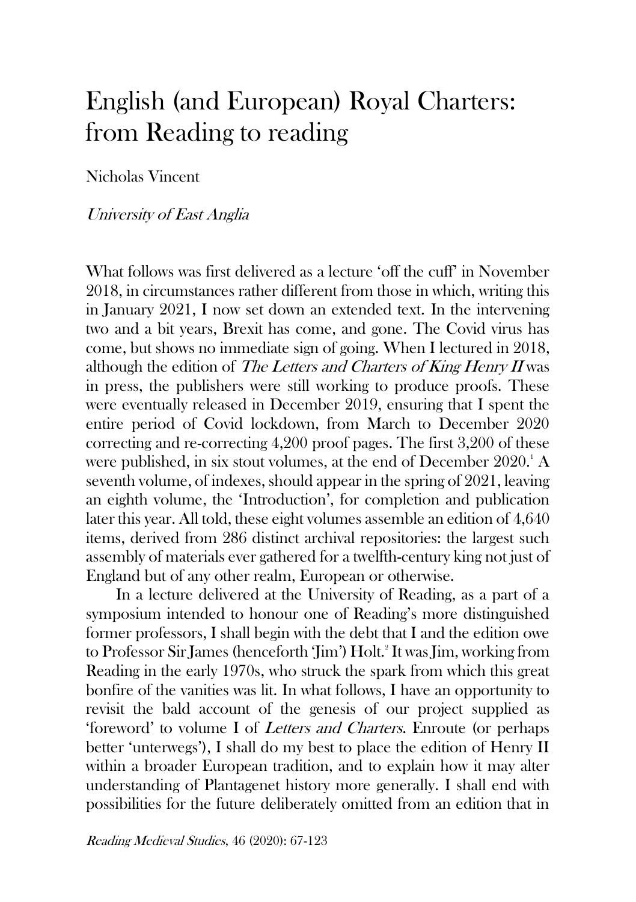# English (and European) Royal Charters: from Reading to reading

Nicholas Vincent

*University of East Anglia*

What follows was first delivered as a lecture 'off the cuff' in November 2018, in circumstances rather different from those in which, writing this in January 2021, I now set down an extended text. In the intervening two and a bit years, Brexit has come, and gone. The Covid virus has come, but shows no immediate sign of going. When I lectured in 2018, although the edition of *The Letters and Charters of King Henry II* was in press, the publishers were still working to produce proofs. These were eventually released in December 2019, ensuring that I spent the entire period of Covid lockdown, from March to December 2020 correcting and re-correcting 4,200 proof pages. The first 3,200 of these were published, in six stout volumes, at the end of December 2020.[1] A seventh volume, of indexes, should appear in the spring of 2021, leaving an eighth volume, the 'Introduction', for completion and publication later this year. All told, these eight volumes assemble an edition of 4,640 items, derived from 286 distinct archival repositories: the largest such assembly of materials ever gathered for a twelfth-century king not just of England but of any other realm, European or otherwise.

In a lecture delivered at the University of Reading, as a part of a symposium intended to honour one of Reading's more distinguished former professors, I shall begin with the debt that I and the edition owe to Professor Sir James (henceforth 'Jim') Holt.[2] It was Jim, working from Reading in the early 1970s, who struck the spark from which this great bonfire of the vanities was lit. In what follows, I have an opportunity to revisit the bald account of the genesis of our project supplied as 'foreword' to volume I of *Letters and Charters*. Enroute (or perhaps better 'unterwegs'), I shall do my best to place the edition of Henry II within a broader European tradition, and to explain how it may alter understanding of Plantagenet history more generally. I shall end with possibilities for the future deliberately omitted from an edition that in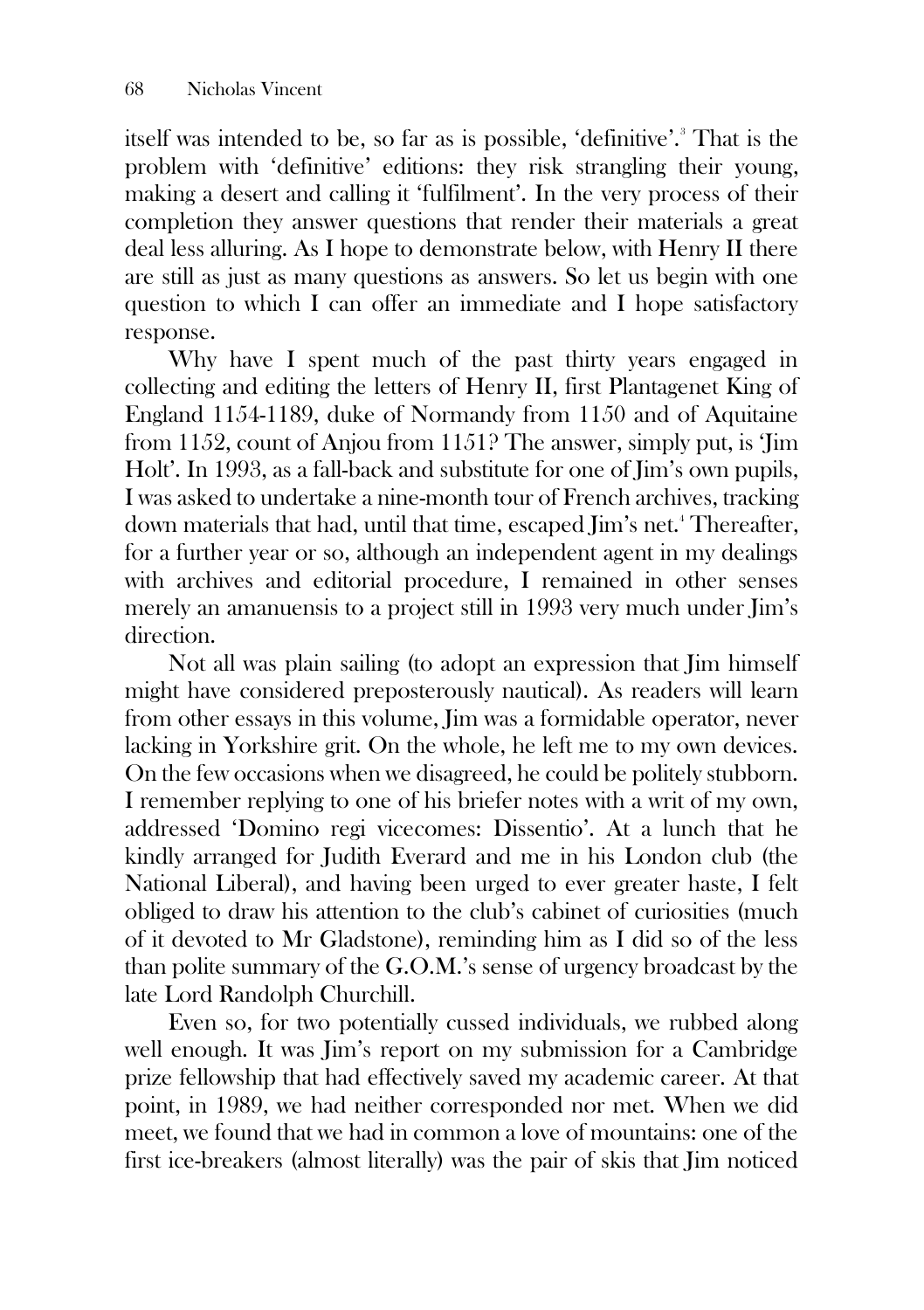itself was intended to be, so far as is possible, 'definitive'.[3] That is the problem with 'definitive' editions: they risk strangling their young, making a desert and calling it 'fulfilment'. In the very process of their completion they answer questions that render their materials a great deal less alluring. As I hope to demonstrate below, with Henry II there are still as just as many questions as answers. So let us begin with one question to which I can offer an immediate and I hope satisfactory response.

Why have I spent much of the past thirty years engaged in collecting and editing the letters of Henry II, first Plantagenet King of England 1154-1189, duke of Normandy from 1150 and of Aquitaine from 1152, count of Anjou from 1151? The answer, simply put, is 'Jim Holt'. In 1993, as a fall-back and substitute for one of Jim's own pupils, I was asked to undertake a nine-month tour of French archives, tracking down materials that had, until that time, escaped Jim's net.[4] Thereafter, for a further year or so, although an independent agent in my dealings with archives and editorial procedure, I remained in other senses merely an amanuensis to a project still in 1993 very much under Jim's direction.

Not all was plain sailing (to adopt an expression that Jim himself might have considered preposterously nautical). As readers will learn from other essays in this volume, Jim was a formidable operator, never lacking in Yorkshire grit. On the whole, he left me to my own devices. On the few occasions when we disagreed, he could be politely stubborn. I remember replying to one of his briefer notes with a writ of my own, addressed 'Domino regi vicecomes: Dissentio'. At a lunch that he kindly arranged for Judith Everard and me in his London club (the National Liberal), and having been urged to ever greater haste, I felt obliged to draw his attention to the club's cabinet of curiosities (much of it devoted to Mr Gladstone), reminding him as I did so of the less than polite summary of the G.O.M.'s sense of urgency broadcast by the late Lord Randolph Churchill.

Even so, for two potentially cussed individuals, we rubbed along well enough. It was Jim's report on my submission for a Cambridge prize fellowship that had effectively saved my academic career. At that point, in 1989, we had neither corresponded nor met. When we did meet, we found that we had in common a love of mountains: one of the first ice-breakers (almost literally) was the pair of skis that Jim noticed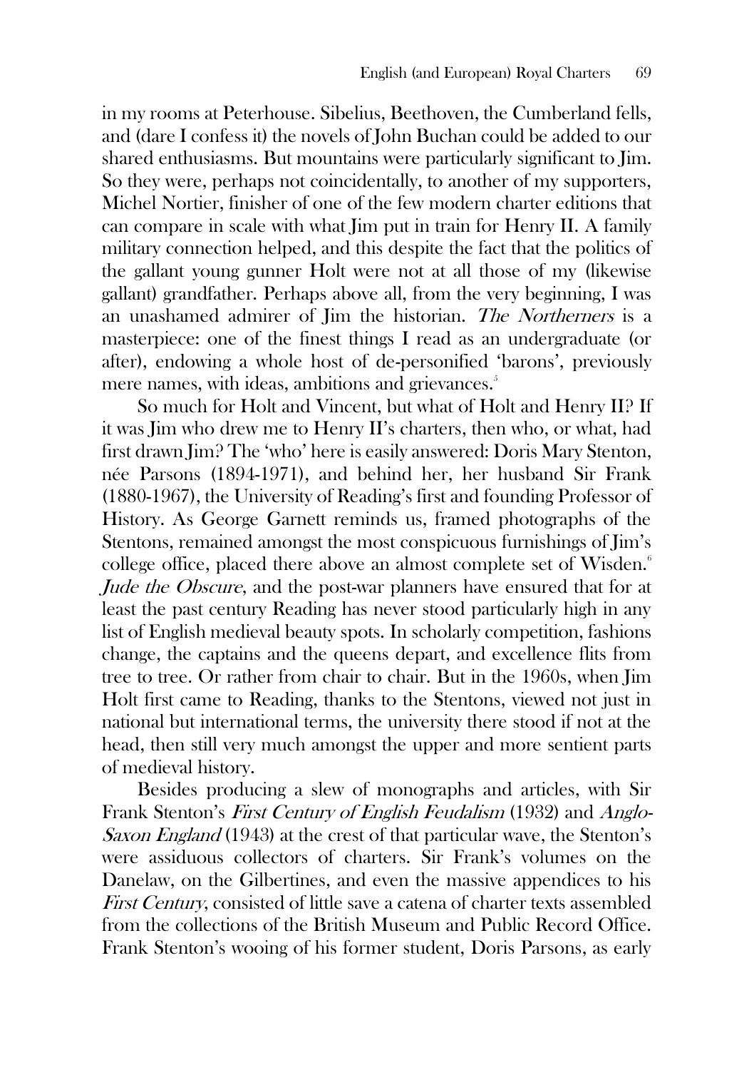in my rooms at Peterhouse. Sibelius, Beethoven, the Cumberland fells, and (dare I confess it) the novels of John Buchan could be added to our shared enthusiasms. But mountains were particularly significant to Jim. So they were, perhaps not coincidentally, to another of my supporters, Michel Nortier, finisher of one of the few modern charter editions that can compare in scale with what Jim put in train for Henry II. A family military connection helped, and this despite the fact that the politics of the gallant young gunner Holt were not at all those of my (likewise gallant) grandfather. Perhaps above all, from the very beginning, I was an unashamed admirer of Jim the historian. *The Northerners* is a masterpiece: one of the finest things I read as an undergraduate (or after), endowing a whole host of de-personified 'barons', previously mere names, with ideas, ambitions and grievances.[5]

So much for Holt and Vincent, but what of Holt and Henry II? If it was Jim who drew me to Henry II's charters, then who, or what, had first drawn Jim? The 'who' here is easily answered: Doris Mary Stenton, née Parsons (1894-1971), and behind her, her husband Sir Frank (1880-1967), the University of Reading's first and founding Professor of History. As George Garnett reminds us, framed photographs of the Stentons, remained amongst the most conspicuous furnishings of Jim's college office, placed there above an almost complete set of Wisden.[6] *Jude the Obscure*, and the post-war planners have ensured that for at least the past century Reading has never stood particularly high in any list of English medieval beauty spots. In scholarly competition, fashions change, the captains and the queens depart, and excellence flits from tree to tree. Or rather from chair to chair. But in the 1960s, when Jim Holt first came to Reading, thanks to the Stentons, viewed not just in national but international terms, the university there stood if not at the head, then still very much amongst the upper and more sentient parts of medieval history.

Besides producing a slew of monographs and articles, with Sir Frank Stenton's *First Century of English Feudalism* (1932) and *Anglo-Saxon England* (1943) at the crest of that particular wave, the Stenton's were assiduous collectors of charters. Sir Frank's volumes on the Danelaw, on the Gilbertines, and even the massive appendices to his *First Century*, consisted of little save a catena of charter texts assembled from the collections of the British Museum and Public Record Office. Frank Stenton's wooing of his former student, Doris Parsons, as early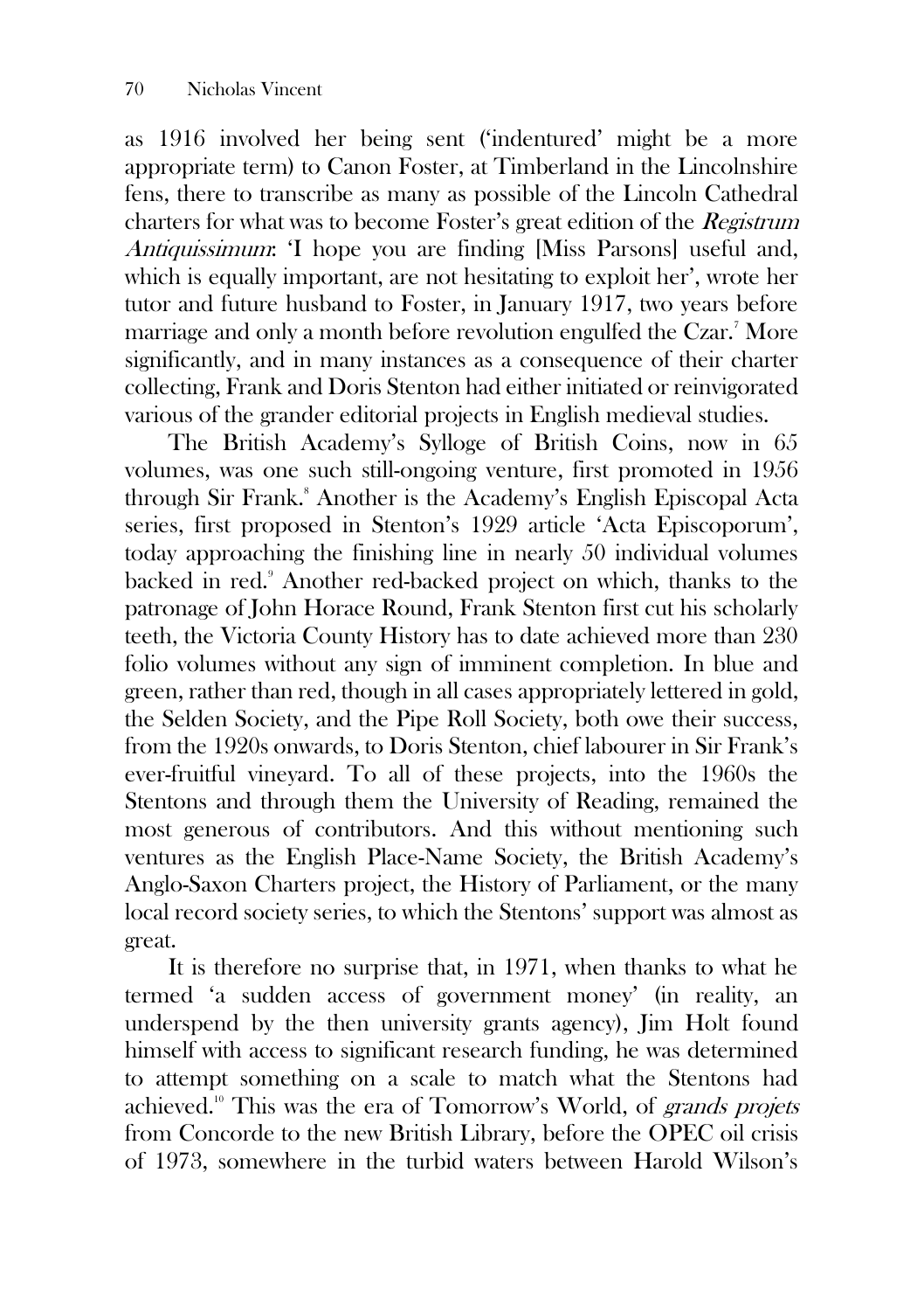as 1916 involved her being sent ('indentured' might be a more appropriate term) to Canon Foster, at Timberland in the Lincolnshire fens, there to transcribe as many as possible of the Lincoln Cathedral charters for what was to become Foster's great edition of the *Registrum Antiquissimum*: 'I hope you are finding [Miss Parsons] useful and, which is equally important, are not hesitating to exploit her', wrote her tutor and future husband to Foster, in January 1917, two years before marriage and only a month before revolution engulfed the Czar.[7] More significantly, and in many instances as a consequence of their charter collecting, Frank and Doris Stenton had either initiated or reinvigorated various of the grander editorial projects in English medieval studies.

The British Academy's Sylloge of British Coins, now in 65 volumes, was one such still-ongoing venture, first promoted in 1956 through Sir Frank.[8] Another is the Academy's English Episcopal Acta series, first proposed in Stenton's 1929 article 'Acta Episcoporum', today approaching the finishing line in nearly 50 individual volumes backed in red.[9] Another red-backed project on which, thanks to the patronage of John Horace Round, Frank Stenton first cut his scholarly teeth, the Victoria County History has to date achieved more than 230 folio volumes without any sign of imminent completion. In blue and green, rather than red, though in all cases appropriately lettered in gold, the Selden Society, and the Pipe Roll Society, both owe their success, from the 1920s onwards, to Doris Stenton, chief labourer in Sir Frank's ever-fruitful vineyard. To all of these projects, into the 1960s the Stentons and through them the University of Reading, remained the most generous of contributors. And this without mentioning such ventures as the English Place-Name Society, the British Academy's Anglo-Saxon Charters project, the History of Parliament, or the many local record society series, to which the Stentons' support was almost as great.

It is therefore no surprise that, in 1971, when thanks to what he termed 'a sudden access of government money' (in reality, an underspend by the then university grants agency), Jim Holt found himself with access to significant research funding, he was determined to attempt something on a scale to match what the Stentons had achieved.[10] This was the era of Tomorrow's World, of *grands projets* from Concorde to the new British Library, before the OPEC oil crisis of 1973, somewhere in the turbid waters between Harold Wilson's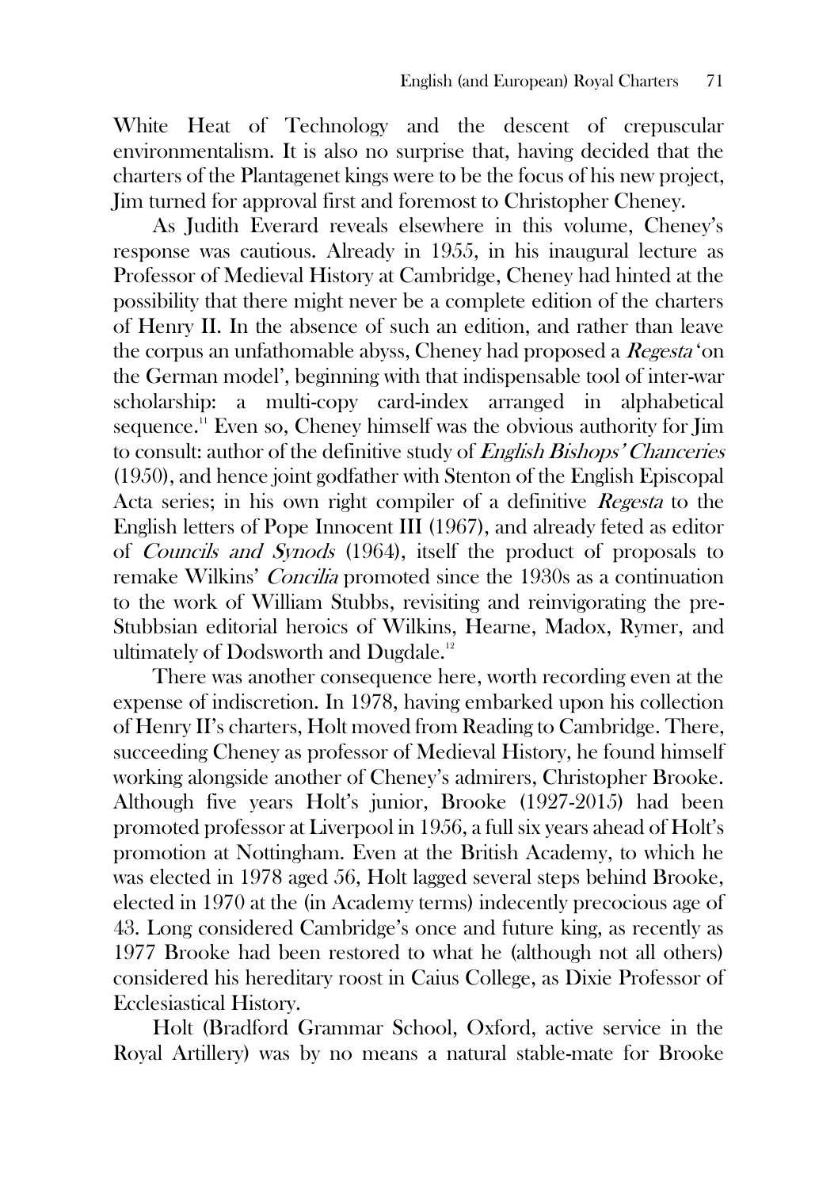White Heat of Technology and the descent of crepuscular environmentalism. It is also no surprise that, having decided that the charters of the Plantagenet kings were to be the focus of his new project, Jim turned for approval first and foremost to Christopher Cheney.

As Judith Everard reveals elsewhere in this volume, Cheney's response was cautious. Already in 1955, in his inaugural lecture as Professor of Medieval History at Cambridge, Cheney had hinted at the possibility that there might never be a complete edition of the charters of Henry II. In the absence of such an edition, and rather than leave the corpus an unfathomable abyss, Cheney had proposed a *Regesta* 'on the German model', beginning with that indispensable tool of inter-war scholarship: a multi-copy card-index arranged in alphabetical sequence.[11] Even so, Cheney himself was the obvious authority for Jim to consult: author of the definitive study of *English Bishops' Chanceries* (1950), and hence joint godfather with Stenton of the English Episcopal Acta series; in his own right compiler of a definitive *Regesta* to the English letters of Pope Innocent III (1967), and already feted as editor of *Councils and Synods* (1964), itself the product of proposals to remake Wilkins' *Concilia* promoted since the 1930s as a continuation to the work of William Stubbs, revisiting and reinvigorating the pre-Stubbsian editorial heroics of Wilkins, Hearne, Madox, Rymer, and ultimately of Dodsworth and Dugdale.[12]

There was another consequence here, worth recording even at the expense of indiscretion. In 1978, having embarked upon his collection of Henry II's charters, Holt moved from Reading to Cambridge. There, succeeding Cheney as professor of Medieval History, he found himself working alongside another of Cheney's admirers, Christopher Brooke. Although five years Holt's junior, Brooke (1927-2015) had been promoted professor at Liverpool in 1956, a full six years ahead of Holt's promotion at Nottingham. Even at the British Academy, to which he was elected in 1978 aged 56, Holt lagged several steps behind Brooke, elected in 1970 at the (in Academy terms) indecently precocious age of 43. Long considered Cambridge's once and future king, as recently as 1977 Brooke had been restored to what he (although not all others) considered his hereditary roost in Caius College, as Dixie Professor of Ecclesiastical History.

Holt (Bradford Grammar School, Oxford, active service in the Royal Artillery) was by no means a natural stable-mate for Brooke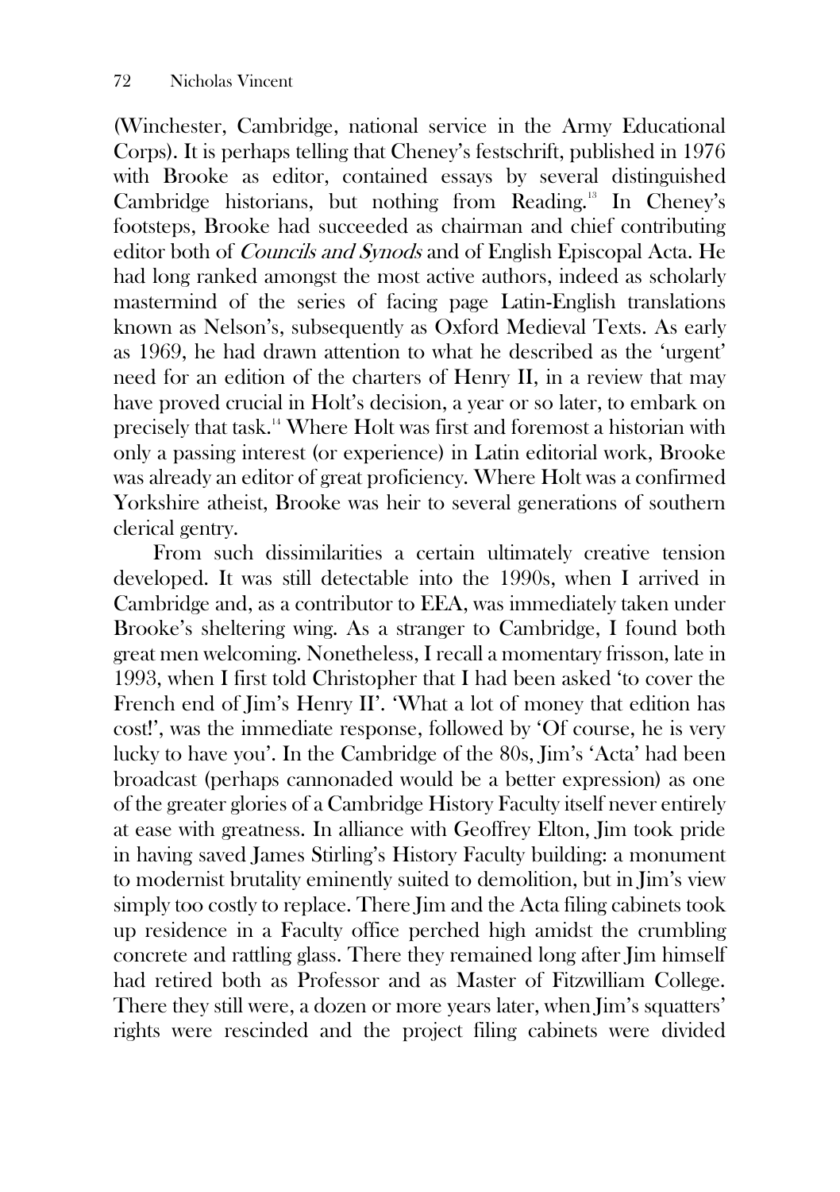(Winchester, Cambridge, national service in the Army Educational Corps). It is perhaps telling that Cheney's festschrift, published in 1976 with Brooke as editor, contained essays by several distinguished Cambridge historians, but nothing from Reading.[13] In Cheney's footsteps, Brooke had succeeded as chairman and chief contributing editor both of *Councils and Synods* and of English Episcopal Acta. He had long ranked amongst the most active authors, indeed as scholarly mastermind of the series of facing page Latin-English translations known as Nelson's, subsequently as Oxford Medieval Texts. As early as 1969, he had drawn attention to what he described as the 'urgent' need for an edition of the charters of Henry II, in a review that may have proved crucial in Holt's decision, a year or so later, to embark on precisely that task.[14] Where Holt was first and foremost a historian with only a passing interest (or experience) in Latin editorial work, Brooke was already an editor of great proficiency. Where Holt was a confirmed Yorkshire atheist, Brooke was heir to several generations of southern clerical gentry.

From such dissimilarities a certain ultimately creative tension developed. It was still detectable into the 1990s, when I arrived in Cambridge and, as a contributor to EEA, was immediately taken under Brooke's sheltering wing. As a stranger to Cambridge, I found both great men welcoming. Nonetheless, I recall a momentary frisson, late in 1993, when I first told Christopher that I had been asked 'to cover the French end of Jim's Henry II'. 'What a lot of money that edition has cost!', was the immediate response, followed by 'Of course, he is very lucky to have you'. In the Cambridge of the 80s, Jim's 'Acta' had been broadcast (perhaps cannonaded would be a better expression) as one of the greater glories of a Cambridge History Faculty itself never entirely at ease with greatness. In alliance with Geoffrey Elton, Jim took pride in having saved James Stirling's History Faculty building: a monument to modernist brutality eminently suited to demolition, but in Jim's view simply too costly to replace. There Jim and the Acta filing cabinets took up residence in a Faculty office perched high amidst the crumbling concrete and rattling glass. There they remained long after Jim himself had retired both as Professor and as Master of Fitzwilliam College. There they still were, a dozen or more years later, when Jim's squatters' rights were rescinded and the project filing cabinets were divided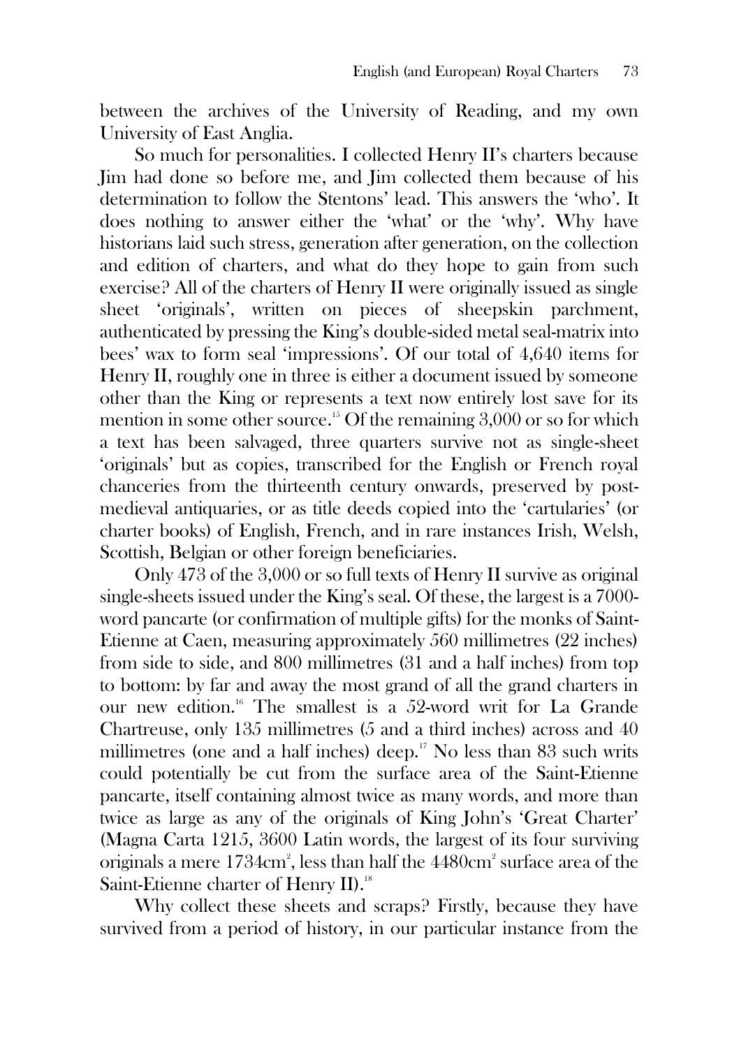between the archives of the University of Reading, and my own University of East Anglia.

So much for personalities. I collected Henry II's charters because Jim had done so before me, and Jim collected them because of his determination to follow the Stentons' lead. This answers the 'who'. It does nothing to answer either the 'what' or the 'why'. Why have historians laid such stress, generation after generation, on the collection and edition of charters, and what do they hope to gain from such exercise? All of the charters of Henry II were originally issued as single sheet 'originals', written on pieces of sheepskin parchment, authenticated by pressing the King's double-sided metal seal-matrix into bees' wax to form seal 'impressions'. Of our total of 4,640 items for Henry II, roughly one in three is either a document issued by someone other than the King or represents a text now entirely lost save for its mention in some other source.[15] Of the remaining 3,000 or so for which a text has been salvaged, three quarters survive not as single-sheet 'originals' but as copies, transcribed for the English or French royal chanceries from the thirteenth century onwards, preserved by post-medieval antiquaries, or as title deeds copied into the 'cartularies' (or charter books) of English, French, and in rare instances Irish, Welsh, Scottish, Belgian or other foreign beneficiaries.

Only 473 of the 3,000 or so full texts of Henry II survive as original single-sheets issued under the King's seal. Of these, the largest is a 7000-word pancarte (or confirmation of multiple gifts) for the monks of Saint-Etienne at Caen, measuring approximately 560 millimetres (22 inches) from side to side, and 800 millimetres (31 and a half inches) from top to bottom: by far and away the most grand of all the grand charters in our new edition.[16] The smallest is a 52-word writ for La Grande Chartreuse, only 135 millimetres (5 and a third inches) across and 40 millimetres (one and a half inches) deep.[17] No less than 83 such writs could potentially be cut from the surface area of the Saint-Etienne pancarte, itself containing almost twice as many words, and more than twice as large as any of the originals of King John's 'Great Charter' (Magna Carta 1215, 3600 Latin words, the largest of its four surviving originals a mere 1734cm$^2$, less than half the 4480cm$^2$ surface area of the Saint-Etienne charter of Henry II).[18]

Why collect these sheets and scraps? Firstly, because they have survived from a period of history, in our particular instance from the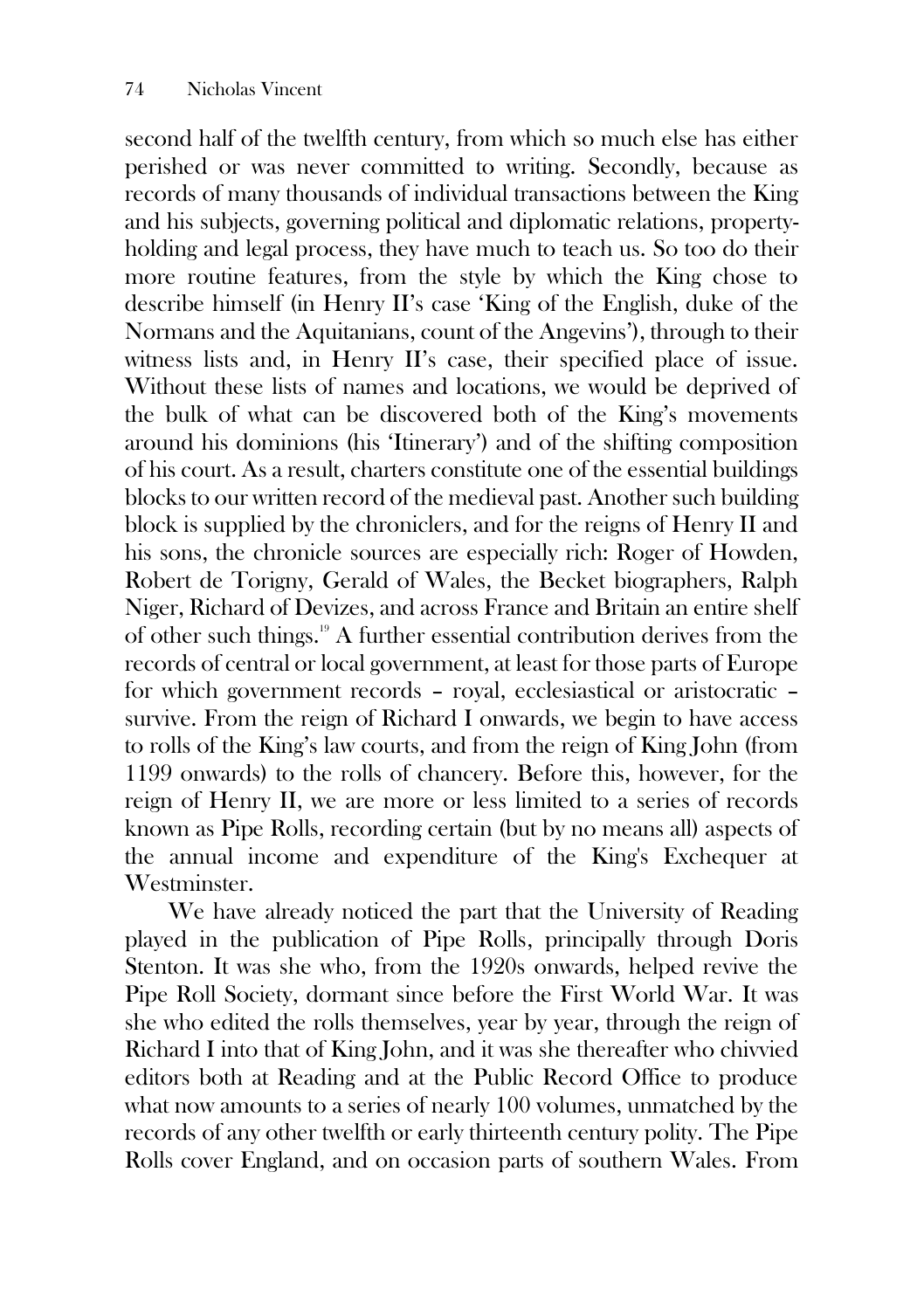second half of the twelfth century, from which so much else has either perished or was never committed to writing. Secondly, because as records of many thousands of individual transactions between the King and his subjects, governing political and diplomatic relations, property-holding and legal process, they have much to teach us. So too do their more routine features, from the style by which the King chose to describe himself (in Henry II's case 'King of the English, duke of the Normans and the Aquitanians, count of the Angevins'), through to their witness lists and, in Henry II's case, their specified place of issue. Without these lists of names and locations, we would be deprived of the bulk of what can be discovered both of the King's movements around his dominions (his 'Itinerary') and of the shifting composition of his court. As a result, charters constitute one of the essential buildings blocks to our written record of the medieval past. Another such building block is supplied by the chroniclers, and for the reigns of Henry II and his sons, the chronicle sources are especially rich: Roger of Howden, Robert de Torigny, Gerald of Wales, the Becket biographers, Ralph Niger, Richard of Devizes, and across France and Britain an entire shelf of other such things.[19] A further essential contribution derives from the records of central or local government, at least for those parts of Europe for which government records – royal, ecclesiastical or aristocratic – survive. From the reign of Richard I onwards, we begin to have access to rolls of the King's law courts, and from the reign of King John (from 1199 onwards) to the rolls of chancery. Before this, however, for the reign of Henry II, we are more or less limited to a series of records known as Pipe Rolls, recording certain (but by no means all) aspects of the annual income and expenditure of the King's Exchequer at Westminster.

We have already noticed the part that the University of Reading played in the publication of Pipe Rolls, principally through Doris Stenton. It was she who, from the 1920s onwards, helped revive the Pipe Roll Society, dormant since before the First World War. It was she who edited the rolls themselves, year by year, through the reign of Richard I into that of King John, and it was she thereafter who chivvied editors both at Reading and at the Public Record Office to produce what now amounts to a series of nearly 100 volumes, unmatched by the records of any other twelfth or early thirteenth century polity. The Pipe Rolls cover England, and on occasion parts of southern Wales. From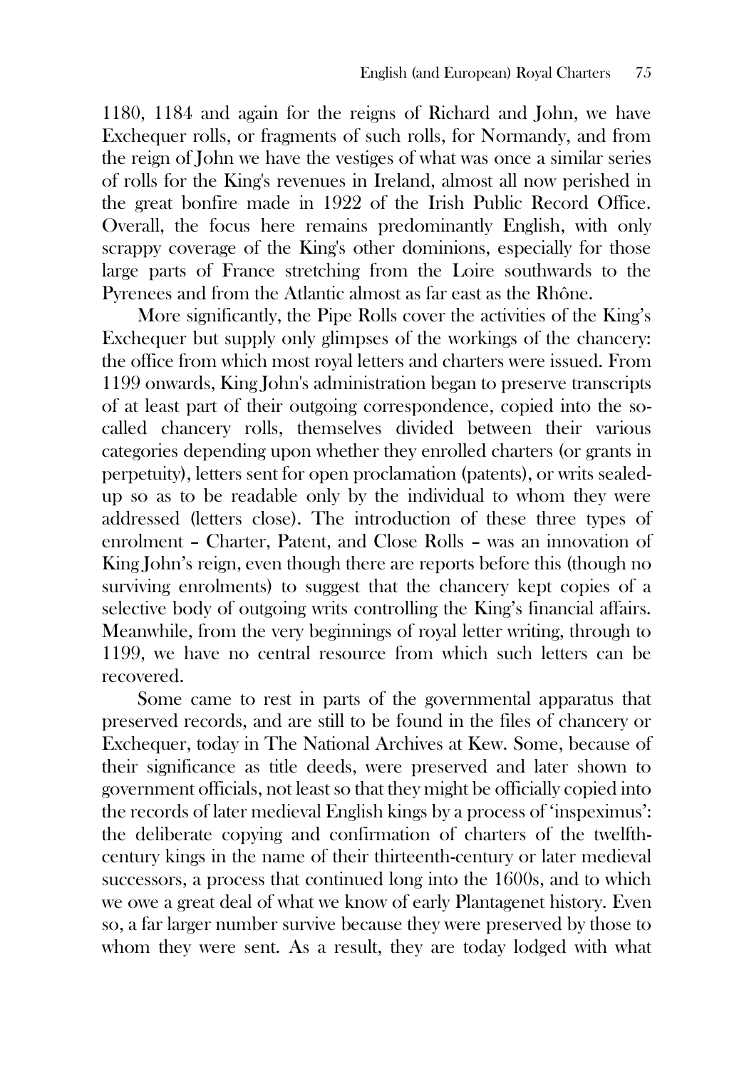1180, 1184 and again for the reigns of Richard and John, we have Exchequer rolls, or fragments of such rolls, for Normandy, and from the reign of John we have the vestiges of what was once a similar series of rolls for the King's revenues in Ireland, almost all now perished in the great bonfire made in 1922 of the Irish Public Record Office. Overall, the focus here remains predominantly English, with only scrappy coverage of the King's other dominions, especially for those large parts of France stretching from the Loire southwards to the Pyrenees and from the Atlantic almost as far east as the Rhône.

More significantly, the Pipe Rolls cover the activities of the King's Exchequer but supply only glimpses of the workings of the chancery: the office from which most royal letters and charters were issued. From 1199 onwards, King John's administration began to preserve transcripts of at least part of their outgoing correspondence, copied into the so-called chancery rolls, themselves divided between their various categories depending upon whether they enrolled charters (or grants in perpetuity), letters sent for open proclamation (patents), or writs sealed-up so as to be readable only by the individual to whom they were addressed (letters close). The introduction of these three types of enrolment – Charter, Patent, and Close Rolls – was an innovation of King John's reign, even though there are reports before this (though no surviving enrolments) to suggest that the chancery kept copies of a selective body of outgoing writs controlling the King's financial affairs. Meanwhile, from the very beginnings of royal letter writing, through to 1199, we have no central resource from which such letters can be recovered.

Some came to rest in parts of the governmental apparatus that preserved records, and are still to be found in the files of chancery or Exchequer, today in The National Archives at Kew. Some, because of their significance as title deeds, were preserved and later shown to government officials, not least so that they might be officially copied into the records of later medieval English kings by a process of 'inspeximus': the deliberate copying and confirmation of charters of the twelfth-century kings in the name of their thirteenth-century or later medieval successors, a process that continued long into the 1600s, and to which we owe a great deal of what we know of early Plantagenet history. Even so, a far larger number survive because they were preserved by those to whom they were sent. As a result, they are today lodged with what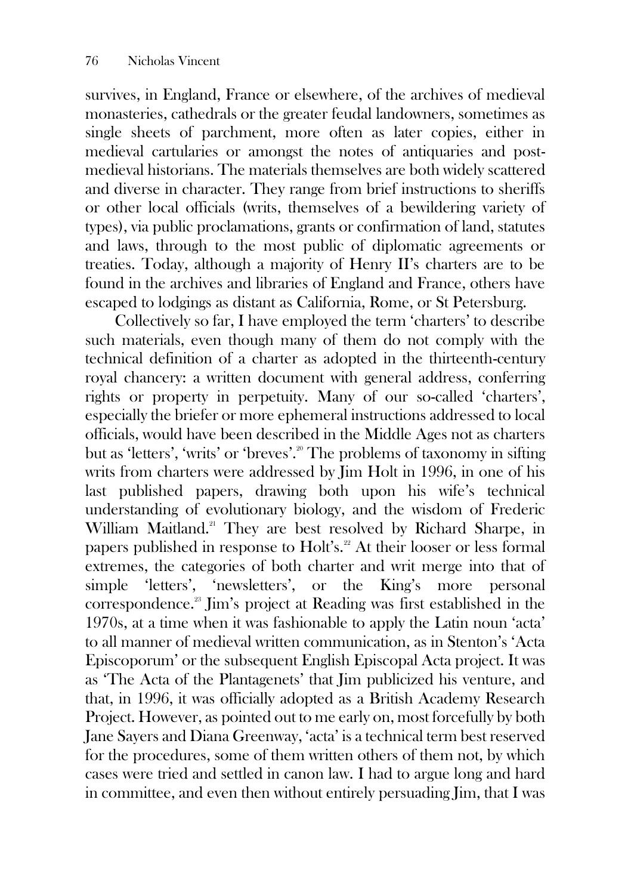survives, in England, France or elsewhere, of the archives of medieval monasteries, cathedrals or the greater feudal landowners, sometimes as single sheets of parchment, more often as later copies, either in medieval cartularies or amongst the notes of antiquaries and post-medieval historians. The materials themselves are both widely scattered and diverse in character. They range from brief instructions to sheriffs or other local officials (writs, themselves of a bewildering variety of types), via public proclamations, grants or confirmation of land, statutes and laws, through to the most public of diplomatic agreements or treaties. Today, although a majority of Henry II's charters are to be found in the archives and libraries of England and France, others have escaped to lodgings as distant as California, Rome, or St Petersburg.

Collectively so far, I have employed the term 'charters' to describe such materials, even though many of them do not comply with the technical definition of a charter as adopted in the thirteenth-century royal chancery: a written document with general address, conferring rights or property in perpetuity. Many of our so-called 'charters', especially the briefer or more ephemeral instructions addressed to local officials, would have been described in the Middle Ages not as charters but as 'letters', 'writs' or 'breves'.[20] The problems of taxonomy in sifting writs from charters were addressed by Jim Holt in 1996, in one of his last published papers, drawing both upon his wife's technical understanding of evolutionary biology, and the wisdom of Frederic William Maitland.[21] They are best resolved by Richard Sharpe, in papers published in response to Holt's.[22] At their looser or less formal extremes, the categories of both charter and writ merge into that of simple 'letters', 'newsletters', or the King's more personal correspondence.[23] Jim's project at Reading was first established in the 1970s, at a time when it was fashionable to apply the Latin noun 'acta' to all manner of medieval written communication, as in Stenton's 'Acta Episcoporum' or the subsequent English Episcopal Acta project. It was as 'The Acta of the Plantagenets' that Jim publicized his venture, and that, in 1996, it was officially adopted as a British Academy Research Project. However, as pointed out to me early on, most forcefully by both Jane Sayers and Diana Greenway, 'acta' is a technical term best reserved for the procedures, some of them written others of them not, by which cases were tried and settled in canon law. I had to argue long and hard in committee, and even then without entirely persuading Jim, that I was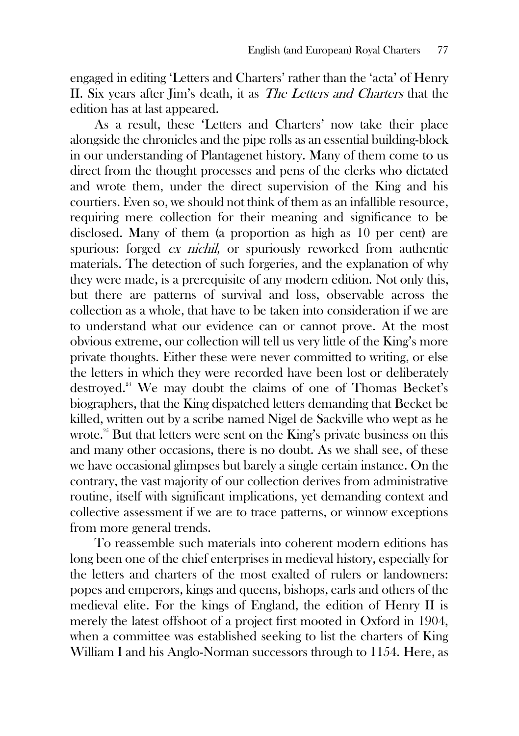engaged in editing 'Letters and Charters' rather than the 'acta' of Henry II. Six years after Jim's death, it as *The Letters and Charters* that the edition has at last appeared.

As a result, these 'Letters and Charters' now take their place alongside the chronicles and the pipe rolls as an essential building-block in our understanding of Plantagenet history. Many of them come to us direct from the thought processes and pens of the clerks who dictated and wrote them, under the direct supervision of the King and his courtiers. Even so, we should not think of them as an infallible resource, requiring mere collection for their meaning and significance to be disclosed. Many of them (a proportion as high as 10 per cent) are spurious: forged *ex nichil*, or spuriously reworked from authentic materials. The detection of such forgeries, and the explanation of why they were made, is a prerequisite of any modern edition. Not only this, but there are patterns of survival and loss, observable across the collection as a whole, that have to be taken into consideration if we are to understand what our evidence can or cannot prove. At the most obvious extreme, our collection will tell us very little of the King's more private thoughts. Either these were never committed to writing, or else the letters in which they were recorded have been lost or deliberately destroyed.[24] We may doubt the claims of one of Thomas Becket's biographers, that the King dispatched letters demanding that Becket be killed, written out by a scribe named Nigel de Sackville who wept as he wrote.[25] But that letters were sent on the King's private business on this and many other occasions, there is no doubt. As we shall see, of these we have occasional glimpses but barely a single certain instance. On the contrary, the vast majority of our collection derives from administrative routine, itself with significant implications, yet demanding context and collective assessment if we are to trace patterns, or winnow exceptions from more general trends.

To reassemble such materials into coherent modern editions has long been one of the chief enterprises in medieval history, especially for the letters and charters of the most exalted of rulers or landowners: popes and emperors, kings and queens, bishops, earls and others of the medieval elite. For the kings of England, the edition of Henry II is merely the latest offshoot of a project first mooted in Oxford in 1904, when a committee was established seeking to list the charters of King William I and his Anglo-Norman successors through to 1154. Here, as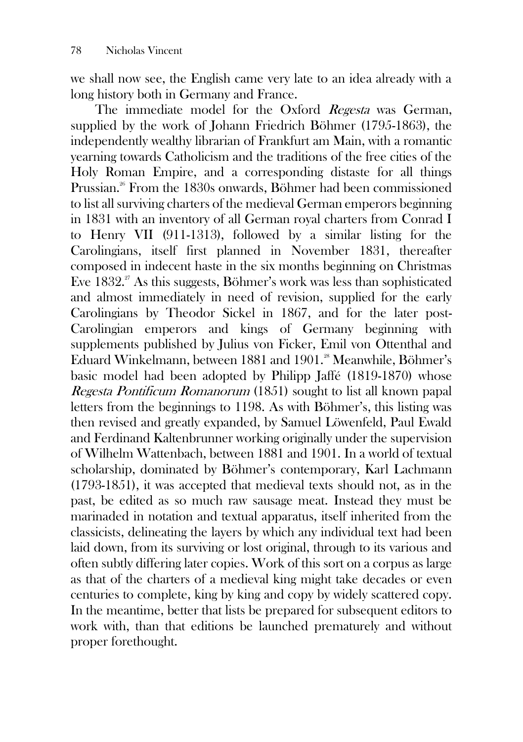we shall now see, the English came very late to an idea already with a long history both in Germany and France.

The immediate model for the Oxford *Regesta* was German, supplied by the work of Johann Friedrich Böhmer (1795-1863), the independently wealthy librarian of Frankfurt am Main, with a romantic yearning towards Catholicism and the traditions of the free cities of the Holy Roman Empire, and a corresponding distaste for all things Prussian.[26] From the 1830s onwards, Böhmer had been commissioned to list all surviving charters of the medieval German emperors beginning in 1831 with an inventory of all German royal charters from Conrad I to Henry VII (911-1313), followed by a similar listing for the Carolingians, itself first planned in November 1831, thereafter composed in indecent haste in the six months beginning on Christmas Eve 1832.[27] As this suggests, Böhmer's work was less than sophisticated and almost immediately in need of revision, supplied for the early Carolingians by Theodor Sickel in 1867, and for the later post-Carolingian emperors and kings of Germany beginning with supplements published by Julius von Ficker, Emil von Ottenthal and Eduard Winkelmann, between 1881 and 1901.[28] Meanwhile, Böhmer's basic model had been adopted by Philipp Jaffé (1819-1870) whose *Regesta Pontificum Romanorum* (1851) sought to list all known papal letters from the beginnings to 1198. As with Böhmer's, this listing was then revised and greatly expanded, by Samuel Löwenfeld, Paul Ewald and Ferdinand Kaltenbrunner working originally under the supervision of Wilhelm Wattenbach, between 1881 and 1901. In a world of textual scholarship, dominated by Böhmer's contemporary, Karl Lachmann (1793-1851), it was accepted that medieval texts should not, as in the past, be edited as so much raw sausage meat. Instead they must be marinaded in notation and textual apparatus, itself inherited from the classicists, delineating the layers by which any individual text had been laid down, from its surviving or lost original, through to its various and often subtly differing later copies. Work of this sort on a corpus as large as that of the charters of a medieval king might take decades or even centuries to complete, king by king and copy by widely scattered copy. In the meantime, better that lists be prepared for subsequent editors to work with, than that editions be launched prematurely and without proper forethought.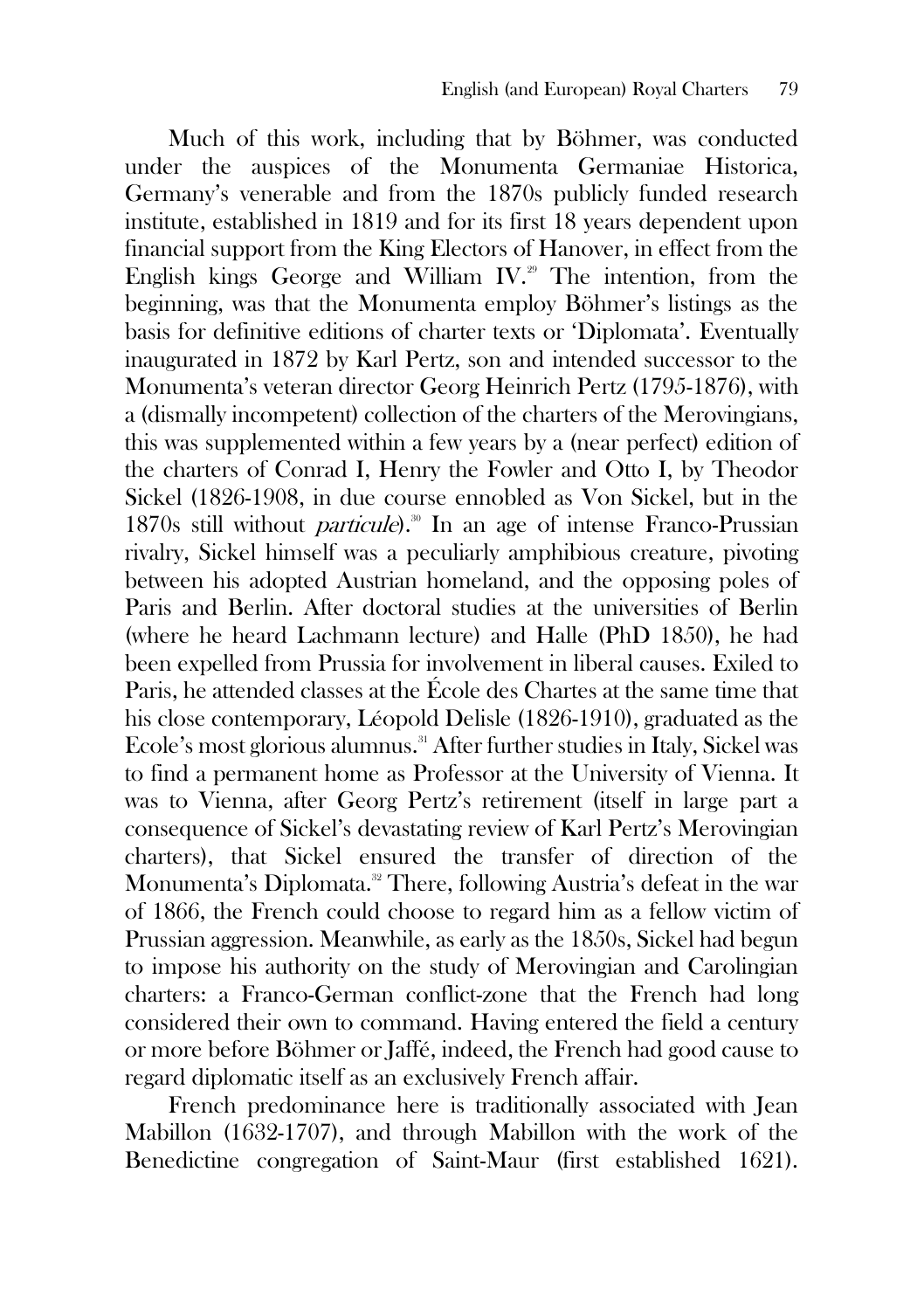Much of this work, including that by Böhmer, was conducted under the auspices of the Monumenta Germaniae Historica, Germany's venerable and from the 1870s publicly funded research institute, established in 1819 and for its first 18 years dependent upon financial support from the King Electors of Hanover, in effect from the English kings George and William IV.[29] The intention, from the beginning, was that the Monumenta employ Böhmer's listings as the basis for definitive editions of charter texts or 'Diplomata'. Eventually inaugurated in 1872 by Karl Pertz, son and intended successor to the Monumenta's veteran director Georg Heinrich Pertz (1795-1876), with a (dismally incompetent) collection of the charters of the Merovingians, this was supplemented within a few years by a (near perfect) edition of the charters of Conrad I, Henry the Fowler and Otto I, by Theodor Sickel (1826-1908, in due course ennobled as Von Sickel, but in the 1870s still without *particule*).[30] In an age of intense Franco-Prussian rivalry, Sickel himself was a peculiarly amphibious creature, pivoting between his adopted Austrian homeland, and the opposing poles of Paris and Berlin. After doctoral studies at the universities of Berlin (where he heard Lachmann lecture) and Halle (PhD 1850), he had been expelled from Prussia for involvement in liberal causes. Exiled to Paris, he attended classes at the École des Chartes at the same time that his close contemporary, Léopold Delisle (1826-1910), graduated as the Ecole's most glorious alumnus.[31] After further studies in Italy, Sickel was to find a permanent home as Professor at the University of Vienna. It was to Vienna, after Georg Pertz's retirement (itself in large part a consequence of Sickel's devastating review of Karl Pertz's Merovingian charters), that Sickel ensured the transfer of direction of the Monumenta's Diplomata.[32] There, following Austria's defeat in the war of 1866, the French could choose to regard him as a fellow victim of Prussian aggression. Meanwhile, as early as the 1850s, Sickel had begun to impose his authority on the study of Merovingian and Carolingian charters: a Franco-German conflict-zone that the French had long considered their own to command. Having entered the field a century or more before Böhmer or Jaffé, indeed, the French had good cause to regard diplomatic itself as an exclusively French affair.

French predominance here is traditionally associated with Jean Mabillon (1632-1707), and through Mabillon with the work of the Benedictine congregation of Saint-Maur (first established 1621).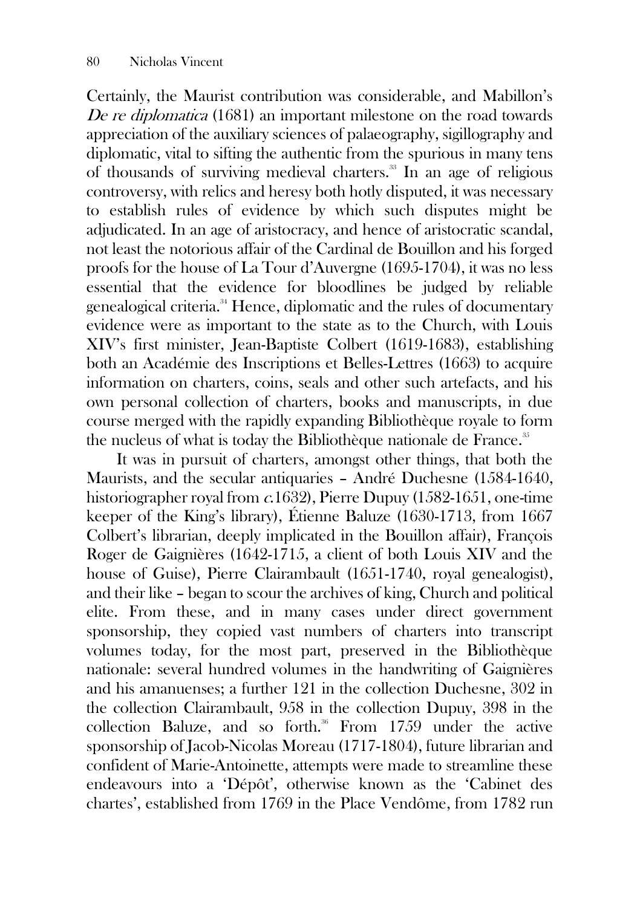Certainly, the Maurist contribution was considerable, and Mabillon's *De re diplomatica* (1681) an important milestone on the road towards appreciation of the auxiliary sciences of palaeography, sigillography and diplomatic, vital to sifting the authentic from the spurious in many tens of thousands of surviving medieval charters.[33] In an age of religious controversy, with relics and heresy both hotly disputed, it was necessary to establish rules of evidence by which such disputes might be adjudicated. In an age of aristocracy, and hence of aristocratic scandal, not least the notorious affair of the Cardinal de Bouillon and his forged proofs for the house of La Tour d'Auvergne (1695-1704), it was no less essential that the evidence for bloodlines be judged by reliable genealogical criteria.[34] Hence, diplomatic and the rules of documentary evidence were as important to the state as to the Church, with Louis XIV's first minister, Jean-Baptiste Colbert (1619-1683), establishing both an Académie des Inscriptions et Belles-Lettres (1663) to acquire information on charters, coins, seals and other such artefacts, and his own personal collection of charters, books and manuscripts, in due course merged with the rapidly expanding Bibliothèque royale to form the nucleus of what is today the Bibliothèque nationale de France.[35]

It was in pursuit of charters, amongst other things, that both the Maurists, and the secular antiquaries – André Duchesne (1584-1640, historiographer royal from *c.*1632), Pierre Dupuy (1582-1651, one-time keeper of the King's library), Étienne Baluze (1630-1713, from 1667 Colbert's librarian, deeply implicated in the Bouillon affair), François Roger de Gaignières (1642-1715, a client of both Louis XIV and the house of Guise), Pierre Clairambault (1651-1740, royal genealogist), and their like – began to scour the archives of king, Church and political elite. From these, and in many cases under direct government sponsorship, they copied vast numbers of charters into transcript volumes today, for the most part, preserved in the Bibliothèque nationale: several hundred volumes in the handwriting of Gaignières and his amanuenses; a further 121 in the collection Duchesne, 302 in the collection Clairambault, 958 in the collection Dupuy, 398 in the collection Baluze, and so forth.[36] From 1759 under the active sponsorship of Jacob-Nicolas Moreau (1717-1804), future librarian and confident of Marie-Antoinette, attempts were made to streamline these endeavours into a 'Dépôt', otherwise known as the 'Cabinet des chartes', established from 1769 in the Place Vendôme, from 1782 run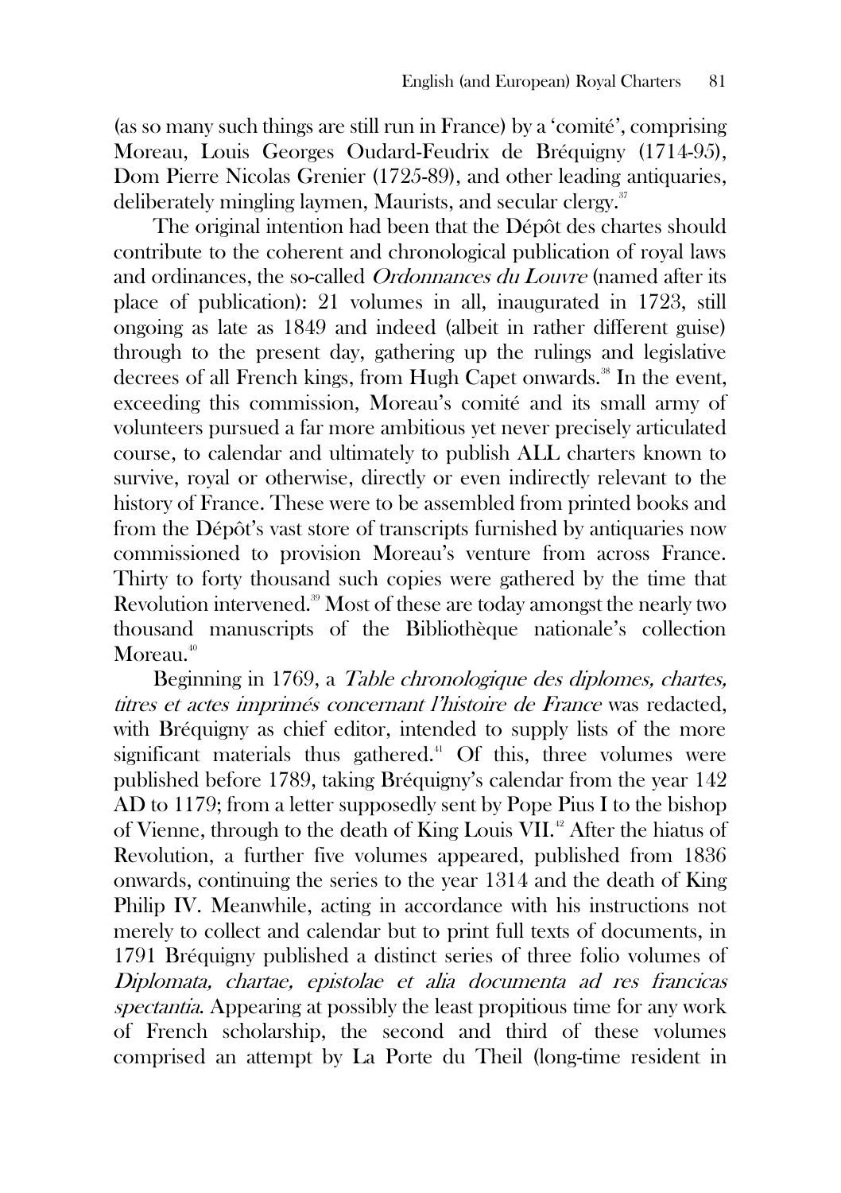(as so many such things are still run in France) by a 'comité', comprising Moreau, Louis Georges Oudard-Feudrix de Bréquigny (1714-95), Dom Pierre Nicolas Grenier (1725-89), and other leading antiquaries, deliberately mingling laymen, Maurists, and secular clergy.[37]

The original intention had been that the Dépôt des chartes should contribute to the coherent and chronological publication of royal laws and ordinances, the so-called *Ordonnances du Louvre* (named after its place of publication): 21 volumes in all, inaugurated in 1723, still ongoing as late as 1849 and indeed (albeit in rather different guise) through to the present day, gathering up the rulings and legislative decrees of all French kings, from Hugh Capet onwards.[38] In the event, exceeding this commission, Moreau's comité and its small army of volunteers pursued a far more ambitious yet never precisely articulated course, to calendar and ultimately to publish ALL charters known to survive, royal or otherwise, directly or even indirectly relevant to the history of France. These were to be assembled from printed books and from the Dépôt's vast store of transcripts furnished by antiquaries now commissioned to provision Moreau's venture from across France. Thirty to forty thousand such copies were gathered by the time that Revolution intervened.[39] Most of these are today amongst the nearly two thousand manuscripts of the Bibliothèque nationale's collection Moreau.[40]

Beginning in 1769, a *Table chronologique des diplomes, chartes, titres et actes imprimés concernant l'histoire de France* was redacted, with Bréquigny as chief editor, intended to supply lists of the more significant materials thus gathered.[41] Of this, three volumes were published before 1789, taking Bréquigny's calendar from the year 142 AD to 1179; from a letter supposedly sent by Pope Pius I to the bishop of Vienne, through to the death of King Louis VII.[42] After the hiatus of Revolution, a further five volumes appeared, published from 1836 onwards, continuing the series to the year 1314 and the death of King Philip IV. Meanwhile, acting in accordance with his instructions not merely to collect and calendar but to print full texts of documents, in 1791 Bréquigny published a distinct series of three folio volumes of *Diplomata, chartae, epistolae et alia documenta ad res francicas spectantia*. Appearing at possibly the least propitious time for any work of French scholarship, the second and third of these volumes comprised an attempt by La Porte du Theil (long-time resident in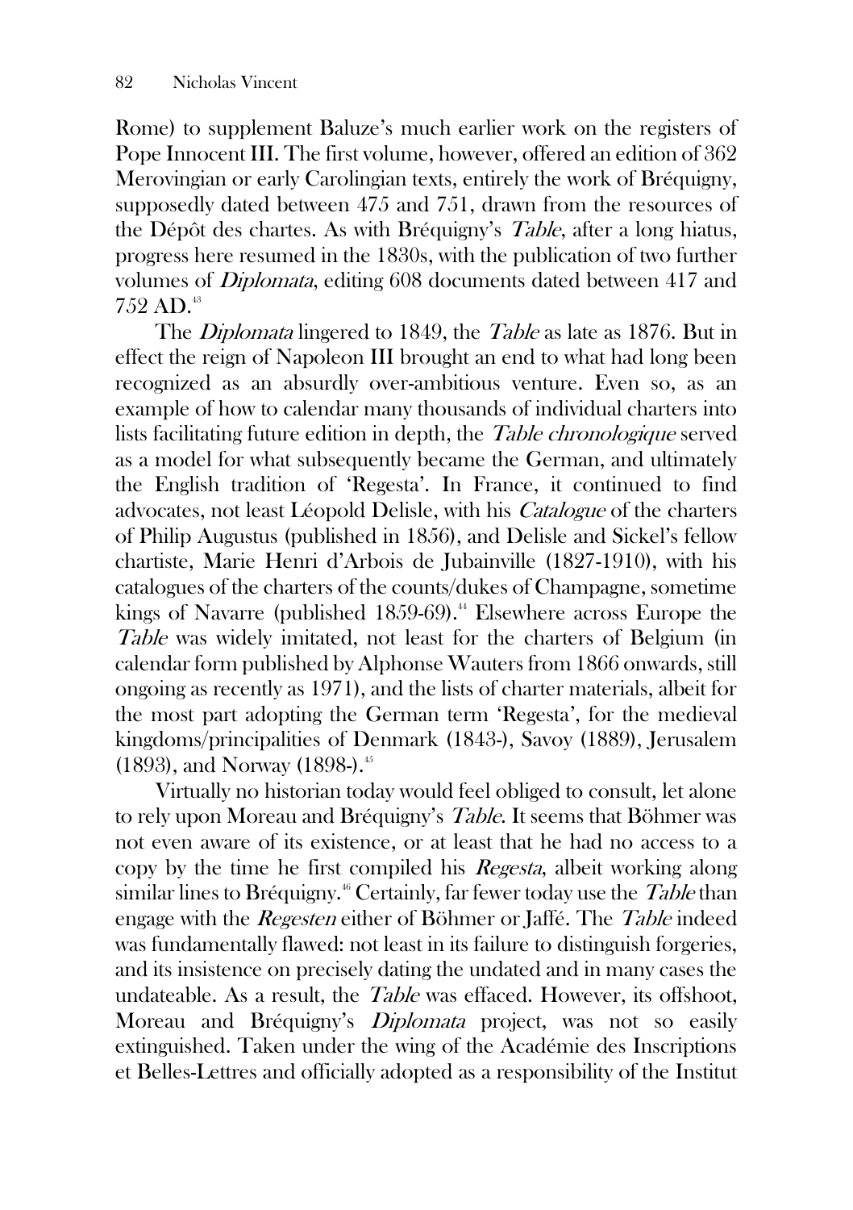Rome) to supplement Baluze's much earlier work on the registers of Pope Innocent III. The first volume, however, offered an edition of 362 Merovingian or early Carolingian texts, entirely the work of Bréquigny, supposedly dated between 475 and 751, drawn from the resources of the Dépôt des chartes. As with Bréquigny's *Table*, after a long hiatus, progress here resumed in the 1830s, with the publication of two further volumes of *Diplomata*, editing 608 documents dated between 417 and 752 AD.[43]

The *Diplomata* lingered to 1849, the *Table* as late as 1876. But in effect the reign of Napoleon III brought an end to what had long been recognized as an absurdly over-ambitious venture. Even so, as an example of how to calendar many thousands of individual charters into lists facilitating future edition in depth, the *Table chronologique* served as a model for what subsequently became the German, and ultimately the English tradition of 'Regesta'. In France, it continued to find advocates, not least Léopold Delisle, with his *Catalogue* of the charters of Philip Augustus (published in 1856), and Delisle and Sickel's fellow chartiste, Marie Henri d'Arbois de Jubainville (1827-1910), with his catalogues of the charters of the counts/dukes of Champagne, sometime kings of Navarre (published 1859-69).[44] Elsewhere across Europe the *Table* was widely imitated, not least for the charters of Belgium (in calendar form published by Alphonse Wauters from 1866 onwards, still ongoing as recently as 1971), and the lists of charter materials, albeit for the most part adopting the German term 'Regesta', for the medieval kingdoms/principalities of Denmark (1843-), Savoy (1889), Jerusalem (1893), and Norway (1898-).[45]

Virtually no historian today would feel obliged to consult, let alone to rely upon Moreau and Bréquigny's *Table*. It seems that Böhmer was not even aware of its existence, or at least that he had no access to a copy by the time he first compiled his *Regesta*, albeit working along similar lines to Bréquigny.[46] Certainly, far fewer today use the *Table* than engage with the *Regesten* either of Böhmer or Jaffé. The *Table* indeed was fundamentally flawed: not least in its failure to distinguish forgeries, and its insistence on precisely dating the undated and in many cases the undateable. As a result, the *Table* was effaced. However, its offshoot, Moreau and Bréquigny's *Diplomata* project, was not so easily extinguished. Taken under the wing of the Académie des Inscriptions et Belles-Lettres and officially adopted as a responsibility of the Institut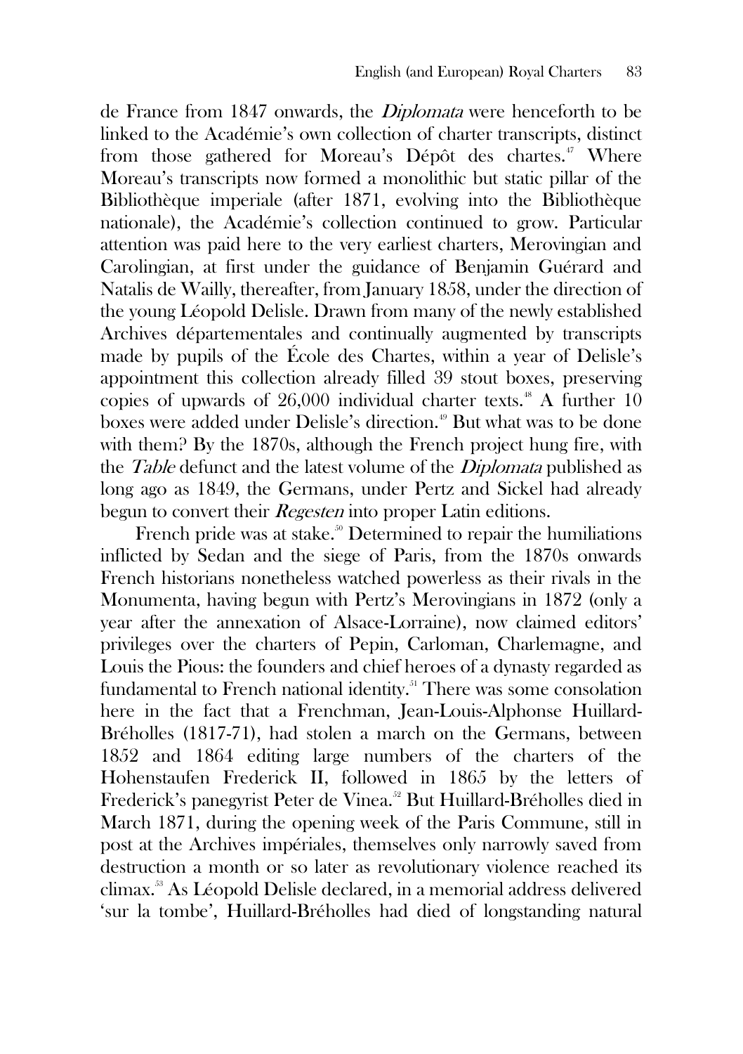de France from 1847 onwards, the *Diplomata* were henceforth to be linked to the Académie's own collection of charter transcripts, distinct from those gathered for Moreau's Dépôt des chartes.[47] Where Moreau's transcripts now formed a monolithic but static pillar of the Bibliothèque imperiale (after 1871, evolving into the Bibliothèque nationale), the Académie's collection continued to grow. Particular attention was paid here to the very earliest charters, Merovingian and Carolingian, at first under the guidance of Benjamin Guérard and Natalis de Wailly, thereafter, from January 1858, under the direction of the young Léopold Delisle. Drawn from many of the newly established Archives départementales and continually augmented by transcripts made by pupils of the École des Chartes, within a year of Delisle's appointment this collection already filled 39 stout boxes, preserving copies of upwards of 26,000 individual charter texts.[48] A further 10 boxes were added under Delisle's direction.[49] But what was to be done with them? By the 1870s, although the French project hung fire, with the *Table* defunct and the latest volume of the *Diplomata* published as long ago as 1849, the Germans, under Pertz and Sickel had already begun to convert their *Regesten* into proper Latin editions.

French pride was at stake.[50] Determined to repair the humiliations inflicted by Sedan and the siege of Paris, from the 1870s onwards French historians nonetheless watched powerless as their rivals in the Monumenta, having begun with Pertz's Merovingians in 1872 (only a year after the annexation of Alsace-Lorraine), now claimed editors' privileges over the charters of Pepin, Carloman, Charlemagne, and Louis the Pious: the founders and chief heroes of a dynasty regarded as fundamental to French national identity.[51] There was some consolation here in the fact that a Frenchman, Jean-Louis-Alphonse Huillard-Bréholles (1817-71), had stolen a march on the Germans, between 1852 and 1864 editing large numbers of the charters of the Hohenstaufen Frederick II, followed in 1865 by the letters of Frederick's panegyrist Peter de Vinea.[52] But Huillard-Bréholles died in March 1871, during the opening week of the Paris Commune, still in post at the Archives impériales, themselves only narrowly saved from destruction a month or so later as revolutionary violence reached its climax.[53] As Léopold Delisle declared, in a memorial address delivered 'sur la tombe', Huillard-Bréholles had died of longstanding natural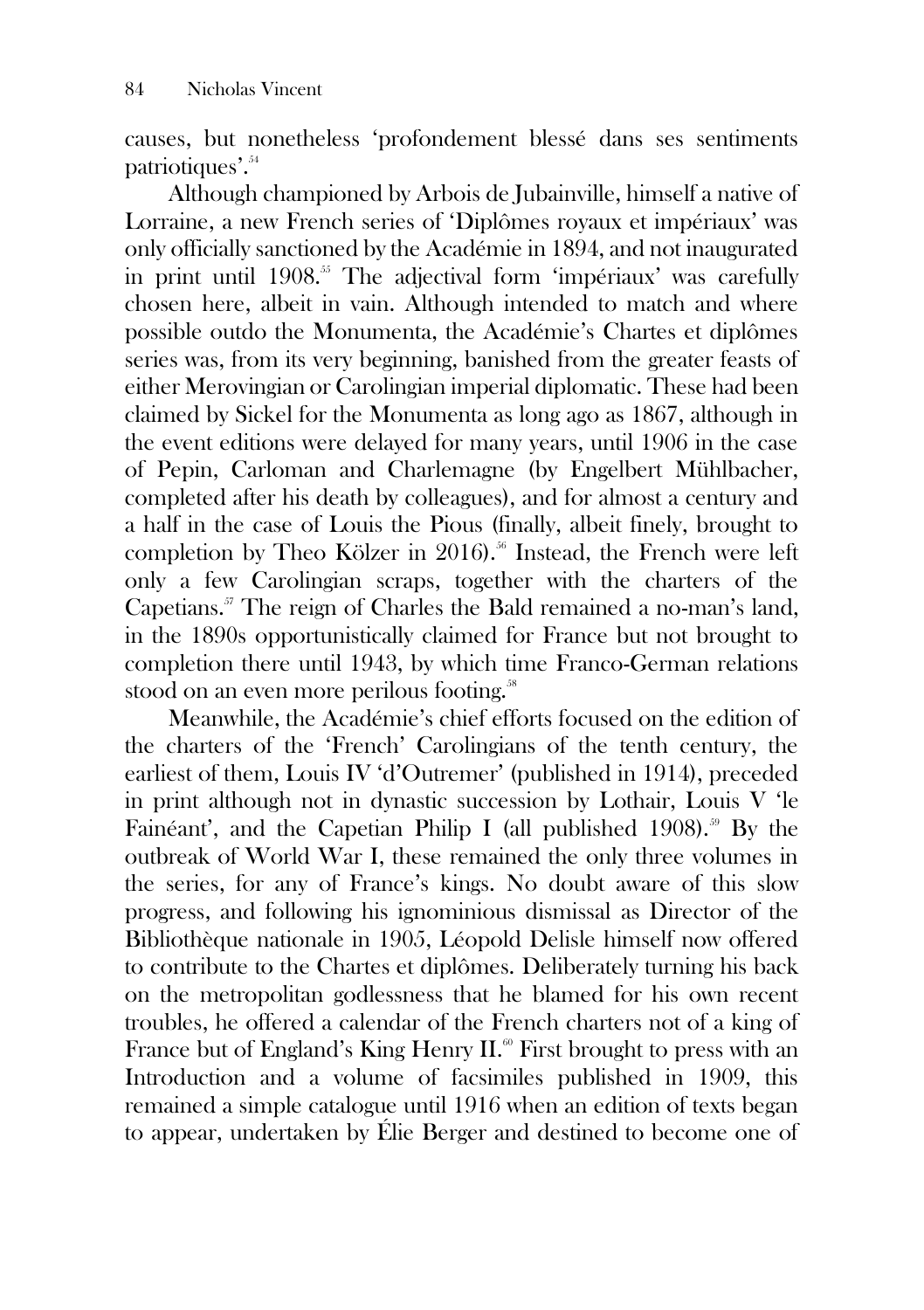causes, but nonetheless 'profondement blessé dans ses sentiments patriotiques'.[54]

Although championed by Arbois de Jubainville, himself a native of Lorraine, a new French series of 'Diplômes royaux et impériaux' was only officially sanctioned by the Académie in 1894, and not inaugurated in print until 1908.[55] The adjectival form 'impériaux' was carefully chosen here, albeit in vain. Although intended to match and where possible outdo the Monumenta, the Académie's Chartes et diplômes series was, from its very beginning, banished from the greater feasts of either Merovingian or Carolingian imperial diplomatic. These had been claimed by Sickel for the Monumenta as long ago as 1867, although in the event editions were delayed for many years, until 1906 in the case of Pepin, Carloman and Charlemagne (by Engelbert Mühlbacher, completed after his death by colleagues), and for almost a century and a half in the case of Louis the Pious (finally, albeit finely, brought to completion by Theo Kölzer in 2016).[56] Instead, the French were left only a few Carolingian scraps, together with the charters of the Capetians.[57] The reign of Charles the Bald remained a no-man's land, in the 1890s opportunistically claimed for France but not brought to completion there until 1943, by which time Franco-German relations stood on an even more perilous footing.[58]

Meanwhile, the Académie's chief efforts focused on the edition of the charters of the 'French' Carolingians of the tenth century, the earliest of them, Louis IV 'd'Outremer' (published in 1914), preceded in print although not in dynastic succession by Lothair, Louis V 'le Fainéant', and the Capetian Philip I (all published 1908).[59] By the outbreak of World War I, these remained the only three volumes in the series, for any of France's kings. No doubt aware of this slow progress, and following his ignominious dismissal as Director of the Bibliothèque nationale in 1905, Léopold Delisle himself now offered to contribute to the Chartes et diplômes. Deliberately turning his back on the metropolitan godlessness that he blamed for his own recent troubles, he offered a calendar of the French charters not of a king of France but of England's King Henry II.[60] First brought to press with an Introduction and a volume of facsimiles published in 1909, this remained a simple catalogue until 1916 when an edition of texts began to appear, undertaken by Élie Berger and destined to become one of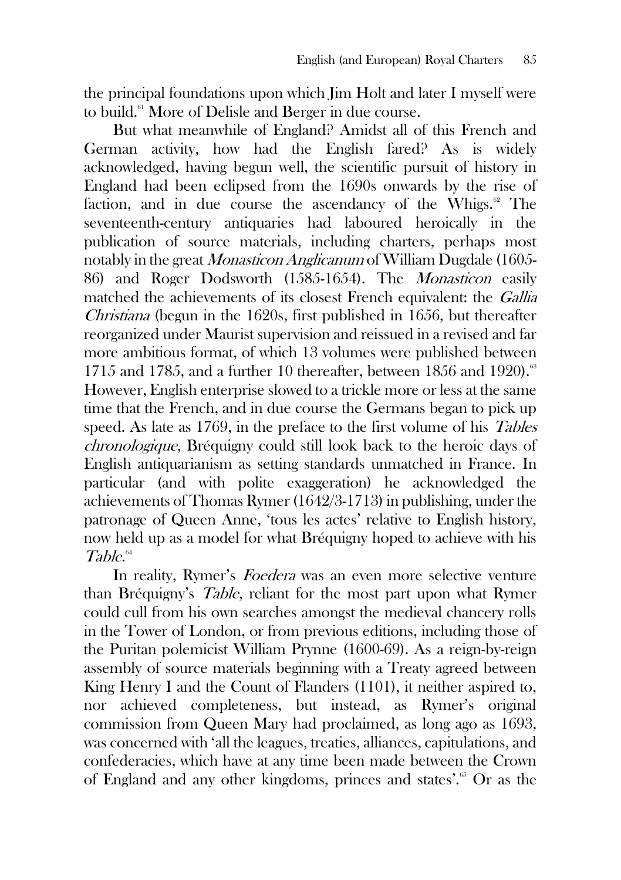the principal foundations upon which Jim Holt and later I myself were to build.[61] More of Delisle and Berger in due course.

But what meanwhile of England? Amidst all of this French and German activity, how had the English fared? As is widely acknowledged, having begun well, the scientific pursuit of history in England had been eclipsed from the 1690s onwards by the rise of faction, and in due course the ascendancy of the Whigs.[62] The seventeenth-century antiquaries had laboured heroically in the publication of source materials, including charters, perhaps most notably in the great *Monasticon Anglicanum* of William Dugdale (1605-86) and Roger Dodsworth (1585-1654). The *Monasticon* easily matched the achievements of its closest French equivalent: the *Gallia Christiana* (begun in the 1620s, first published in 1656, but thereafter reorganized under Maurist supervision and reissued in a revised and far more ambitious format, of which 13 volumes were published between 1715 and 1785, and a further 10 thereafter, between 1856 and 1920).[63] However, English enterprise slowed to a trickle more or less at the same time that the French, and in due course the Germans began to pick up speed. As late as 1769, in the preface to the first volume of his *Tables chronologique*, Bréquigny could still look back to the heroic days of English antiquarianism as setting standards unmatched in France. In particular (and with polite exaggeration) he acknowledged the achievements of Thomas Rymer (1642/3-1713) in publishing, under the patronage of Queen Anne, 'tous les actes' relative to English history, now held up as a model for what Bréquigny hoped to achieve with his *Table*.[64]

In reality, Rymer's *Foedera* was an even more selective venture than Bréquigny's *Table*, reliant for the most part upon what Rymer could cull from his own searches amongst the medieval chancery rolls in the Tower of London, or from previous editions, including those of the Puritan polemicist William Prynne (1600-69). As a reign-by-reign assembly of source materials beginning with a Treaty agreed between King Henry I and the Count of Flanders (1101), it neither aspired to, nor achieved completeness, but instead, as Rymer's original commission from Queen Mary had proclaimed, as long ago as 1693, was concerned with 'all the leagues, treaties, alliances, capitulations, and confederacies, which have at any time been made between the Crown of England and any other kingdoms, princes and states'.[65] Or as the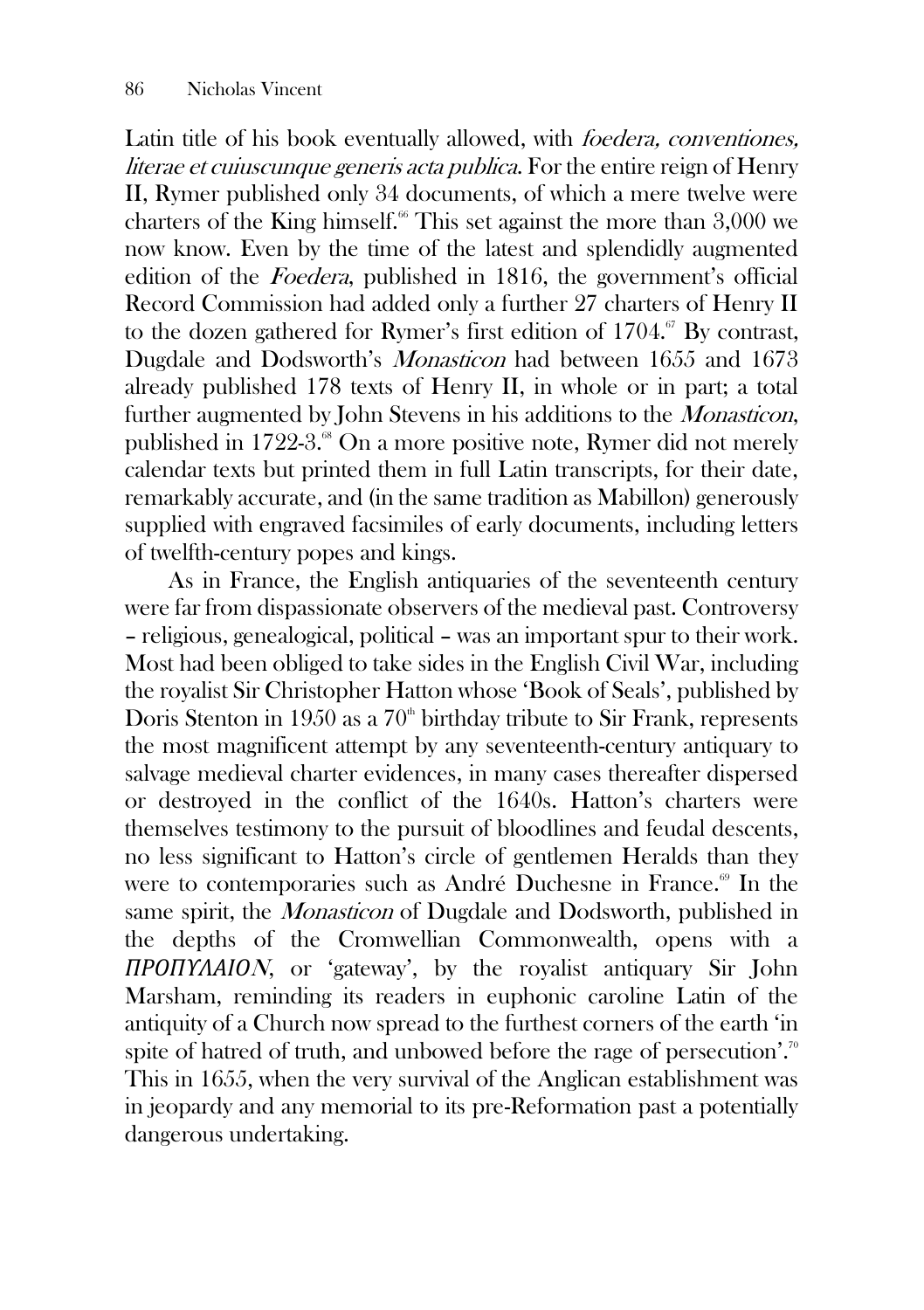Latin title of his book eventually allowed, with *foedera, conventiones, literae et cuiuscunque generis acta publica*. For the entire reign of Henry II, Rymer published only 34 documents, of which a mere twelve were charters of the King himself.[66] This set against the more than 3,000 we now know. Even by the time of the latest and splendidly augmented edition of the *Foedera*, published in 1816, the government's official Record Commission had added only a further 27 charters of Henry II to the dozen gathered for Rymer's first edition of 1704.[67] By contrast, Dugdale and Dodsworth's *Monasticon* had between 1655 and 1673 already published 178 texts of Henry II, in whole or in part; a total further augmented by John Stevens in his additions to the *Monasticon*, published in 1722-3.[68] On a more positive note, Rymer did not merely calendar texts but printed them in full Latin transcripts, for their date, remarkably accurate, and (in the same tradition as Mabillon) generously supplied with engraved facsimiles of early documents, including letters of twelfth-century popes and kings.

As in France, the English antiquaries of the seventeenth century were far from dispassionate observers of the medieval past. Controversy – religious, genealogical, political – was an important spur to their work. Most had been obliged to take sides in the English Civil War, including the royalist Sir Christopher Hatton whose 'Book of Seals', published by Doris Stenton in 1950 as a 70th birthday tribute to Sir Frank, represents the most magnificent attempt by any seventeenth-century antiquary to salvage medieval charter evidences, in many cases thereafter dispersed or destroyed in the conflict of the 1640s. Hatton's charters were themselves testimony to the pursuit of bloodlines and feudal descents, no less significant to Hatton's circle of gentlemen Heralds than they were to contemporaries such as André Duchesne in France.[69] In the same spirit, the *Monasticon* of Dugdale and Dodsworth, published in the depths of the Cromwellian Commonwealth, opens with a *ΠΡΟΠΥΛΑΙΟΝ*, or 'gateway', by the royalist antiquary Sir John Marsham, reminding its readers in euphonic caroline Latin of the antiquity of a Church now spread to the furthest corners of the earth 'in spite of hatred of truth, and unbowed before the rage of persecution'.[70] This in 1655, when the very survival of the Anglican establishment was in jeopardy and any memorial to its pre-Reformation past a potentially dangerous undertaking.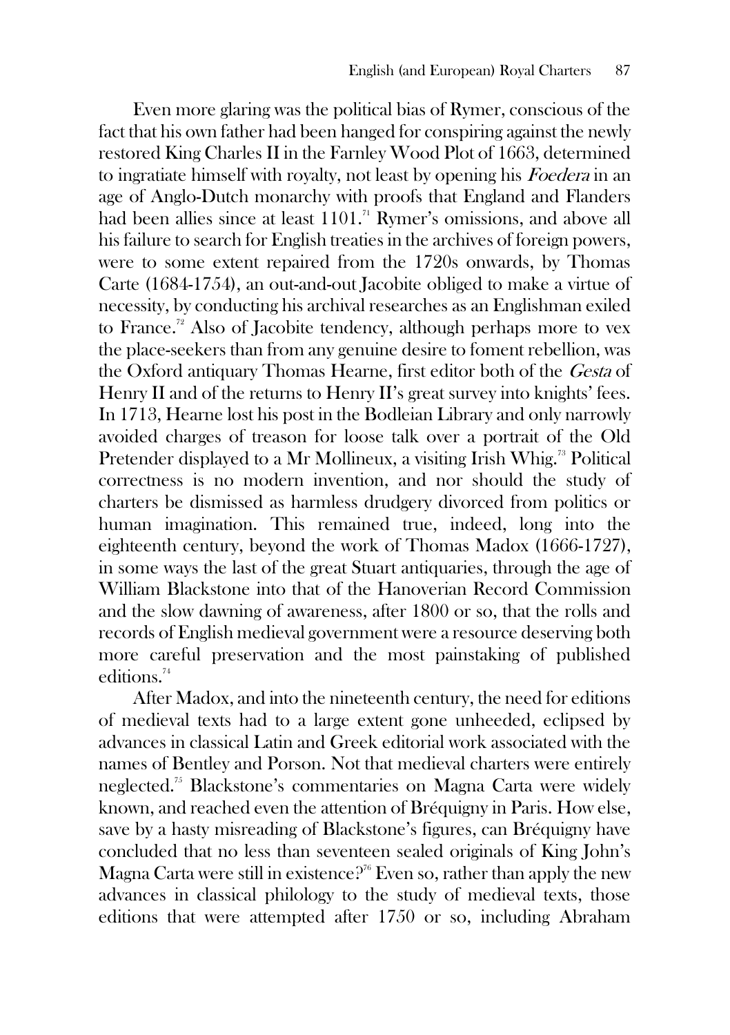Even more glaring was the political bias of Rymer, conscious of the fact that his own father had been hanged for conspiring against the newly restored King Charles II in the Farnley Wood Plot of 1663, determined to ingratiate himself with royalty, not least by opening his *Foedera* in an age of Anglo-Dutch monarchy with proofs that England and Flanders had been allies since at least 1101.[71] Rymer's omissions, and above all his failure to search for English treaties in the archives of foreign powers, were to some extent repaired from the 1720s onwards, by Thomas Carte (1684-1754), an out-and-out Jacobite obliged to make a virtue of necessity, by conducting his archival researches as an Englishman exiled to France.[72] Also of Jacobite tendency, although perhaps more to vex the place-seekers than from any genuine desire to foment rebellion, was the Oxford antiquary Thomas Hearne, first editor both of the *Gesta* of Henry II and of the returns to Henry II's great survey into knights' fees. In 1713, Hearne lost his post in the Bodleian Library and only narrowly avoided charges of treason for loose talk over a portrait of the Old Pretender displayed to a Mr Mollineux, a visiting Irish Whig.[73] Political correctness is no modern invention, and nor should the study of charters be dismissed as harmless drudgery divorced from politics or human imagination. This remained true, indeed, long into the eighteenth century, beyond the work of Thomas Madox (1666-1727), in some ways the last of the great Stuart antiquaries, through the age of William Blackstone into that of the Hanoverian Record Commission and the slow dawning of awareness, after 1800 or so, that the rolls and records of English medieval government were a resource deserving both more careful preservation and the most painstaking of published editions.[74]

After Madox, and into the nineteenth century, the need for editions of medieval texts had to a large extent gone unheeded, eclipsed by advances in classical Latin and Greek editorial work associated with the names of Bentley and Porson. Not that medieval charters were entirely neglected.[75] Blackstone's commentaries on Magna Carta were widely known, and reached even the attention of Bréquigny in Paris. How else, save by a hasty misreading of Blackstone's figures, can Bréquigny have concluded that no less than seventeen sealed originals of King John's Magna Carta were still in existence?[76] Even so, rather than apply the new advances in classical philology to the study of medieval texts, those editions that were attempted after 1750 or so, including Abraham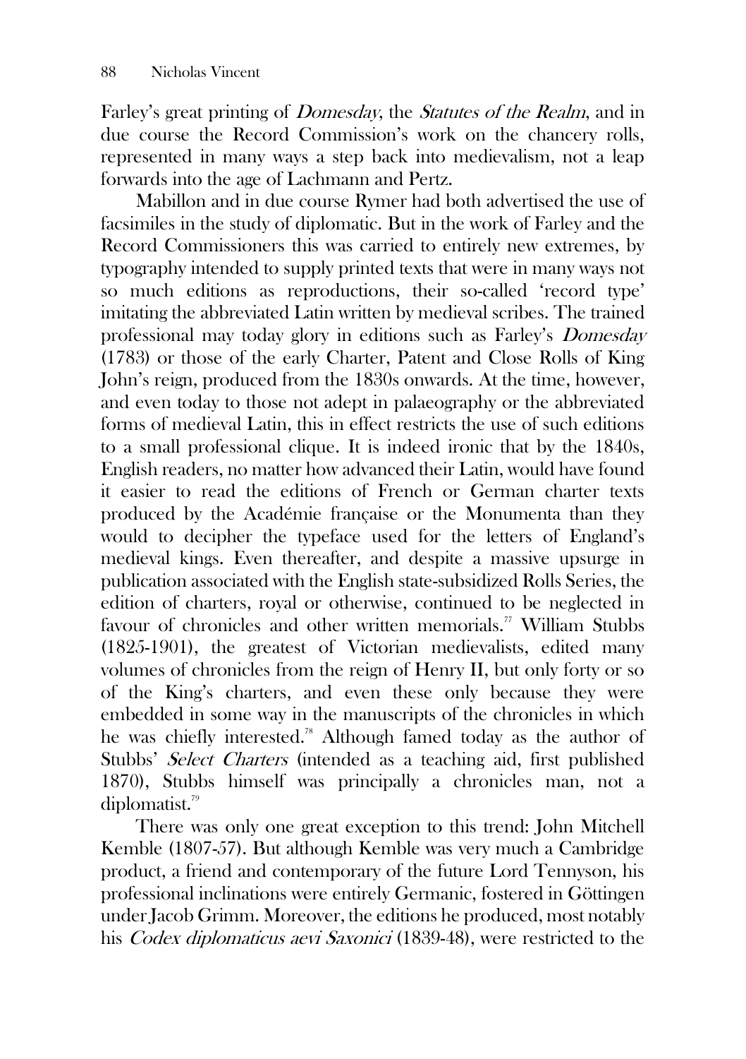Farley's great printing of *Domesday*, the *Statutes of the Realm*, and in due course the Record Commission's work on the chancery rolls, represented in many ways a step back into medievalism, not a leap forwards into the age of Lachmann and Pertz.

Mabillon and in due course Rymer had both advertised the use of facsimiles in the study of diplomatic. But in the work of Farley and the Record Commissioners this was carried to entirely new extremes, by typography intended to supply printed texts that were in many ways not so much editions as reproductions, their so-called 'record type' imitating the abbreviated Latin written by medieval scribes. The trained professional may today glory in editions such as Farley's *Domesday* (1783) or those of the early Charter, Patent and Close Rolls of King John's reign, produced from the 1830s onwards. At the time, however, and even today to those not adept in palaeography or the abbreviated forms of medieval Latin, this in effect restricts the use of such editions to a small professional clique. It is indeed ironic that by the 1840s, English readers, no matter how advanced their Latin, would have found it easier to read the editions of French or German charter texts produced by the Académie française or the Monumenta than they would to decipher the typeface used for the letters of England's medieval kings. Even thereafter, and despite a massive upsurge in publication associated with the English state-subsidized Rolls Series, the edition of charters, royal or otherwise, continued to be neglected in favour of chronicles and other written memorials.[77] William Stubbs (1825-1901), the greatest of Victorian medievalists, edited many volumes of chronicles from the reign of Henry II, but only forty or so of the King's charters, and even these only because they were embedded in some way in the manuscripts of the chronicles in which he was chiefly interested.[78] Although famed today as the author of Stubbs' *Select Charters* (intended as a teaching aid, first published 1870), Stubbs himself was principally a chronicles man, not a diplomatist.[79]

There was only one great exception to this trend: John Mitchell Kemble (1807-57). But although Kemble was very much a Cambridge product, a friend and contemporary of the future Lord Tennyson, his professional inclinations were entirely Germanic, fostered in Göttingen under Jacob Grimm. Moreover, the editions he produced, most notably his *Codex diplomaticus aevi Saxonici* (1839-48), were restricted to the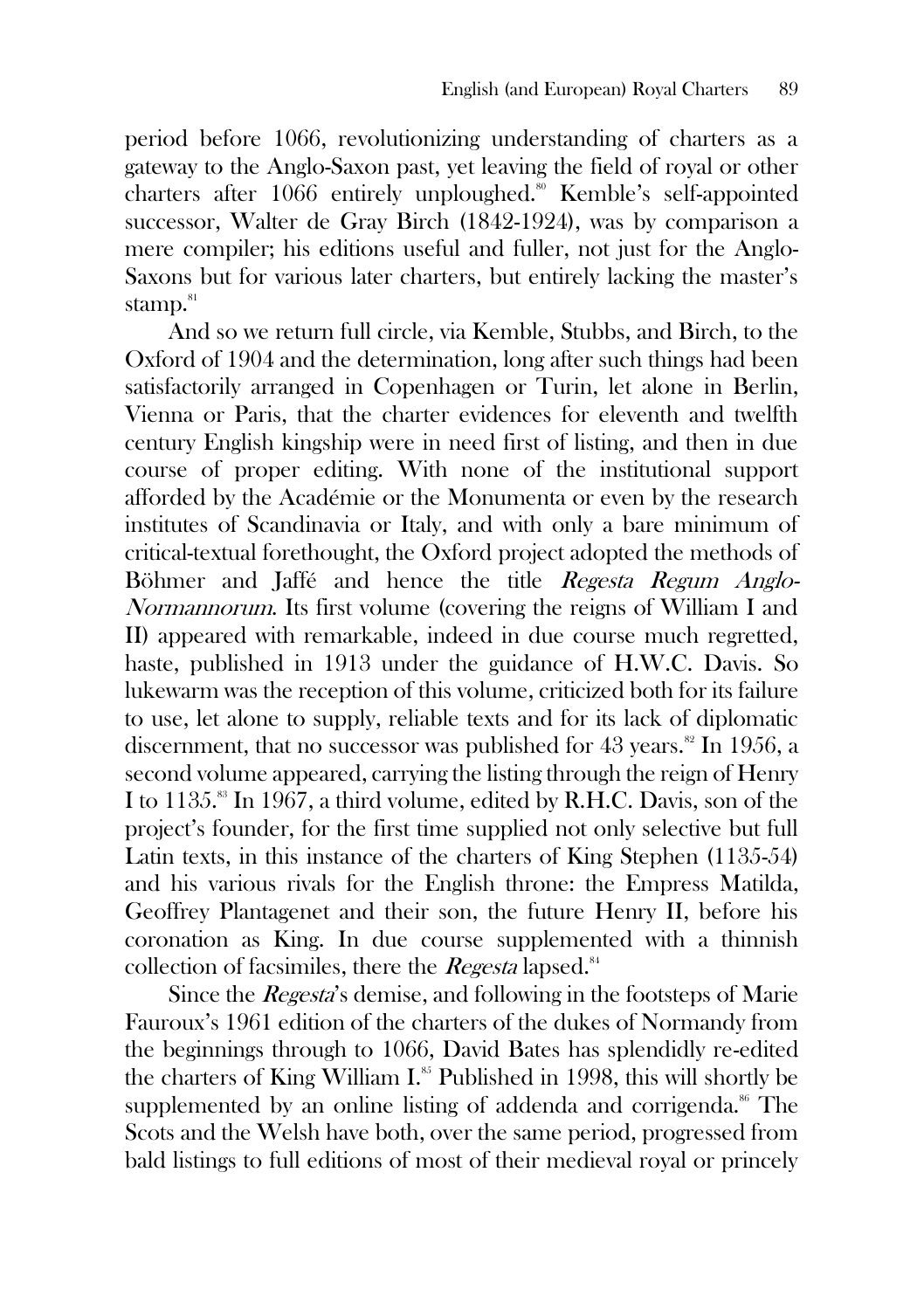period before 1066, revolutionizing understanding of charters as a gateway to the Anglo-Saxon past, yet leaving the field of royal or other charters after 1066 entirely unploughed.[80] Kemble's self-appointed successor, Walter de Gray Birch (1842-1924), was by comparison a mere compiler; his editions useful and fuller, not just for the Anglo-Saxons but for various later charters, but entirely lacking the master's stamp.[81]

And so we return full circle, via Kemble, Stubbs, and Birch, to the Oxford of 1904 and the determination, long after such things had been satisfactorily arranged in Copenhagen or Turin, let alone in Berlin, Vienna or Paris, that the charter evidences for eleventh and twelfth century English kingship were in need first of listing, and then in due course of proper editing. With none of the institutional support afforded by the Académie or the Monumenta or even by the research institutes of Scandinavia or Italy, and with only a bare minimum of critical-textual forethought, the Oxford project adopted the methods of Böhmer and Jaffé and hence the title *Regesta Regum Anglo-Normannorum*. Its first volume (covering the reigns of William I and II) appeared with remarkable, indeed in due course much regretted, haste, published in 1913 under the guidance of H.W.C. Davis. So lukewarm was the reception of this volume, criticized both for its failure to use, let alone to supply, reliable texts and for its lack of diplomatic discernment, that no successor was published for 43 years.[82] In 1956, a second volume appeared, carrying the listing through the reign of Henry I to 1135.[83] In 1967, a third volume, edited by R.H.C. Davis, son of the project's founder, for the first time supplied not only selective but full Latin texts, in this instance of the charters of King Stephen (1135-54) and his various rivals for the English throne: the Empress Matilda, Geoffrey Plantagenet and their son, the future Henry II, before his coronation as King. In due course supplemented with a thinnish collection of facsimiles, there the *Regesta* lapsed.[84]

Since the *Regesta*'s demise, and following in the footsteps of Marie Fauroux's 1961 edition of the charters of the dukes of Normandy from the beginnings through to 1066, David Bates has splendidly re-edited the charters of King William I.[85] Published in 1998, this will shortly be supplemented by an online listing of addenda and corrigenda.[86] The Scots and the Welsh have both, over the same period, progressed from bald listings to full editions of most of their medieval royal or princely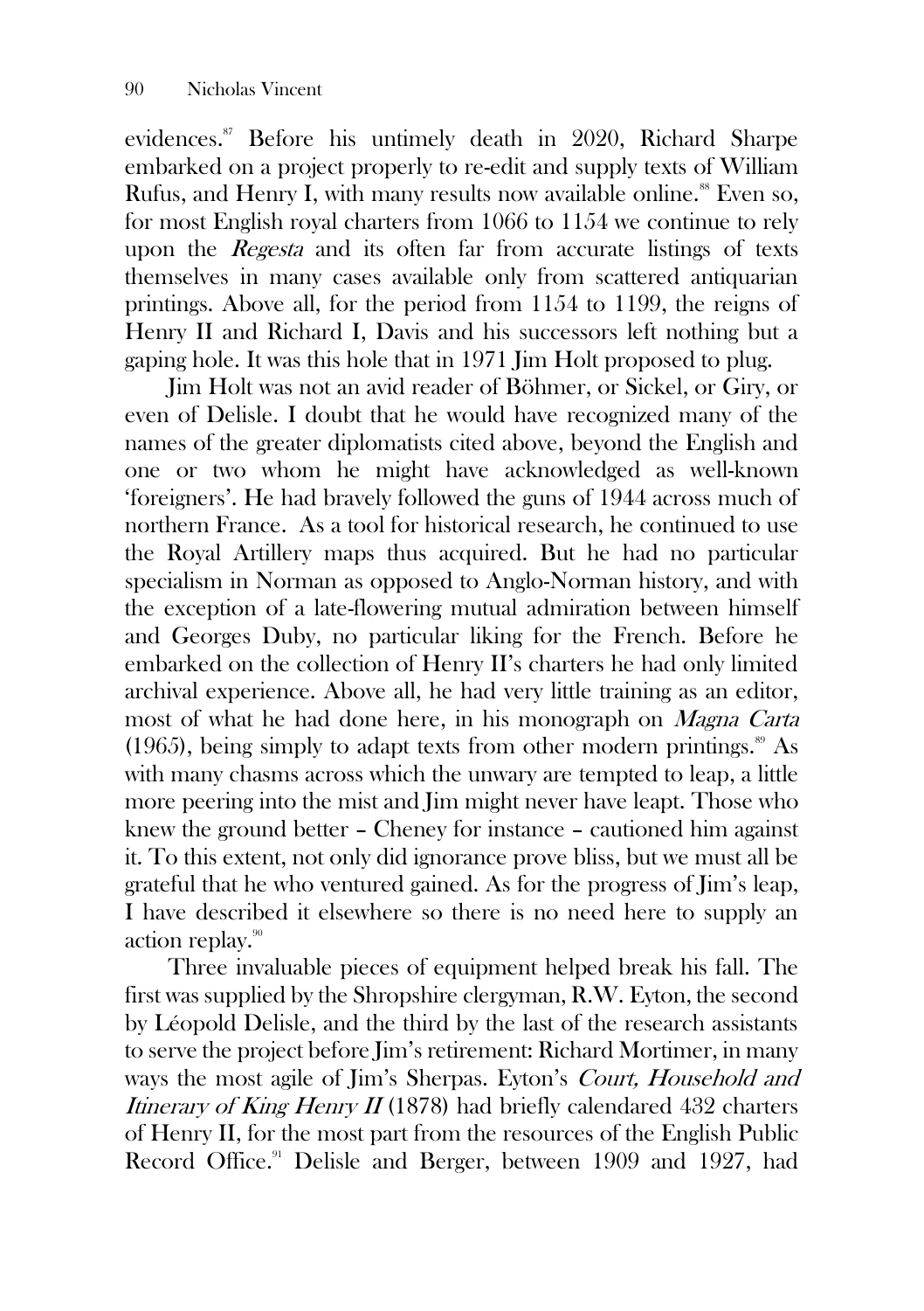evidences.[87] Before his untimely death in 2020, Richard Sharpe embarked on a project properly to re-edit and supply texts of William Rufus, and Henry I, with many results now available online.[88] Even so, for most English royal charters from 1066 to 1154 we continue to rely upon the *Regesta* and its often far from accurate listings of texts themselves in many cases available only from scattered antiquarian printings. Above all, for the period from 1154 to 1199, the reigns of Henry II and Richard I, Davis and his successors left nothing but a gaping hole. It was this hole that in 1971 Jim Holt proposed to plug.

Jim Holt was not an avid reader of Böhmer, or Sickel, or Giry, or even of Delisle. I doubt that he would have recognized many of the names of the greater diplomatists cited above, beyond the English and one or two whom he might have acknowledged as well-known 'foreigners'. He had bravely followed the guns of 1944 across much of northern France. As a tool for historical research, he continued to use the Royal Artillery maps thus acquired. But he had no particular specialism in Norman as opposed to Anglo-Norman history, and with the exception of a late-flowering mutual admiration between himself and Georges Duby, no particular liking for the French. Before he embarked on the collection of Henry II's charters he had only limited archival experience. Above all, he had very little training as an editor, most of what he had done here, in his monograph on *Magna Carta* (1965), being simply to adapt texts from other modern printings.[89] As with many chasms across which the unwary are tempted to leap, a little more peering into the mist and Jim might never have leapt. Those who knew the ground better – Cheney for instance – cautioned him against it. To this extent, not only did ignorance prove bliss, but we must all be grateful that he who ventured gained. As for the progress of Jim's leap, I have described it elsewhere so there is no need here to supply an action replay.[90]

Three invaluable pieces of equipment helped break his fall. The first was supplied by the Shropshire clergyman, R.W. Eyton, the second by Léopold Delisle, and the third by the last of the research assistants to serve the project before Jim's retirement: Richard Mortimer, in many ways the most agile of Jim's Sherpas. Eyton's *Court, Household and Itinerary of King Henry II* (1878) had briefly calendared 432 charters of Henry II, for the most part from the resources of the English Public Record Office.[91] Delisle and Berger, between 1909 and 1927, had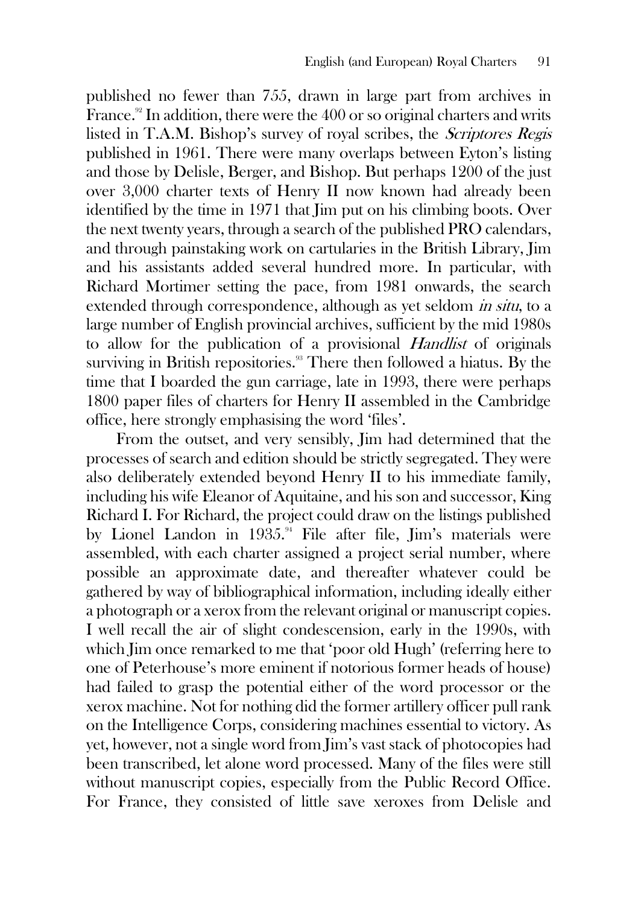published no fewer than 755, drawn in large part from archives in France.[92] In addition, there were the 400 or so original charters and writs listed in T.A.M. Bishop's survey of royal scribes, the *Scriptores Regis* published in 1961. There were many overlaps between Eyton's listing and those by Delisle, Berger, and Bishop. But perhaps 1200 of the just over 3,000 charter texts of Henry II now known had already been identified by the time in 1971 that Jim put on his climbing boots. Over the next twenty years, through a search of the published PRO calendars, and through painstaking work on cartularies in the British Library, Jim and his assistants added several hundred more. In particular, with Richard Mortimer setting the pace, from 1981 onwards, the search extended through correspondence, although as yet seldom *in situ*, to a large number of English provincial archives, sufficient by the mid 1980s to allow for the publication of a provisional *Handlist* of originals surviving in British repositories.[93] There then followed a hiatus. By the time that I boarded the gun carriage, late in 1993, there were perhaps 1800 paper files of charters for Henry II assembled in the Cambridge office, here strongly emphasising the word 'files'.

From the outset, and very sensibly, Jim had determined that the processes of search and edition should be strictly segregated. They were also deliberately extended beyond Henry II to his immediate family, including his wife Eleanor of Aquitaine, and his son and successor, King Richard I. For Richard, the project could draw on the listings published by Lionel Landon in 1935.[94] File after file, Jim's materials were assembled, with each charter assigned a project serial number, where possible an approximate date, and thereafter whatever could be gathered by way of bibliographical information, including ideally either a photograph or a xerox from the relevant original or manuscript copies. I well recall the air of slight condescension, early in the 1990s, with which Jim once remarked to me that 'poor old Hugh' (referring here to one of Peterhouse's more eminent if notorious former heads of house) had failed to grasp the potential either of the word processor or the xerox machine. Not for nothing did the former artillery officer pull rank on the Intelligence Corps, considering machines essential to victory. As yet, however, not a single word from Jim's vast stack of photocopies had been transcribed, let alone word processed. Many of the files were still without manuscript copies, especially from the Public Record Office. For France, they consisted of little save xeroxes from Delisle and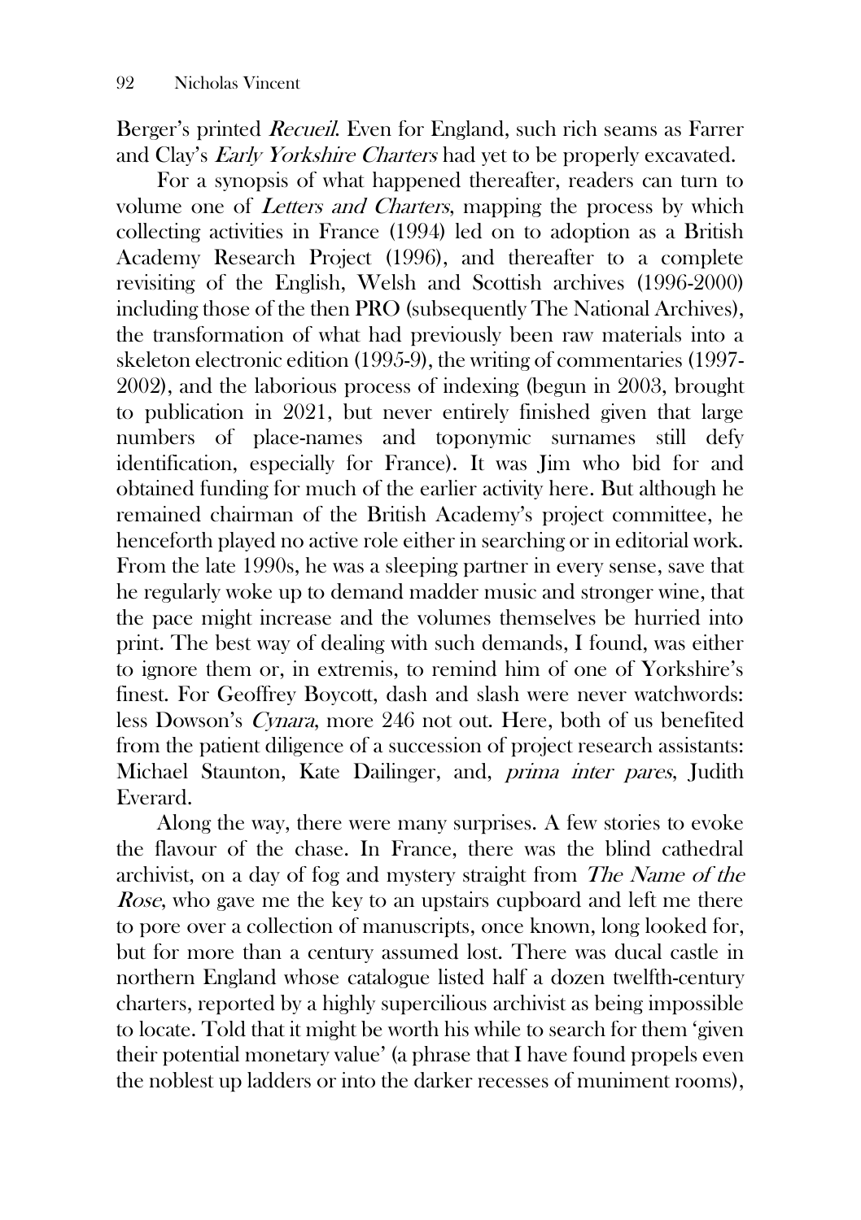Berger's printed *Recueil*. Even for England, such rich seams as Farrer and Clay's *Early Yorkshire Charters* had yet to be properly excavated.

For a synopsis of what happened thereafter, readers can turn to volume one of *Letters and Charters*, mapping the process by which collecting activities in France (1994) led on to adoption as a British Academy Research Project (1996), and thereafter to a complete revisiting of the English, Welsh and Scottish archives (1996-2000) including those of the then PRO (subsequently The National Archives), the transformation of what had previously been raw materials into a skeleton electronic edition (1995-9), the writing of commentaries (1997-2002), and the laborious process of indexing (begun in 2003, brought to publication in 2021, but never entirely finished given that large numbers of place-names and toponymic surnames still defy identification, especially for France). It was Jim who bid for and obtained funding for much of the earlier activity here. But although he remained chairman of the British Academy's project committee, he henceforth played no active role either in searching or in editorial work. From the late 1990s, he was a sleeping partner in every sense, save that he regularly woke up to demand madder music and stronger wine, that the pace might increase and the volumes themselves be hurried into print. The best way of dealing with such demands, I found, was either to ignore them or, in extremis, to remind him of one of Yorkshire's finest. For Geoffrey Boycott, dash and slash were never watchwords: less Dowson's *Cynara*, more 246 not out. Here, both of us benefited from the patient diligence of a succession of project research assistants: Michael Staunton, Kate Dailinger, and, *prima inter pares*, Judith Everard.

Along the way, there were many surprises. A few stories to evoke the flavour of the chase. In France, there was the blind cathedral archivist, on a day of fog and mystery straight from *The Name of the Rose*, who gave me the key to an upstairs cupboard and left me there to pore over a collection of manuscripts, once known, long looked for, but for more than a century assumed lost. There was ducal castle in northern England whose catalogue listed half a dozen twelfth-century charters, reported by a highly supercilious archivist as being impossible to locate. Told that it might be worth his while to search for them 'given their potential monetary value' (a phrase that I have found propels even the noblest up ladders or into the darker recesses of muniment rooms),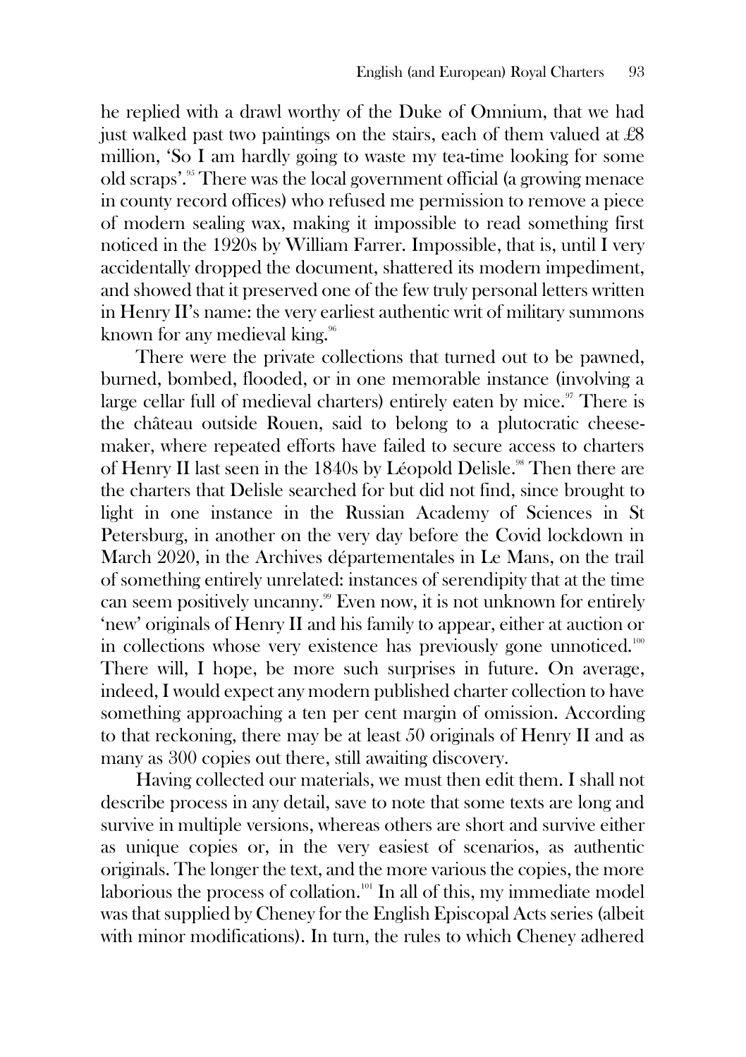he replied with a drawl worthy of the Duke of Omnium, that we had just walked past two paintings on the stairs, each of them valued at £8 million, 'So I am hardly going to waste my tea-time looking for some old scraps'.[95] There was the local government official (a growing menace in county record offices) who refused me permission to remove a piece of modern sealing wax, making it impossible to read something first noticed in the 1920s by William Farrer. Impossible, that is, until I very accidentally dropped the document, shattered its modern impediment, and showed that it preserved one of the few truly personal letters written in Henry II's name: the very earliest authentic writ of military summons known for any medieval king.[96]

There were the private collections that turned out to be pawned, burned, bombed, flooded, or in one memorable instance (involving a large cellar full of medieval charters) entirely eaten by mice.[97] There is the château outside Rouen, said to belong to a plutocratic cheese-maker, where repeated efforts have failed to secure access to charters of Henry II last seen in the 1840s by Léopold Delisle.[98] Then there are the charters that Delisle searched for but did not find, since brought to light in one instance in the Russian Academy of Sciences in St Petersburg, in another on the very day before the Covid lockdown in March 2020, in the Archives départementales in Le Mans, on the trail of something entirely unrelated: instances of serendipity that at the time can seem positively uncanny.[99] Even now, it is not unknown for entirely 'new' originals of Henry II and his family to appear, either at auction or in collections whose very existence has previously gone unnoticed.[100] There will, I hope, be more such surprises in future. On average, indeed, I would expect any modern published charter collection to have something approaching a ten per cent margin of omission. According to that reckoning, there may be at least 50 originals of Henry II and as many as 300 copies out there, still awaiting discovery.

Having collected our materials, we must then edit them. I shall not describe process in any detail, save to note that some texts are long and survive in multiple versions, whereas others are short and survive either as unique copies or, in the very easiest of scenarios, as authentic originals. The longer the text, and the more various the copies, the more laborious the process of collation.[101] In all of this, my immediate model was that supplied by Cheney for the English Episcopal Acts series (albeit with minor modifications). In turn, the rules to which Cheney adhered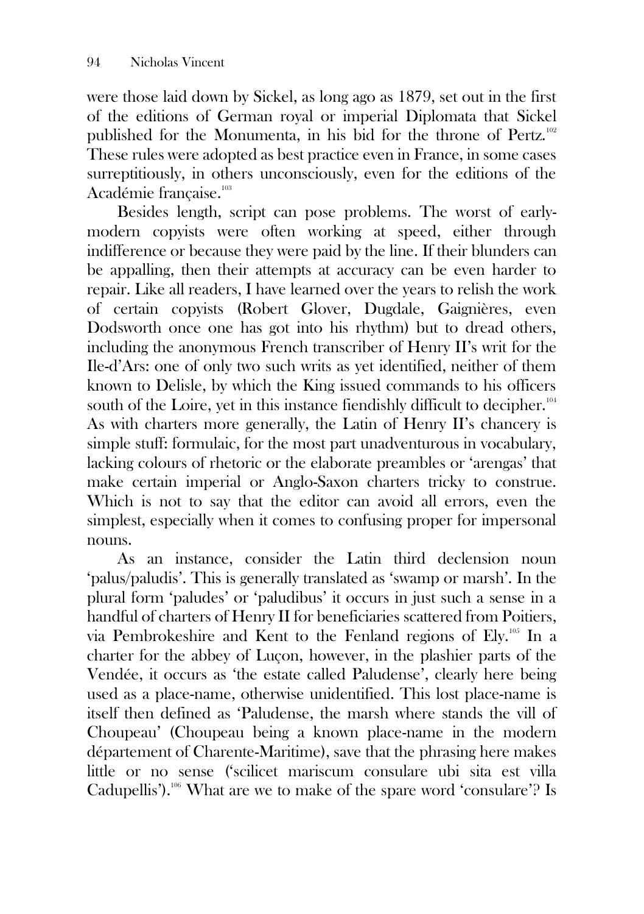were those laid down by Sickel, as long ago as 1879, set out in the first of the editions of German royal or imperial Diplomata that Sickel published for the Monumenta, in his bid for the throne of Pertz.[102] These rules were adopted as best practice even in France, in some cases surreptitiously, in others unconsciously, even for the editions of the Académie française.[103]

Besides length, script can pose problems. The worst of early-modern copyists were often working at speed, either through indifference or because they were paid by the line. If their blunders can be appalling, then their attempts at accuracy can be even harder to repair. Like all readers, I have learned over the years to relish the work of certain copyists (Robert Glover, Dugdale, Gaignières, even Dodsworth once one has got into his rhythm) but to dread others, including the anonymous French transcriber of Henry II's writ for the Ile-d'Ars: one of only two such writs as yet identified, neither of them known to Delisle, by which the King issued commands to his officers south of the Loire, yet in this instance fiendishly difficult to decipher.[104] As with charters more generally, the Latin of Henry II's chancery is simple stuff: formulaic, for the most part unadventurous in vocabulary, lacking colours of rhetoric or the elaborate preambles or 'arengas' that make certain imperial or Anglo-Saxon charters tricky to construe. Which is not to say that the editor can avoid all errors, even the simplest, especially when it comes to confusing proper for impersonal nouns.

As an instance, consider the Latin third declension noun 'palus/paludis'. This is generally translated as 'swamp or marsh'. In the plural form 'paludes' or 'paludibus' it occurs in just such a sense in a handful of charters of Henry II for beneficiaries scattered from Poitiers, via Pembrokeshire and Kent to the Fenland regions of Ely.[105] In a charter for the abbey of Luçon, however, in the plashier parts of the Vendée, it occurs as 'the estate called Paludense', clearly here being used as a place-name, otherwise unidentified. This lost place-name is itself then defined as 'Paludense, the marsh where stands the vill of Choupeau' (Choupeau being a known place-name in the modern département of Charente-Maritime), save that the phrasing here makes little or no sense ('scilicet mariscum consulare ubi sita est villa Cadupellis').[106] What are we to make of the spare word 'consulare'? Is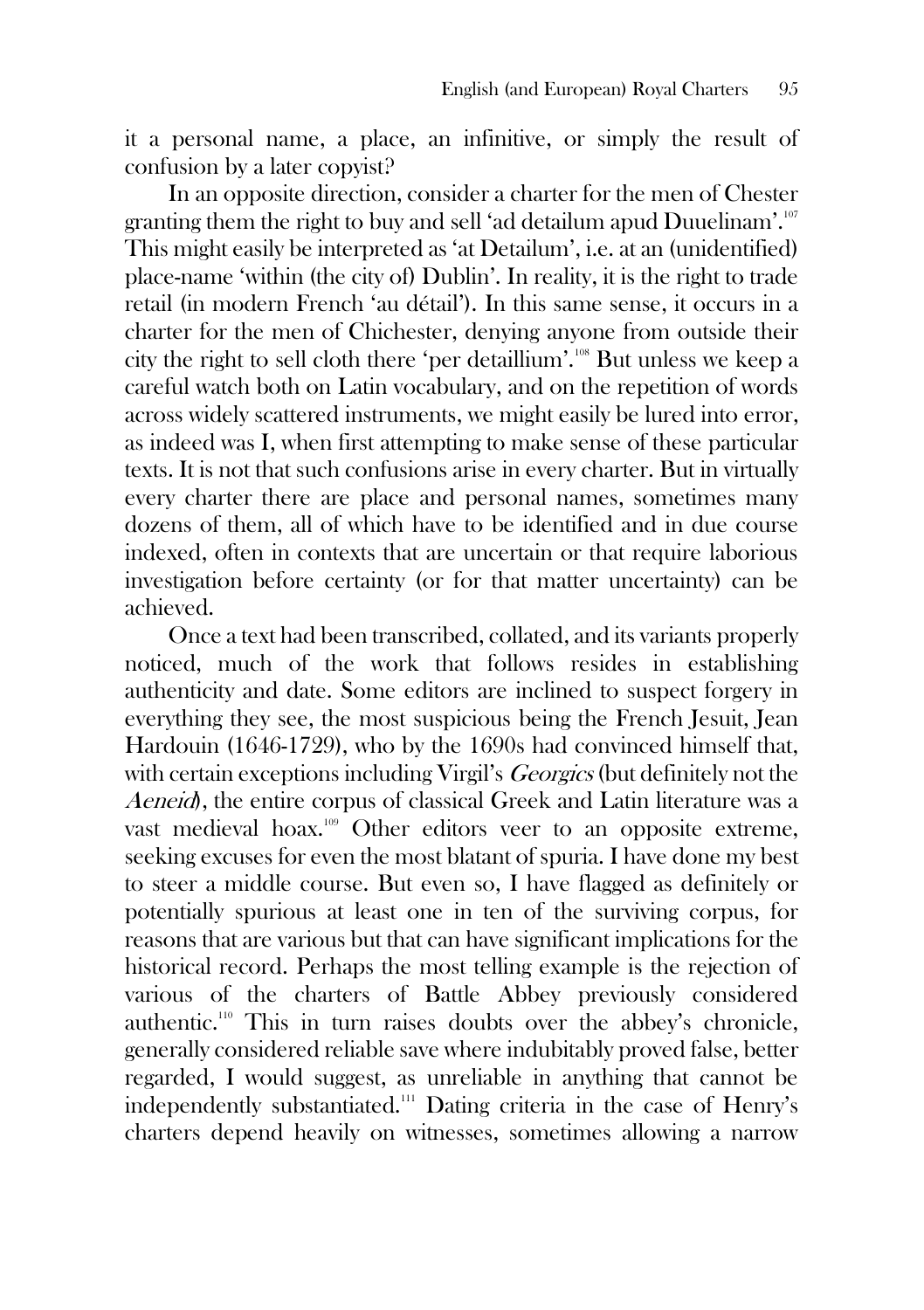it a personal name, a place, an infinitive, or simply the result of confusion by a later copyist?

In an opposite direction, consider a charter for the men of Chester granting them the right to buy and sell 'ad detailum apud Duuelinam'.[107] This might easily be interpreted as 'at Detailum', i.e. at an (unidentified) place-name 'within (the city of) Dublin'. In reality, it is the right to trade retail (in modern French 'au détail'). In this same sense, it occurs in a charter for the men of Chichester, denying anyone from outside their city the right to sell cloth there 'per detaillium'.[108] But unless we keep a careful watch both on Latin vocabulary, and on the repetition of words across widely scattered instruments, we might easily be lured into error, as indeed was I, when first attempting to make sense of these particular texts. It is not that such confusions arise in every charter. But in virtually every charter there are place and personal names, sometimes many dozens of them, all of which have to be identified and in due course indexed, often in contexts that are uncertain or that require laborious investigation before certainty (or for that matter uncertainty) can be achieved.

Once a text had been transcribed, collated, and its variants properly noticed, much of the work that follows resides in establishing authenticity and date. Some editors are inclined to suspect forgery in everything they see, the most suspicious being the French Jesuit, Jean Hardouin (1646-1729), who by the 1690s had convinced himself that, with certain exceptions including Virgil's *Georgics* (but definitely not the *Aeneid*), the entire corpus of classical Greek and Latin literature was a vast medieval hoax.[109] Other editors veer to an opposite extreme, seeking excuses for even the most blatant of spuria. I have done my best to steer a middle course. But even so, I have flagged as definitely or potentially spurious at least one in ten of the surviving corpus, for reasons that are various but that can have significant implications for the historical record. Perhaps the most telling example is the rejection of various of the charters of Battle Abbey previously considered authentic.[110] This in turn raises doubts over the abbey's chronicle, generally considered reliable save where indubitably proved false, better regarded, I would suggest, as unreliable in anything that cannot be independently substantiated.[111] Dating criteria in the case of Henry's charters depend heavily on witnesses, sometimes allowing a narrow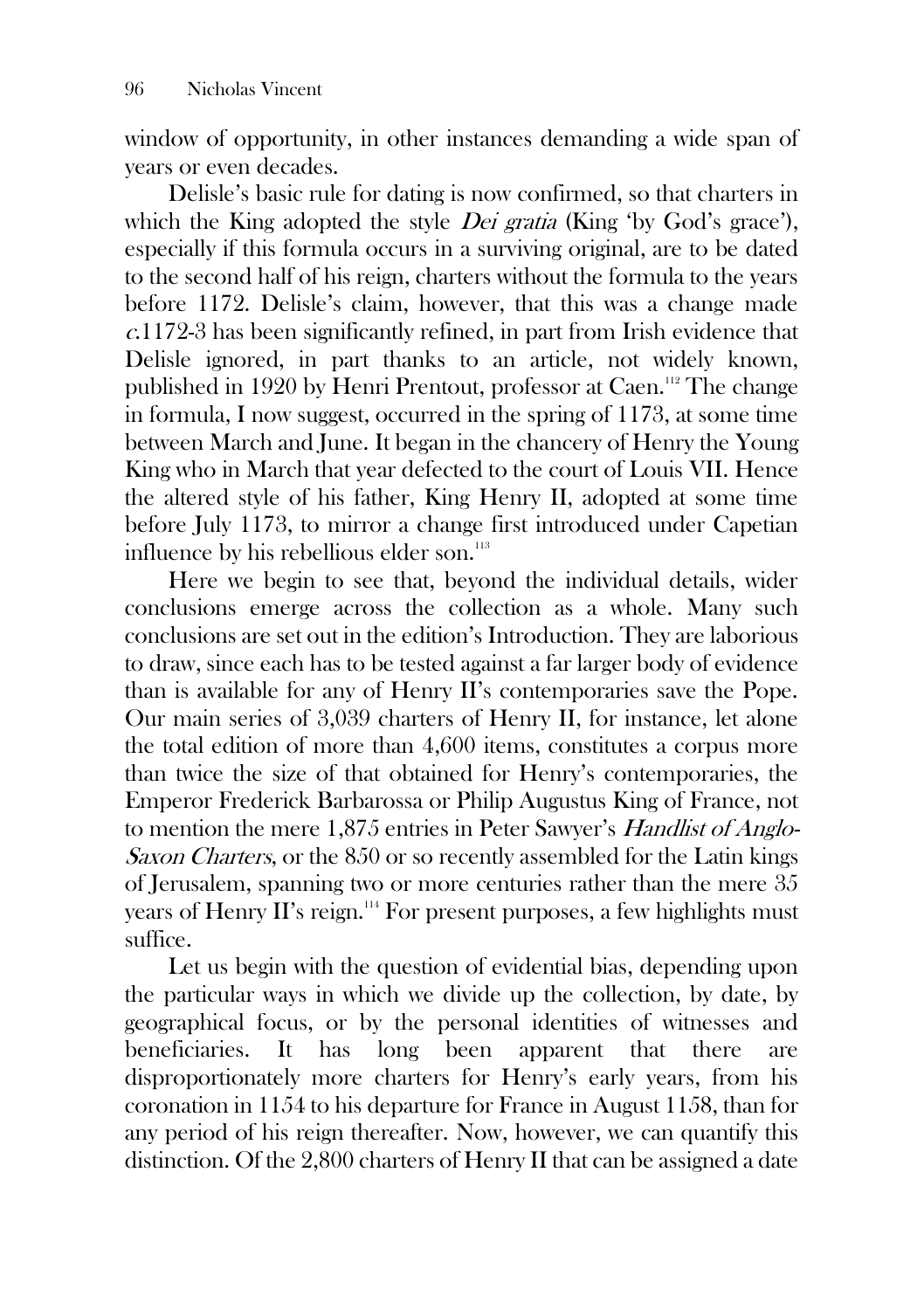window of opportunity, in other instances demanding a wide span of years or even decades.

Delisle's basic rule for dating is now confirmed, so that charters in which the King adopted the style *Dei gratia* (King 'by God's grace'), especially if this formula occurs in a surviving original, are to be dated to the second half of his reign, charters without the formula to the years before 1172. Delisle's claim, however, that this was a change made *c.*1172-3 has been significantly refined, in part from Irish evidence that Delisle ignored, in part thanks to an article, not widely known, published in 1920 by Henri Prentout, professor at Caen.[112] The change in formula, I now suggest, occurred in the spring of 1173, at some time between March and June. It began in the chancery of Henry the Young King who in March that year defected to the court of Louis VII. Hence the altered style of his father, King Henry II, adopted at some time before July 1173, to mirror a change first introduced under Capetian influence by his rebellious elder son.[113]

Here we begin to see that, beyond the individual details, wider conclusions emerge across the collection as a whole. Many such conclusions are set out in the edition's Introduction. They are laborious to draw, since each has to be tested against a far larger body of evidence than is available for any of Henry II's contemporaries save the Pope. Our main series of 3,039 charters of Henry II, for instance, let alone the total edition of more than 4,600 items, constitutes a corpus more than twice the size of that obtained for Henry's contemporaries, the Emperor Frederick Barbarossa or Philip Augustus King of France, not to mention the mere 1,875 entries in Peter Sawyer's *Handlist of Anglo-Saxon Charters*, or the 850 or so recently assembled for the Latin kings of Jerusalem, spanning two or more centuries rather than the mere 35 years of Henry II's reign.[114] For present purposes, a few highlights must suffice.

Let us begin with the question of evidential bias, depending upon the particular ways in which we divide up the collection, by date, by geographical focus, or by the personal identities of witnesses and beneficiaries. It has long been apparent that there are disproportionately more charters for Henry's early years, from his coronation in 1154 to his departure for France in August 1158, than for any period of his reign thereafter. Now, however, we can quantify this distinction. Of the 2,800 charters of Henry II that can be assigned a date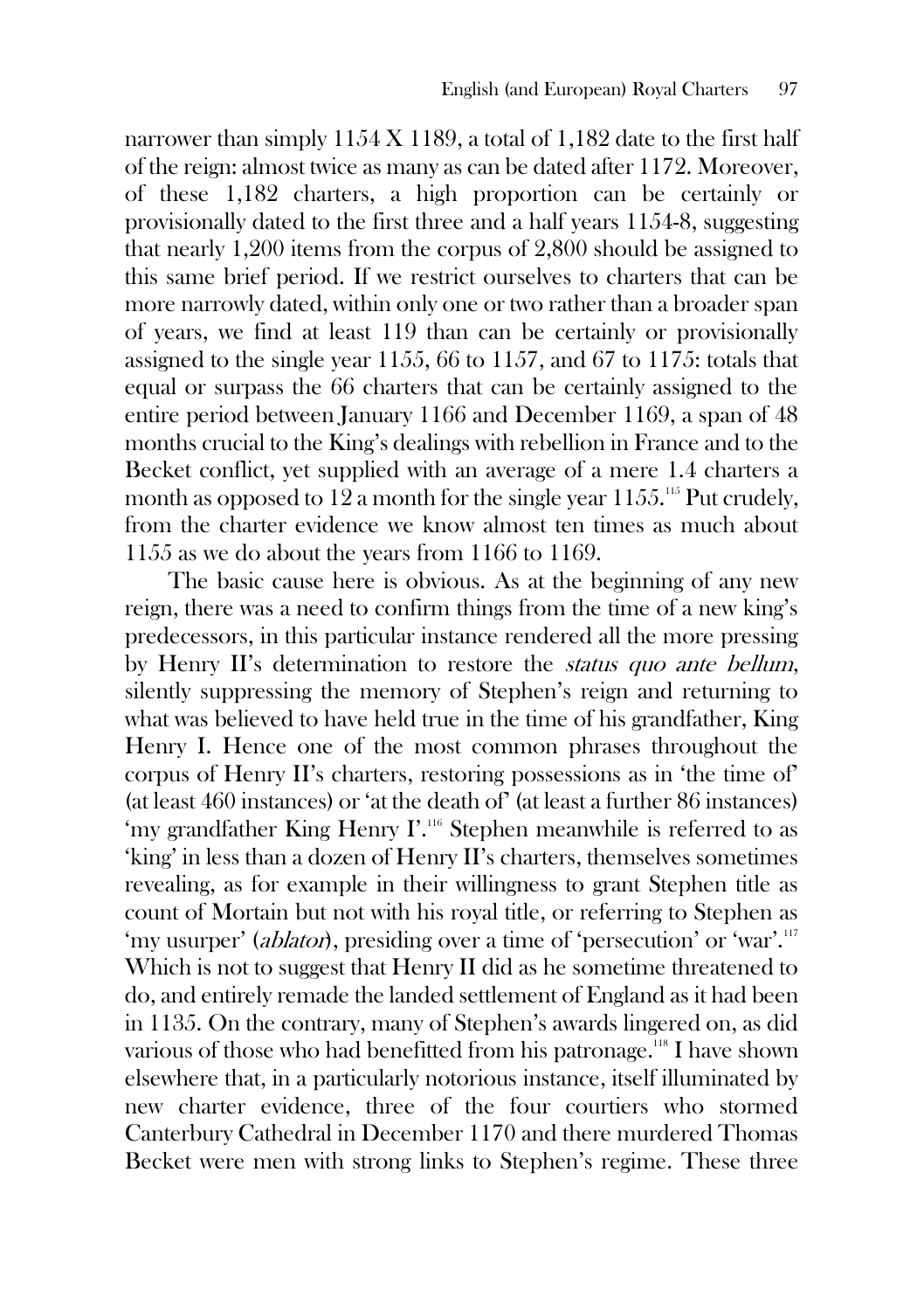narrower than simply 1154 X 1189, a total of 1,182 date to the first half of the reign: almost twice as many as can be dated after 1172. Moreover, of these 1,182 charters, a high proportion can be certainly or provisionally dated to the first three and a half years 1154-8, suggesting that nearly 1,200 items from the corpus of 2,800 should be assigned to this same brief period. If we restrict ourselves to charters that can be more narrowly dated, within only one or two rather than a broader span of years, we find at least 119 than can be certainly or provisionally assigned to the single year 1155, 66 to 1157, and 67 to 1175: totals that equal or surpass the 66 charters that can be certainly assigned to the entire period between January 1166 and December 1169, a span of 48 months crucial to the King's dealings with rebellion in France and to the Becket conflict, yet supplied with an average of a mere 1.4 charters a month as opposed to 12 a month for the single year 1155.[115] Put crudely, from the charter evidence we know almost ten times as much about 1155 as we do about the years from 1166 to 1169.

The basic cause here is obvious. As at the beginning of any new reign, there was a need to confirm things from the time of a new king's predecessors, in this particular instance rendered all the more pressing by Henry II's determination to restore the *status quo ante bellum*, silently suppressing the memory of Stephen's reign and returning to what was believed to have held true in the time of his grandfather, King Henry I. Hence one of the most common phrases throughout the corpus of Henry II's charters, restoring possessions as in 'the time of' (at least 460 instances) or 'at the death of' (at least a further 86 instances) 'my grandfather King Henry I'.[116] Stephen meanwhile is referred to as 'king' in less than a dozen of Henry II's charters, themselves sometimes revealing, as for example in their willingness to grant Stephen title as count of Mortain but not with his royal title, or referring to Stephen as 'my usurper' (*ablator*), presiding over a time of 'persecution' or 'war'.[117] Which is not to suggest that Henry II did as he sometime threatened to do, and entirely remade the landed settlement of England as it had been in 1135. On the contrary, many of Stephen's awards lingered on, as did various of those who had benefitted from his patronage.[118] I have shown elsewhere that, in a particularly notorious instance, itself illuminated by new charter evidence, three of the four courtiers who stormed Canterbury Cathedral in December 1170 and there murdered Thomas Becket were men with strong links to Stephen's regime. These three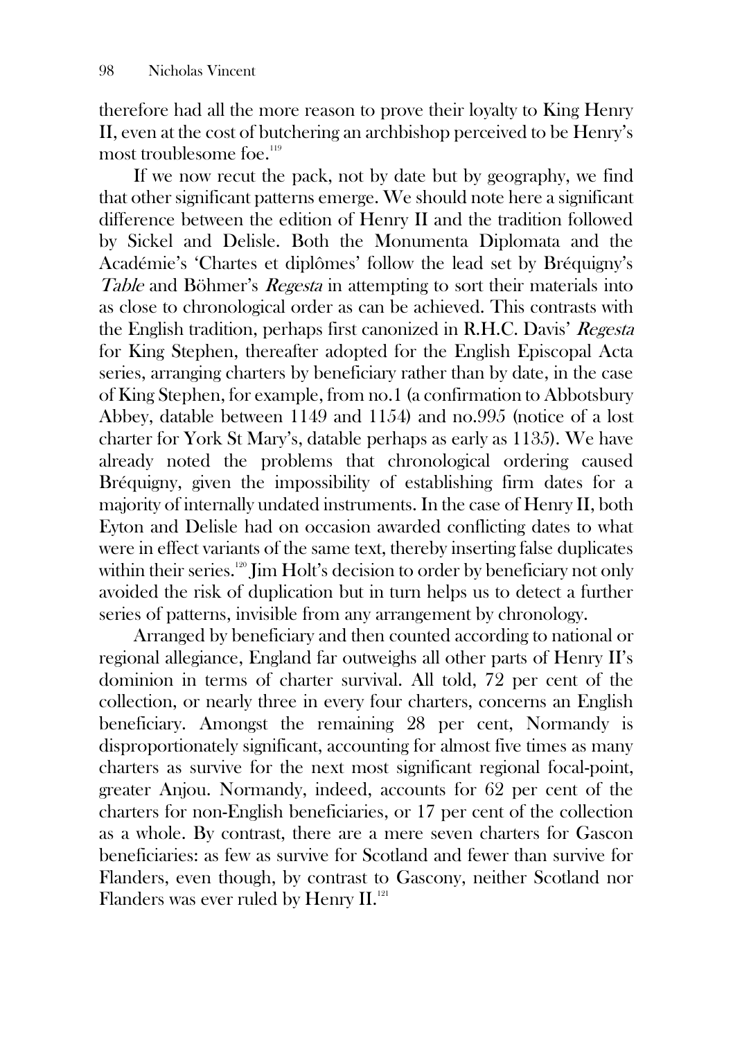therefore had all the more reason to prove their loyalty to King Henry II, even at the cost of butchering an archbishop perceived to be Henry's most troublesome foe.[119]

If we now recut the pack, not by date but by geography, we find that other significant patterns emerge. We should note here a significant difference between the edition of Henry II and the tradition followed by Sickel and Delisle. Both the Monumenta Diplomata and the Académie's 'Chartes et diplômes' follow the lead set by Bréquigny's *Table* and Böhmer's *Regesta* in attempting to sort their materials into as close to chronological order as can be achieved. This contrasts with the English tradition, perhaps first canonized in R.H.C. Davis' *Regesta* for King Stephen, thereafter adopted for the English Episcopal Acta series, arranging charters by beneficiary rather than by date, in the case of King Stephen, for example, from no.1 (a confirmation to Abbotsbury Abbey, datable between 1149 and 1154) and no.995 (notice of a lost charter for York St Mary's, datable perhaps as early as 1135). We have already noted the problems that chronological ordering caused Bréquigny, given the impossibility of establishing firm dates for a majority of internally undated instruments. In the case of Henry II, both Eyton and Delisle had on occasion awarded conflicting dates to what were in effect variants of the same text, thereby inserting false duplicates within their series.[120] Jim Holt's decision to order by beneficiary not only avoided the risk of duplication but in turn helps us to detect a further series of patterns, invisible from any arrangement by chronology.

Arranged by beneficiary and then counted according to national or regional allegiance, England far outweighs all other parts of Henry II's dominion in terms of charter survival. All told, 72 per cent of the collection, or nearly three in every four charters, concerns an English beneficiary. Amongst the remaining 28 per cent, Normandy is disproportionately significant, accounting for almost five times as many charters as survive for the next most significant regional focal-point, greater Anjou. Normandy, indeed, accounts for 62 per cent of the charters for non-English beneficiaries, or 17 per cent of the collection as a whole. By contrast, there are a mere seven charters for Gascon beneficiaries: as few as survive for Scotland and fewer than survive for Flanders, even though, by contrast to Gascony, neither Scotland nor Flanders was ever ruled by Henry II.[121]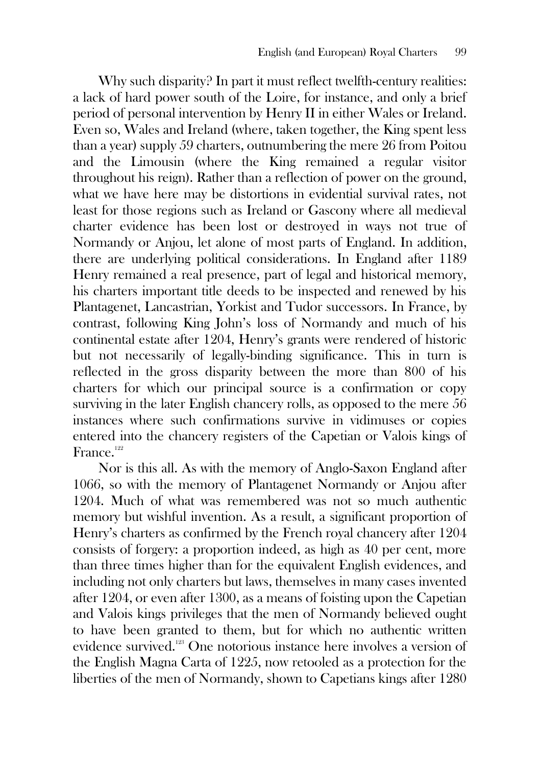Why such disparity? In part it must reflect twelfth-century realities: a lack of hard power south of the Loire, for instance, and only a brief period of personal intervention by Henry II in either Wales or Ireland. Even so, Wales and Ireland (where, taken together, the King spent less than a year) supply 59 charters, outnumbering the mere 26 from Poitou and the Limousin (where the King remained a regular visitor throughout his reign). Rather than a reflection of power on the ground, what we have here may be distortions in evidential survival rates, not least for those regions such as Ireland or Gascony where all medieval charter evidence has been lost or destroyed in ways not true of Normandy or Anjou, let alone of most parts of England. In addition, there are underlying political considerations. In England after 1189 Henry remained a real presence, part of legal and historical memory, his charters important title deeds to be inspected and renewed by his Plantagenet, Lancastrian, Yorkist and Tudor successors. In France, by contrast, following King John's loss of Normandy and much of his continental estate after 1204, Henry's grants were rendered of historic but not necessarily of legally-binding significance. This in turn is reflected in the gross disparity between the more than 800 of his charters for which our principal source is a confirmation or copy surviving in the later English chancery rolls, as opposed to the mere 56 instances where such confirmations survive in vidimuses or copies entered into the chancery registers of the Capetian or Valois kings of France.[122]

Nor is this all. As with the memory of Anglo-Saxon England after 1066, so with the memory of Plantagenet Normandy or Anjou after 1204. Much of what was remembered was not so much authentic memory but wishful invention. As a result, a significant proportion of Henry's charters as confirmed by the French royal chancery after 1204 consists of forgery: a proportion indeed, as high as 40 per cent, more than three times higher than for the equivalent English evidences, and including not only charters but laws, themselves in many cases invented after 1204, or even after 1300, as a means of foisting upon the Capetian and Valois kings privileges that the men of Normandy believed ought to have been granted to them, but for which no authentic written evidence survived.[123] One notorious instance here involves a version of the English Magna Carta of 1225, now retooled as a protection for the liberties of the men of Normandy, shown to Capetians kings after 1280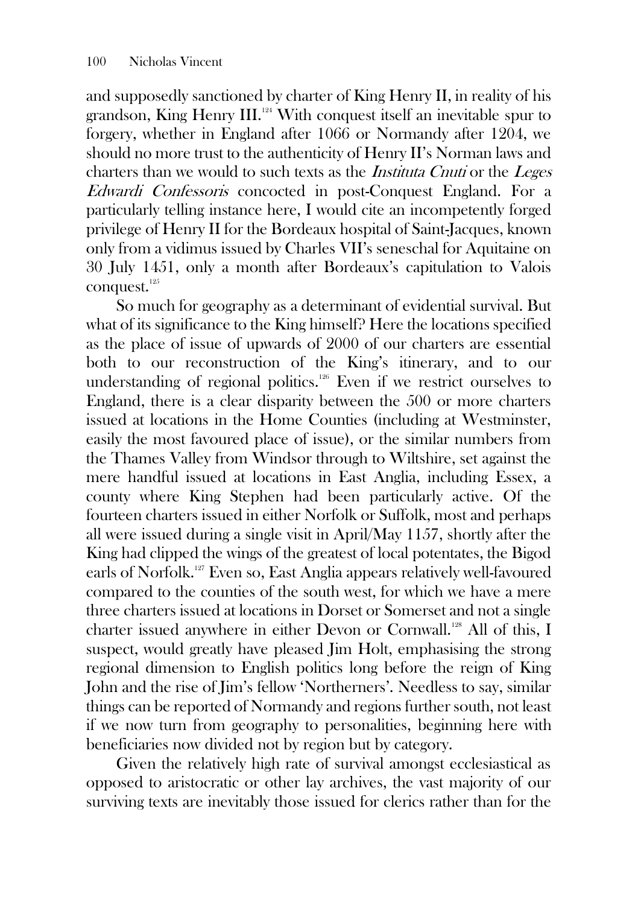and supposedly sanctioned by charter of King Henry II, in reality of his grandson, King Henry III.[124] With conquest itself an inevitable spur to forgery, whether in England after 1066 or Normandy after 1204, we should no more trust to the authenticity of Henry II's Norman laws and charters than we would to such texts as the *Instituta Cnuti* or the *Leges Edwardi Confessoris* concocted in post-Conquest England. For a particularly telling instance here, I would cite an incompetently forged privilege of Henry II for the Bordeaux hospital of Saint-Jacques, known only from a vidimus issued by Charles VII's seneschal for Aquitaine on 30 July 1451, only a month after Bordeaux's capitulation to Valois conquest.[125]

So much for geography as a determinant of evidential survival. But what of its significance to the King himself? Here the locations specified as the place of issue of upwards of 2000 of our charters are essential both to our reconstruction of the King's itinerary, and to our understanding of regional politics.[126] Even if we restrict ourselves to England, there is a clear disparity between the 500 or more charters issued at locations in the Home Counties (including at Westminster, easily the most favoured place of issue), or the similar numbers from the Thames Valley from Windsor through to Wiltshire, set against the mere handful issued at locations in East Anglia, including Essex, a county where King Stephen had been particularly active. Of the fourteen charters issued in either Norfolk or Suffolk, most and perhaps all were issued during a single visit in April/May 1157, shortly after the King had clipped the wings of the greatest of local potentates, the Bigod earls of Norfolk.[127] Even so, East Anglia appears relatively well-favoured compared to the counties of the south west, for which we have a mere three charters issued at locations in Dorset or Somerset and not a single charter issued anywhere in either Devon or Cornwall.[128] All of this, I suspect, would greatly have pleased Jim Holt, emphasising the strong regional dimension to English politics long before the reign of King John and the rise of Jim's fellow 'Northerners'. Needless to say, similar things can be reported of Normandy and regions further south, not least if we now turn from geography to personalities, beginning here with beneficiaries now divided not by region but by category.

Given the relatively high rate of survival amongst ecclesiastical as opposed to aristocratic or other lay archives, the vast majority of our surviving texts are inevitably those issued for clerics rather than for the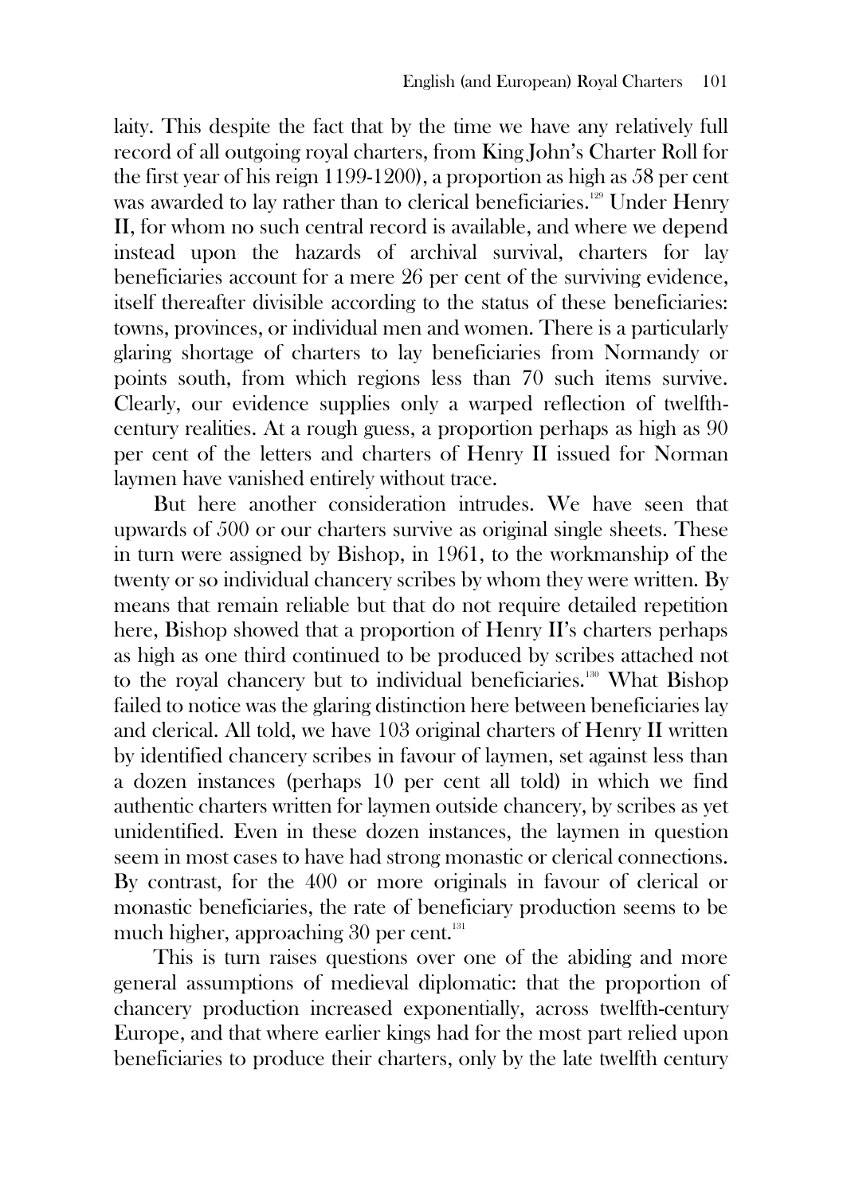laity. This despite the fact that by the time we have any relatively full record of all outgoing royal charters, from King John's Charter Roll for the first year of his reign 1199-1200), a proportion as high as 58 per cent was awarded to lay rather than to clerical beneficiaries.[129] Under Henry II, for whom no such central record is available, and where we depend instead upon the hazards of archival survival, charters for lay beneficiaries account for a mere 26 per cent of the surviving evidence, itself thereafter divisible according to the status of these beneficiaries: towns, provinces, or individual men and women. There is a particularly glaring shortage of charters to lay beneficiaries from Normandy or points south, from which regions less than 70 such items survive. Clearly, our evidence supplies only a warped reflection of twelfth-century realities. At a rough guess, a proportion perhaps as high as 90 per cent of the letters and charters of Henry II issued for Norman laymen have vanished entirely without trace.

But here another consideration intrudes. We have seen that upwards of 500 or our charters survive as original single sheets. These in turn were assigned by Bishop, in 1961, to the workmanship of the twenty or so individual chancery scribes by whom they were written. By means that remain reliable but that do not require detailed repetition here, Bishop showed that a proportion of Henry II's charters perhaps as high as one third continued to be produced by scribes attached not to the royal chancery but to individual beneficiaries.[130] What Bishop failed to notice was the glaring distinction here between beneficiaries lay and clerical. All told, we have 103 original charters of Henry II written by identified chancery scribes in favour of laymen, set against less than a dozen instances (perhaps 10 per cent all told) in which we find authentic charters written for laymen outside chancery, by scribes as yet unidentified. Even in these dozen instances, the laymen in question seem in most cases to have had strong monastic or clerical connections. By contrast, for the 400 or more originals in favour of clerical or monastic beneficiaries, the rate of beneficiary production seems to be much higher, approaching 30 per cent.[131]

This is turn raises questions over one of the abiding and more general assumptions of medieval diplomatic: that the proportion of chancery production increased exponentially, across twelfth-century Europe, and that where earlier kings had for the most part relied upon beneficiaries to produce their charters, only by the late twelfth century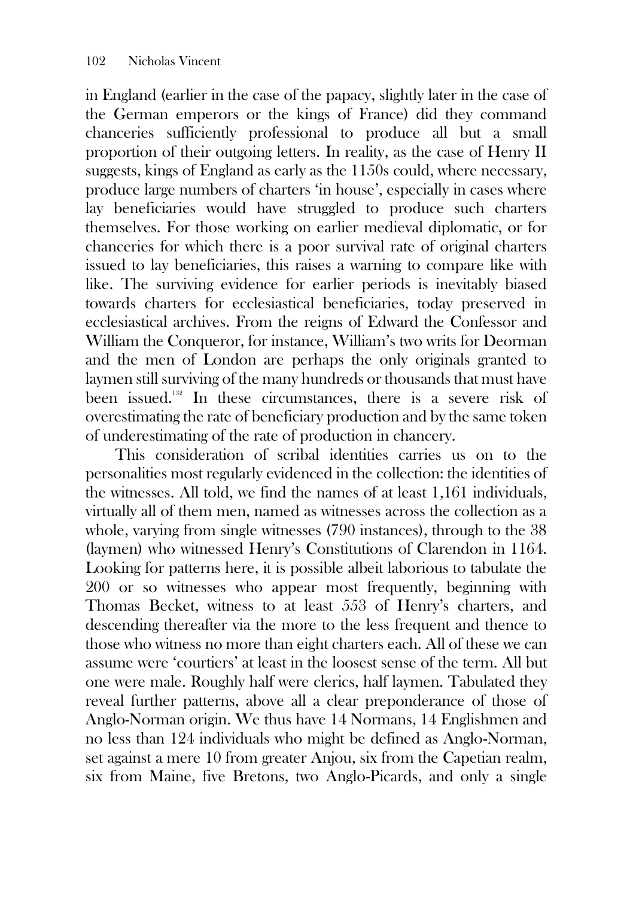in England (earlier in the case of the papacy, slightly later in the case of the German emperors or the kings of France) did they command chanceries sufficiently professional to produce all but a small proportion of their outgoing letters. In reality, as the case of Henry II suggests, kings of England as early as the 1150s could, where necessary, produce large numbers of charters 'in house', especially in cases where lay beneficiaries would have struggled to produce such charters themselves. For those working on earlier medieval diplomatic, or for chanceries for which there is a poor survival rate of original charters issued to lay beneficiaries, this raises a warning to compare like with like. The surviving evidence for earlier periods is inevitably biased towards charters for ecclesiastical beneficiaries, today preserved in ecclesiastical archives. From the reigns of Edward the Confessor and William the Conqueror, for instance, William's two writs for Deorman and the men of London are perhaps the only originals granted to laymen still surviving of the many hundreds or thousands that must have been issued.[132] In these circumstances, there is a severe risk of overestimating the rate of beneficiary production and by the same token of underestimating of the rate of production in chancery.

This consideration of scribal identities carries us on to the personalities most regularly evidenced in the collection: the identities of the witnesses. All told, we find the names of at least 1,161 individuals, virtually all of them men, named as witnesses across the collection as a whole, varying from single witnesses (790 instances), through to the 38 (laymen) who witnessed Henry's Constitutions of Clarendon in 1164. Looking for patterns here, it is possible albeit laborious to tabulate the 200 or so witnesses who appear most frequently, beginning with Thomas Becket, witness to at least 553 of Henry's charters, and descending thereafter via the more to the less frequent and thence to those who witness no more than eight charters each. All of these we can assume were 'courtiers' at least in the loosest sense of the term. All but one were male. Roughly half were clerics, half laymen. Tabulated they reveal further patterns, above all a clear preponderance of those of Anglo-Norman origin. We thus have 14 Normans, 14 Englishmen and no less than 124 individuals who might be defined as Anglo-Norman, set against a mere 10 from greater Anjou, six from the Capetian realm, six from Maine, five Bretons, two Anglo-Picards, and only a single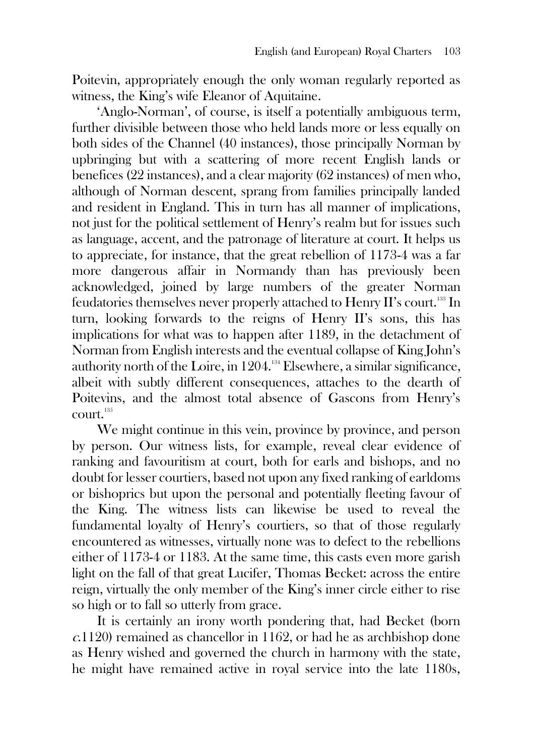Poitevin, appropriately enough the only woman regularly reported as witness, the King's wife Eleanor of Aquitaine.

'Anglo-Norman', of course, is itself a potentially ambiguous term, further divisible between those who held lands more or less equally on both sides of the Channel (40 instances), those principally Norman by upbringing but with a scattering of more recent English lands or benefices (22 instances), and a clear majority (62 instances) of men who, although of Norman descent, sprang from families principally landed and resident in England. This in turn has all manner of implications, not just for the political settlement of Henry's realm but for issues such as language, accent, and the patronage of literature at court. It helps us to appreciate, for instance, that the great rebellion of 1173-4 was a far more dangerous affair in Normandy than has previously been acknowledged, joined by large numbers of the greater Norman feudatories themselves never properly attached to Henry II's court.[133] In turn, looking forwards to the reigns of Henry II's sons, this has implications for what was to happen after 1189, in the detachment of Norman from English interests and the eventual collapse of King John's authority north of the Loire, in 1204.[134] Elsewhere, a similar significance, albeit with subtly different consequences, attaches to the dearth of Poitevins, and the almost total absence of Gascons from Henry's court.[135]

We might continue in this vein, province by province, and person by person. Our witness lists, for example, reveal clear evidence of ranking and favouritism at court, both for earls and bishops, and no doubt for lesser courtiers, based not upon any fixed ranking of earldoms or bishoprics but upon the personal and potentially fleeting favour of the King. The witness lists can likewise be used to reveal the fundamental loyalty of Henry's courtiers, so that of those regularly encountered as witnesses, virtually none was to defect to the rebellions either of 1173-4 or 1183. At the same time, this casts even more garish light on the fall of that great Lucifer, Thomas Becket: across the entire reign, virtually the only member of the King's inner circle either to rise so high or to fall so utterly from grace.

It is certainly an irony worth pondering that, had Becket (born *c.*1120) remained as chancellor in 1162, or had he as archbishop done as Henry wished and governed the church in harmony with the state, he might have remained active in royal service into the late 1180s,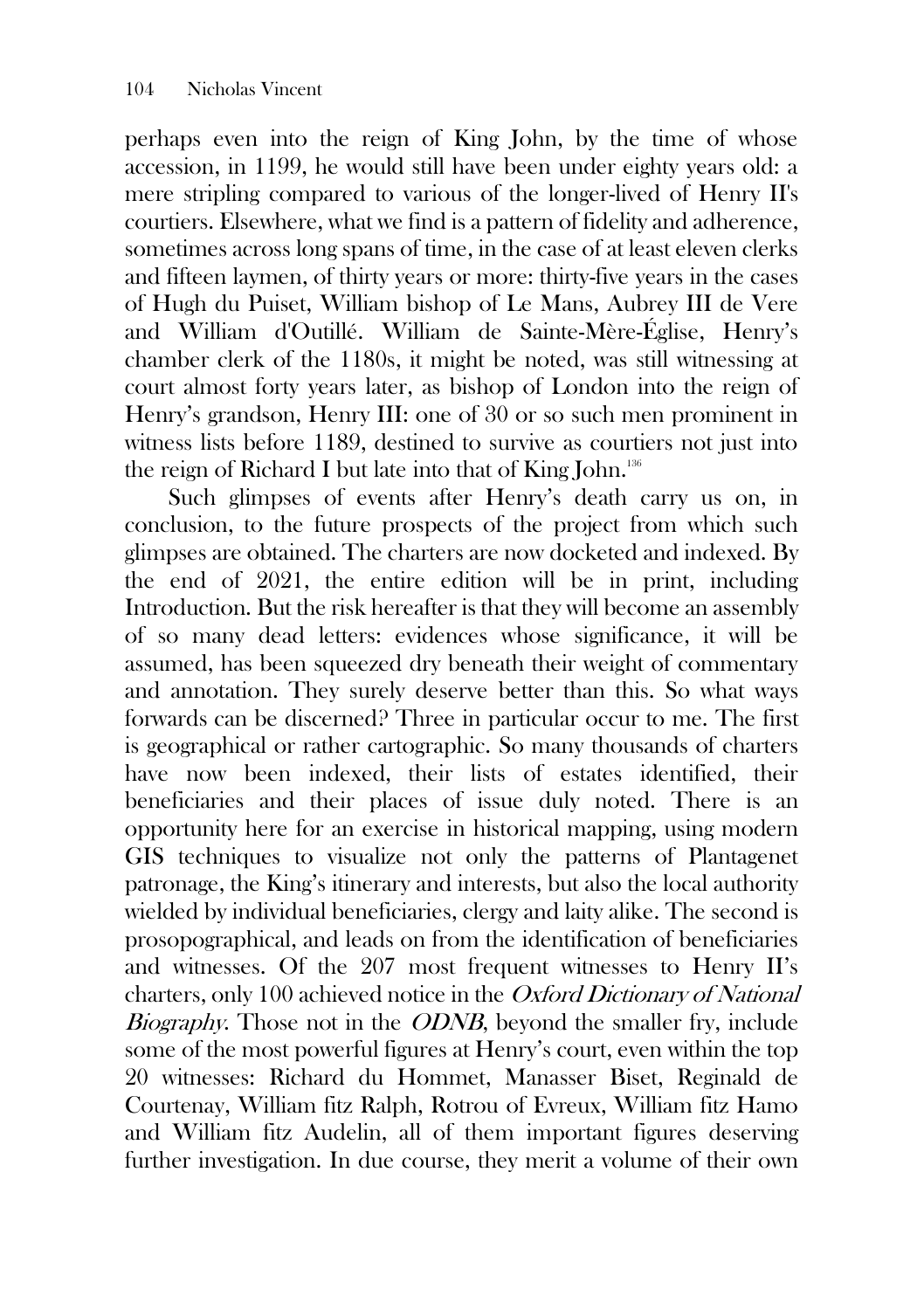perhaps even into the reign of King John, by the time of whose accession, in 1199, he would still have been under eighty years old: a mere stripling compared to various of the longer-lived of Henry II's courtiers. Elsewhere, what we find is a pattern of fidelity and adherence, sometimes across long spans of time, in the case of at least eleven clerks and fifteen laymen, of thirty years or more: thirty-five years in the cases of Hugh du Puiset, William bishop of Le Mans, Aubrey III de Vere and William d'Outillé. William de Sainte-Mère-Église, Henry's chamber clerk of the 1180s, it might be noted, was still witnessing at court almost forty years later, as bishop of London into the reign of Henry's grandson, Henry III: one of 30 or so such men prominent in witness lists before 1189, destined to survive as courtiers not just into the reign of Richard I but late into that of King John.[136]

Such glimpses of events after Henry's death carry us on, in conclusion, to the future prospects of the project from which such glimpses are obtained. The charters are now docketed and indexed. By the end of 2021, the entire edition will be in print, including Introduction. But the risk hereafter is that they will become an assembly of so many dead letters: evidences whose significance, it will be assumed, has been squeezed dry beneath their weight of commentary and annotation. They surely deserve better than this. So what ways forwards can be discerned? Three in particular occur to me. The first is geographical or rather cartographic. So many thousands of charters have now been indexed, their lists of estates identified, their beneficiaries and their places of issue duly noted. There is an opportunity here for an exercise in historical mapping, using modern GIS techniques to visualize not only the patterns of Plantagenet patronage, the King's itinerary and interests, but also the local authority wielded by individual beneficiaries, clergy and laity alike. The second is prosopographical, and leads on from the identification of beneficiaries and witnesses. Of the 207 most frequent witnesses to Henry II's charters, only 100 achieved notice in the *Oxford Dictionary of National Biography*. Those not in the *ODNB*, beyond the smaller fry, include some of the most powerful figures at Henry's court, even within the top 20 witnesses: Richard du Hommet, Manasser Biset, Reginald de Courtenay, William fitz Ralph, Rotrou of Evreux, William fitz Hamo and William fitz Audelin, all of them important figures deserving further investigation. In due course, they merit a volume of their own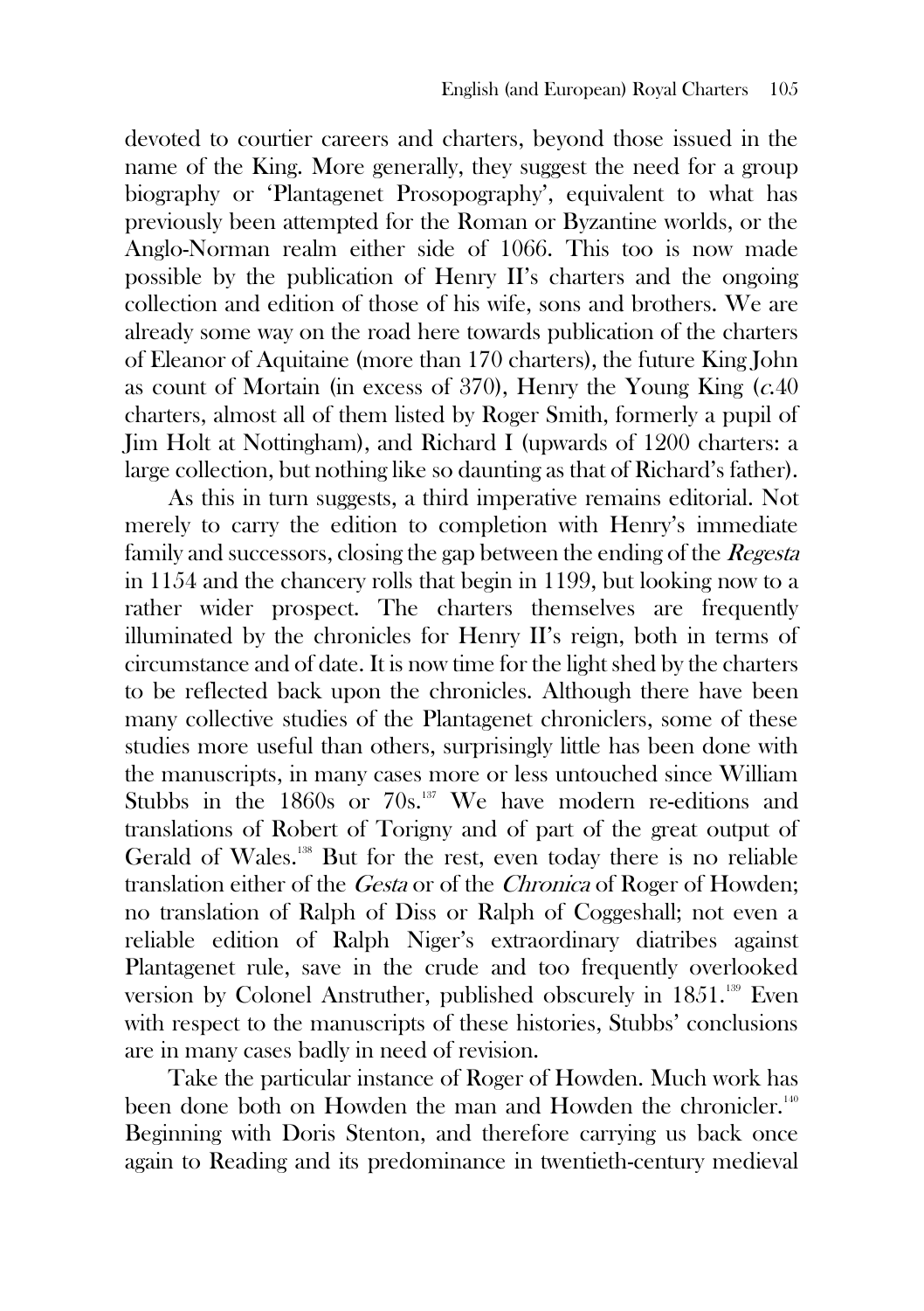devoted to courtier careers and charters, beyond those issued in the name of the King. More generally, they suggest the need for a group biography or 'Plantagenet Prosopography', equivalent to what has previously been attempted for the Roman or Byzantine worlds, or the Anglo-Norman realm either side of 1066. This too is now made possible by the publication of Henry II's charters and the ongoing collection and edition of those of his wife, sons and brothers. We are already some way on the road here towards publication of the charters of Eleanor of Aquitaine (more than 170 charters), the future King John as count of Mortain (in excess of 370), Henry the Young King (*c.*40 charters, almost all of them listed by Roger Smith, formerly a pupil of Jim Holt at Nottingham), and Richard I (upwards of 1200 charters: a large collection, but nothing like so daunting as that of Richard's father).

As this in turn suggests, a third imperative remains editorial. Not merely to carry the edition to completion with Henry's immediate family and successors, closing the gap between the ending of the *Regesta* in 1154 and the chancery rolls that begin in 1199, but looking now to a rather wider prospect. The charters themselves are frequently illuminated by the chronicles for Henry II's reign, both in terms of circumstance and of date. It is now time for the light shed by the charters to be reflected back upon the chronicles. Although there have been many collective studies of the Plantagenet chroniclers, some of these studies more useful than others, surprisingly little has been done with the manuscripts, in many cases more or less untouched since William Stubbs in the 1860s or 70s.[137] We have modern re-editions and translations of Robert of Torigny and of part of the great output of Gerald of Wales.[138] But for the rest, even today there is no reliable translation either of the *Gesta* or of the *Chronica* of Roger of Howden; no translation of Ralph of Diss or Ralph of Coggeshall; not even a reliable edition of Ralph Niger's extraordinary diatribes against Plantagenet rule, save in the crude and too frequently overlooked version by Colonel Anstruther, published obscurely in 1851.[139] Even with respect to the manuscripts of these histories, Stubbs' conclusions are in many cases badly in need of revision.

Take the particular instance of Roger of Howden. Much work has been done both on Howden the man and Howden the chronicler.[140] Beginning with Doris Stenton, and therefore carrying us back once again to Reading and its predominance in twentieth-century medieval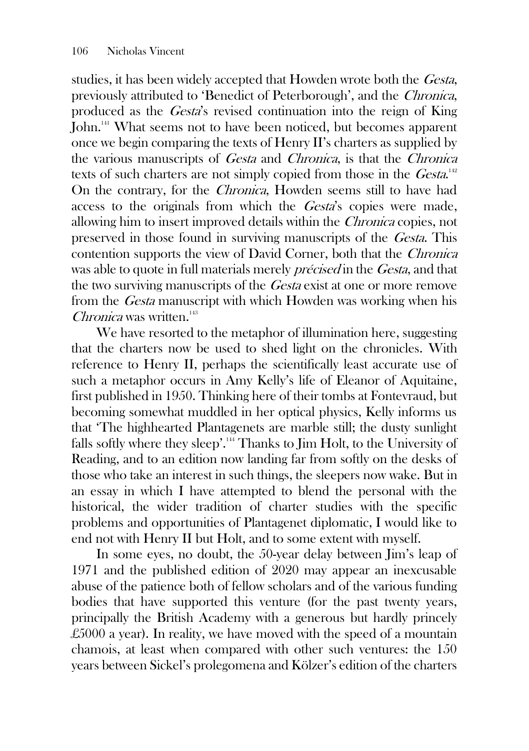studies, it has been widely accepted that Howden wrote both the *Gesta*, previously attributed to 'Benedict of Peterborough', and the *Chronica*, produced as the *Gesta*'s revised continuation into the reign of King John.[141] What seems not to have been noticed, but becomes apparent once we begin comparing the texts of Henry II's charters as supplied by the various manuscripts of *Gesta* and *Chronica*, is that the *Chronica* texts of such charters are not simply copied from those in the *Gesta*.[142] On the contrary, for the *Chronica*, Howden seems still to have had access to the originals from which the *Gesta*'s copies were made, allowing him to insert improved details within the *Chronica* copies, not preserved in those found in surviving manuscripts of the *Gesta*. This contention supports the view of David Corner, both that the *Chronica* was able to quote in full materials merely *précised* in the *Gesta*, and that the two surviving manuscripts of the *Gesta* exist at one or more remove from the *Gesta* manuscript with which Howden was working when his *Chronica* was written.[143]

We have resorted to the metaphor of illumination here, suggesting that the charters now be used to shed light on the chronicles. With reference to Henry II, perhaps the scientifically least accurate use of such a metaphor occurs in Amy Kelly's life of Eleanor of Aquitaine, first published in 1950. Thinking here of their tombs at Fontevraud, but becoming somewhat muddled in her optical physics, Kelly informs us that 'The highhearted Plantagenets are marble still; the dusty sunlight falls softly where they sleep'.[144] Thanks to Jim Holt, to the University of Reading, and to an edition now landing far from softly on the desks of those who take an interest in such things, the sleepers now wake. But in an essay in which I have attempted to blend the personal with the historical, the wider tradition of charter studies with the specific problems and opportunities of Plantagenet diplomatic, I would like to end not with Henry II but Holt, and to some extent with myself.

In some eyes, no doubt, the 50-year delay between Jim's leap of 1971 and the published edition of 2020 may appear an inexcusable abuse of the patience both of fellow scholars and of the various funding bodies that have supported this venture (for the past twenty years, principally the British Academy with a generous but hardly princely £5000 a year). In reality, we have moved with the speed of a mountain chamois, at least when compared with other such ventures: the 150 years between Sickel's prolegomena and Kölzer's edition of the charters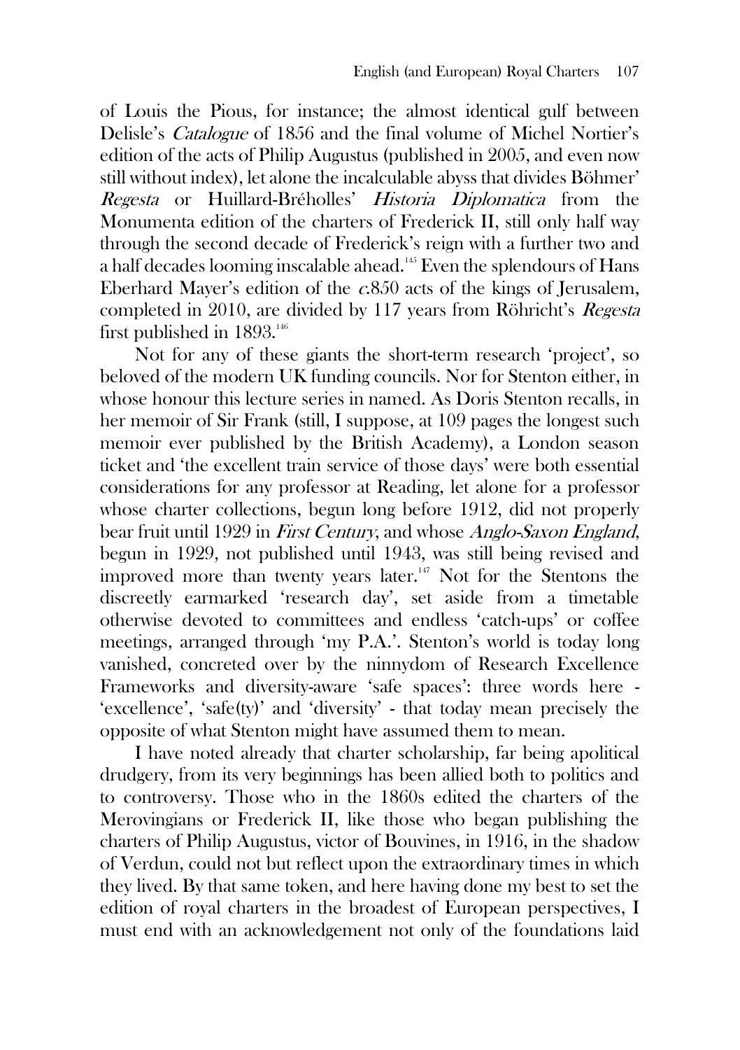of Louis the Pious, for instance; the almost identical gulf between Delisle's *Catalogue* of 1856 and the final volume of Michel Nortier's edition of the acts of Philip Augustus (published in 2005, and even now still without index), let alone the incalculable abyss that divides Böhmer' *Regesta* or Huillard-Bréholles' *Historia Diplomatica* from the Monumenta edition of the charters of Frederick II, still only half way through the second decade of Frederick's reign with a further two and a half decades looming inscalable ahead.[145] Even the splendours of Hans Eberhard Mayer's edition of the *c*.850 acts of the kings of Jerusalem, completed in 2010, are divided by 117 years from Röhricht's *Regesta* first published in 1893.[146]

Not for any of these giants the short-term research 'project', so beloved of the modern UK funding councils. Nor for Stenton either, in whose honour this lecture series in named. As Doris Stenton recalls, in her memoir of Sir Frank (still, I suppose, at 109 pages the longest such memoir ever published by the British Academy), a London season ticket and 'the excellent train service of those days' were both essential considerations for any professor at Reading, let alone for a professor whose charter collections, begun long before 1912, did not properly bear fruit until 1929 in *First Century*, and whose *Anglo-Saxon England*, begun in 1929, not published until 1943, was still being revised and improved more than twenty years later.[147] Not for the Stentons the discreetly earmarked 'research day', set aside from a timetable otherwise devoted to committees and endless 'catch-ups' or coffee meetings, arranged through 'my P.A.'. Stenton's world is today long vanished, concreted over by the ninnydom of Research Excellence Frameworks and diversity-aware 'safe spaces': three words here - 'excellence', 'safe(ty)' and 'diversity' - that today mean precisely the opposite of what Stenton might have assumed them to mean.

I have noted already that charter scholarship, far being apolitical drudgery, from its very beginnings has been allied both to politics and to controversy. Those who in the 1860s edited the charters of the Merovingians or Frederick II, like those who began publishing the charters of Philip Augustus, victor of Bouvines, in 1916, in the shadow of Verdun, could not but reflect upon the extraordinary times in which they lived. By that same token, and here having done my best to set the edition of royal charters in the broadest of European perspectives, I must end with an acknowledgement not only of the foundations laid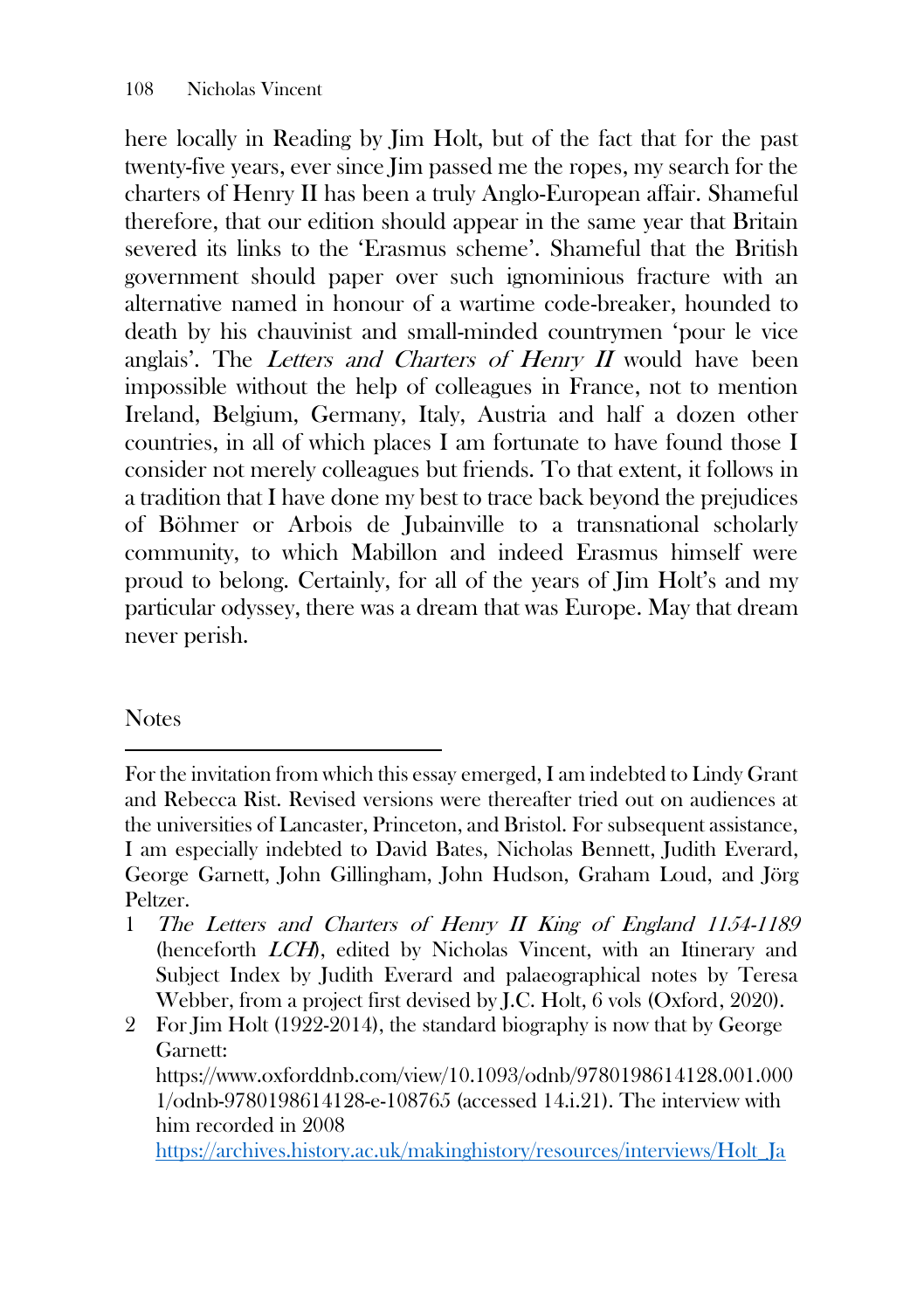here locally in Reading by Jim Holt, but of the fact that for the past twenty-five years, ever since Jim passed me the ropes, my search for the charters of Henry II has been a truly Anglo-European affair. Shameful therefore, that our edition should appear in the same year that Britain severed its links to the 'Erasmus scheme'. Shameful that the British government should paper over such ignominious fracture with an alternative named in honour of a wartime code-breaker, hounded to death by his chauvinist and small-minded countrymen 'pour le vice anglais'. The *Letters and Charters of Henry II* would have been impossible without the help of colleagues in France, not to mention Ireland, Belgium, Germany, Italy, Austria and half a dozen other countries, in all of which places I am fortunate to have found those I consider not merely colleagues but friends. To that extent, it follows in a tradition that I have done my best to trace back beyond the prejudices of Böhmer or Arbois de Jubainville to a transnational scholarly community, to which Mabillon and indeed Erasmus himself were proud to belong. Certainly, for all of the years of Jim Holt's and my particular odyssey, there was a dream that was Europe. May that dream never perish.

## Notes

For the invitation from which this essay emerged, I am indebted to Lindy Grant and Rebecca Rist. Revised versions were thereafter tried out on audiences at the universities of Lancaster, Princeton, and Bristol. For subsequent assistance, I am especially indebted to David Bates, Nicholas Bennett, Judith Everard, George Garnett, John Gillingham, John Hudson, Graham Loud, and Jörg Peltzer.

1 *The Letters and Charters of Henry II King of England 1154-1189* (henceforth *LCH*), edited by Nicholas Vincent, with an Itinerary and Subject Index by Judith Everard and palaeographical notes by Teresa Webber, from a project first devised by J.C. Holt, 6 vols (Oxford, 2020).

2 For Jim Holt (1922-2014), the standard biography is now that by George Garnett: https://www.oxforddnb.com/view/10.1093/odnb/9780198614128.001.0001/odnb-9780198614128-e-108765 (accessed 14.i.21). The interview with him recorded in 2008 https://archives.history.ac.uk/makinghistory/resources/interviews/Holt_Ja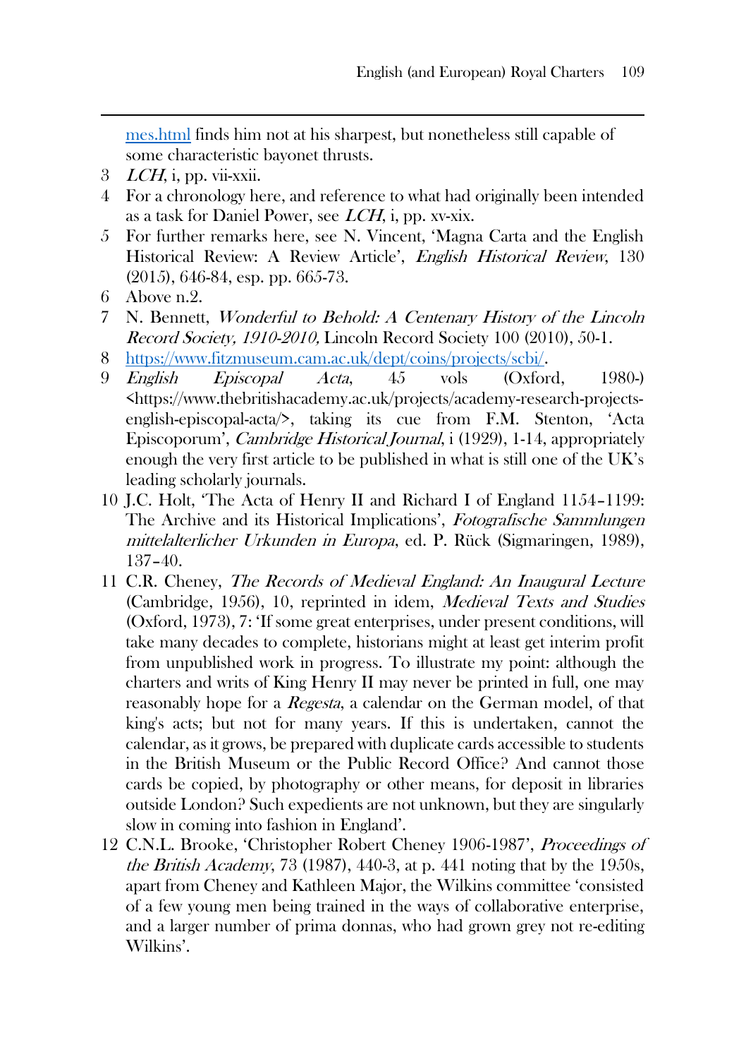[mes.html](mes.html) finds him not at his sharpest, but nonetheless still capable of some characteristic bayonet thrusts.

3. *LCH*, i, pp. vii-xxii.
4. For a chronology here, and reference to what had originally been intended as a task for Daniel Power, see *LCH*, i, pp. xv-xix.
5. For further remarks here, see N. Vincent, 'Magna Carta and the English Historical Review: A Review Article', *English Historical Review*, 130 (2015), 646-84, esp. pp. 665-73.
6. Above n.2.
7. N. Bennett, *Wonderful to Behold: A Centenary History of the Lincoln Record Society, 1910-2010,* Lincoln Record Society 100 (2010), 50-1.
8. [https://www.fitzmuseum.cam.ac.uk/dept/coins/projects/scbi/](https://www.fitzmuseum.cam.ac.uk/dept/coins/projects/scbi/).
9. *English Episcopal Acta*, 45 vols (Oxford, 1980-) <https://www.thebritishacademy.ac.uk/projects/academy-research-projects-english-episcopal-acta/>, taking its cue from F.M. Stenton, 'Acta Episcoporum', *Cambridge Historical Journal*, i (1929), 1-14, appropriately enough the very first article to be published in what is still one of the UK's leading scholarly journals.
10. J.C. Holt, 'The Acta of Henry II and Richard I of England 1154–1199: The Archive and its Historical Implications', *Fotografische Sammlungen mittelalterlicher Urkunden in Europa*, ed. P. Rück (Sigmaringen, 1989), 137–40.
11. C.R. Cheney, *The Records of Medieval England: An Inaugural Lecture* (Cambridge, 1956), 10, reprinted in idem, *Medieval Texts and Studies* (Oxford, 1973), 7: 'If some great enterprises, under present conditions, will take many decades to complete, historians might at least get interim profit from unpublished work in progress. To illustrate my point: although the charters and writs of King Henry II may never be printed in full, one may reasonably hope for a *Regesta*, a calendar on the German model, of that king's acts; but not for many years. If this is undertaken, cannot the calendar, as it grows, be prepared with duplicate cards accessible to students in the British Museum or the Public Record Office? And cannot those cards be copied, by photography or other means, for deposit in libraries outside London? Such expedients are not unknown, but they are singularly slow in coming into fashion in England'.
12. C.N.L. Brooke, 'Christopher Robert Cheney 1906-1987', *Proceedings of the British Academy*, 73 (1987), 440-3, at p. 441 noting that by the 1950s, apart from Cheney and Kathleen Major, the Wilkins committee 'consisted of a few young men being trained in the ways of collaborative enterprise, and a larger number of prima donnas, who had grown grey not re-editing Wilkins'.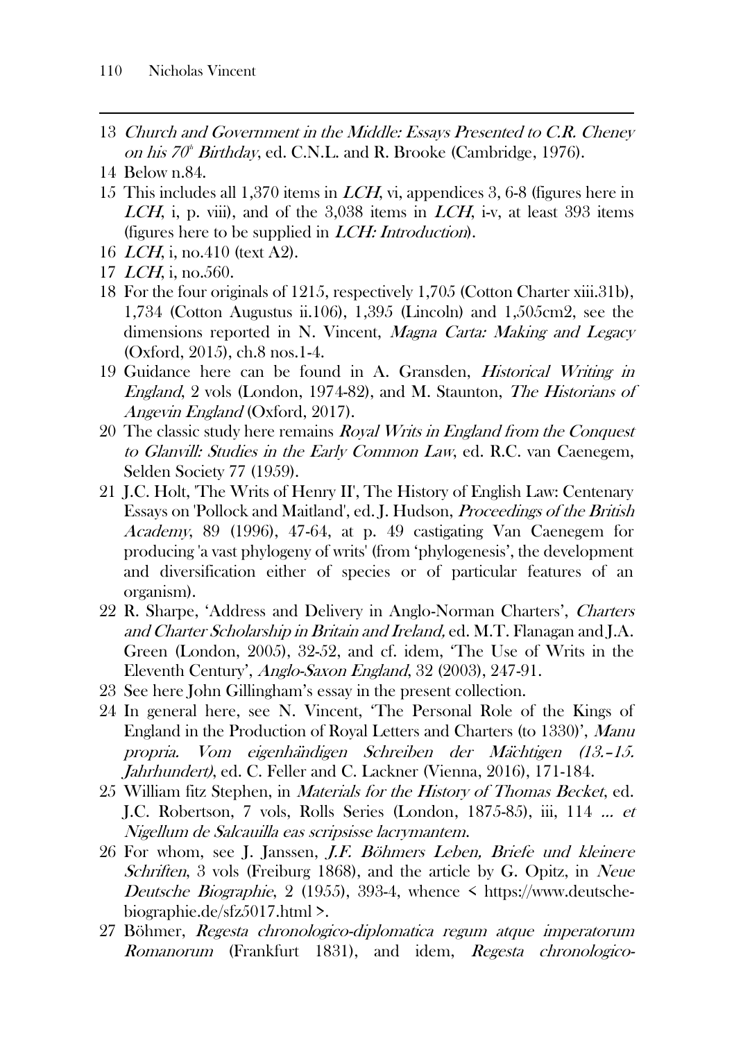13 *Church and Government in the Middle: Essays Presented to C.R. Cheney on his 70th Birthday*, ed. C.N.L. and R. Brooke (Cambridge, 1976).

14 Below n.84.

15 This includes all 1,370 items in *LCH*, vi, appendices 3, 6-8 (figures here in *LCH*, i, p. viii), and of the 3,038 items in *LCH*, i-v, at least 393 items (figures here to be supplied in *LCH: Introduction*).

16 *LCH*, i, no.410 (text A2).

17 *LCH*, i, no.560.

18 For the four originals of 1215, respectively 1,705 (Cotton Charter xiii.31b), 1,734 (Cotton Augustus ii.106), 1,395 (Lincoln) and 1,505cm2, see the dimensions reported in N. Vincent, *Magna Carta: Making and Legacy* (Oxford, 2015), ch.8 nos.1-4.

19 Guidance here can be found in A. Gransden, *Historical Writing in England*, 2 vols (London, 1974-82), and M. Staunton, *The Historians of Angevin England* (Oxford, 2017).

20 The classic study here remains *Royal Writs in England from the Conquest to Glanvill: Studies in the Early Common Law*, ed. R.C. van Caenegem, Selden Society 77 (1959).

21 J.C. Holt, 'The Writs of Henry II', The History of English Law: Centenary Essays on 'Pollock and Maitland', ed. J. Hudson, *Proceedings of the British Academy*, 89 (1996), 47-64, at p. 49 castigating Van Caenegem for producing 'a vast phylogeny of writs' (from 'phylogenesis', the development and diversification either of species or of particular features of an organism).

22 R. Sharpe, 'Address and Delivery in Anglo-Norman Charters', *Charters and Charter Scholarship in Britain and Ireland,* ed. M.T. Flanagan and J.A. Green (London, 2005), 32-52, and cf. idem, 'The Use of Writs in the Eleventh Century', *Anglo-Saxon England*, 32 (2003), 247-91.

23 See here John Gillingham's essay in the present collection.

24 In general here, see N. Vincent, 'The Personal Role of the Kings of England in the Production of Royal Letters and Charters (to 1330)', *Manu propria. Vom eigenhändigen Schreiben der Mächtigen (13.–15. Jahrhundert)*, ed. C. Feller and C. Lackner (Vienna, 2016), 171-184.

25 William fitz Stephen, in *Materials for the History of Thomas Becket*, ed. J.C. Robertson, 7 vols, Rolls Series (London, 1875-85), iii, 114 *... et Nigellum de Salcauilla eas scripsisse lacrymantem.*

26 For whom, see J. Janssen, *J.F. Böhmers Leben, Briefe und kleinere Schriften*, 3 vols (Freiburg 1868), and the article by G. Opitz, in *Neue Deutsche Biographie*, 2 (1955), 393-4, whence < https://www.deutsche-biographie.de/sfz5017.html >.

27 Böhmer, *Regesta chronologico-diplomatica regum atque imperatorum Romanorum* (Frankfurt 1831), and idem, *Regesta chronologico-*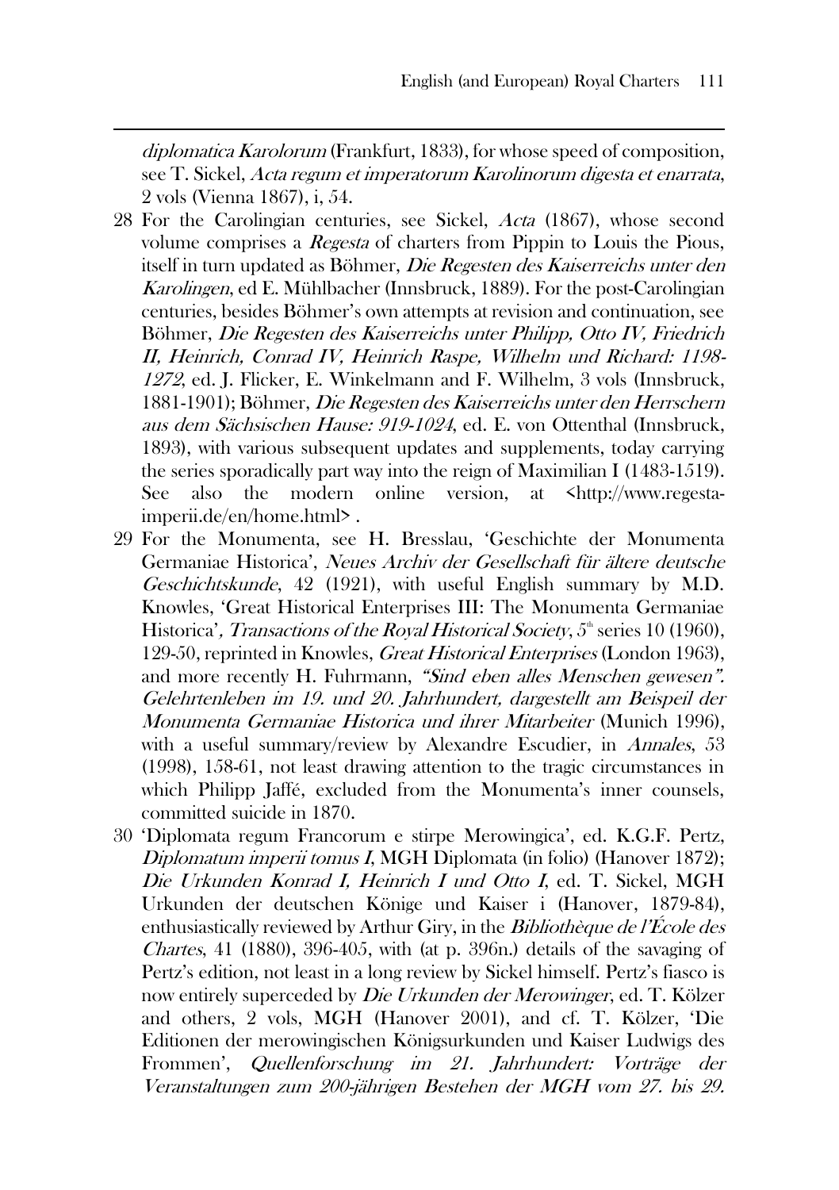*diplomatica Karolorum* (Frankfurt, 1833), for whose speed of composition, see T. Sickel, *Acta regum et imperatorum Karolinorum digesta et enarrata*, 2 vols (Vienna 1867), i, 54.

28 For the Carolingian centuries, see Sickel, *Acta* (1867), whose second volume comprises a *Regesta* of charters from Pippin to Louis the Pious, itself in turn updated as Böhmer, *Die Regesten des Kaiserreichs unter den Karolingen*, ed E. Mühlbacher (Innsbruck, 1889). For the post-Carolingian centuries, besides Böhmer's own attempts at revision and continuation, see Böhmer, *Die Regesten des Kaiserreichs unter Philipp, Otto IV, Friedrich II, Heinrich, Conrad IV, Heinrich Raspe, Wilhelm und Richard: 1198-1272*, ed. J. Flicker, E. Winkelmann and F. Wilhelm, 3 vols (Innsbruck, 1881-1901); Böhmer, *Die Regesten des Kaiserreichs unter den Herrschern aus dem Sächsischen Hause: 919-1024*, ed. E. von Ottenthal (Innsbruck, 1893), with various subsequent updates and supplements, today carrying the series sporadically part way into the reign of Maximilian I (1483-1519). See also the modern online version, at <http://www.regesta-imperii.de/en/home.html> .

29 For the Monumenta, see H. Bresslau, 'Geschichte der Monumenta Germaniae Historica', *Neues Archiv der Gesellschaft für ältere deutsche Geschichtskunde*, 42 (1921), with useful English summary by M.D. Knowles, 'Great Historical Enterprises III: The Monumenta Germaniae Historica', *Transactions of the Royal Historical Society*, 5th series 10 (1960), 129-50, reprinted in Knowles, *Great Historical Enterprises* (London 1963), and more recently H. Fuhrmann, *"Sind eben alles Menschen gewesen". Gelehrtenleben im 19. und 20. Jahrhundert, dargestellt am Beispeil der Monumenta Germaniae Historica und ihrer Mitarbeiter* (Munich 1996), with a useful summary/review by Alexandre Escudier, in *Annales*, 53 (1998), 158-61, not least drawing attention to the tragic circumstances in which Philipp Jaffé, excluded from the Monumenta's inner counsels, committed suicide in 1870.

30 'Diplomata regum Francorum e stirpe Merowingica', ed. K.G.F. Pertz, *Diplomatum imperii tomus I*, MGH Diplomata (in folio) (Hanover 1872); *Die Urkunden Konrad I, Heinrich I und Otto I*, ed. T. Sickel, MGH Urkunden der deutschen Könige und Kaiser i (Hanover, 1879-84), enthusiastically reviewed by Arthur Giry, in the *Bibliothèque de l'École des Chartes*, 41 (1880), 396-405, with (at p. 396n.) details of the savaging of Pertz's edition, not least in a long review by Sickel himself. Pertz's fiasco is now entirely superceded by *Die Urkunden der Merowinger*, ed. T. Kölzer and others, 2 vols, MGH (Hanover 2001), and cf. T. Kölzer, 'Die Editionen der merowingischen Königsurkunden und Kaiser Ludwigs des Frommen', *Quellenforschung im 21. Jahrhundert: Vorträge der Veranstaltungen zum 200-jährigen Bestehen der MGH vom 27. bis 29.*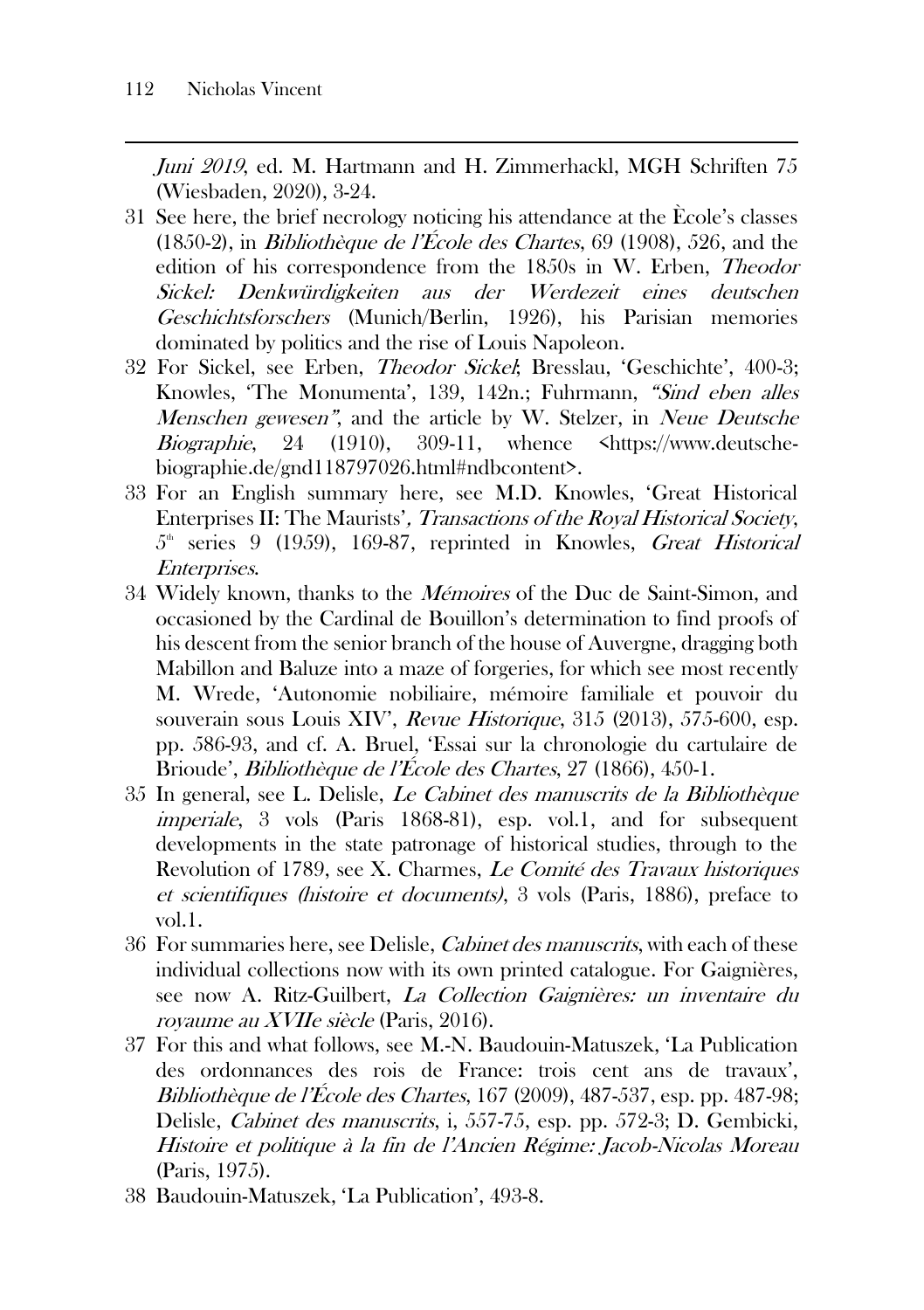*Juni 2019*, ed. M. Hartmann and H. Zimmerhackl, MGH Schriften 75 (Wiesbaden, 2020), 3-24.

31 See here, the brief necrology noticing his attendance at the Ècole's classes (1850-2), in *Bibliothèque de l'École des Chartes*, 69 (1908), 526, and the edition of his correspondence from the 1850s in W. Erben, *Theodor Sickel: Denkwürdigkeiten aus der Werdezeit eines deutschen Geschichtsforschers* (Munich/Berlin, 1926), his Parisian memories dominated by politics and the rise of Louis Napoleon.

32 For Sickel, see Erben, *Theodor Sickel*; Bresslau, 'Geschichte', 400-3; Knowles, 'The Monumenta', 139, 142n.; Fuhrmann, *"Sind eben alles Menschen gewesen"*, and the article by W. Stelzer, in *Neue Deutsche Biographie*, 24 (1910), 309-11, whence <https://www.deutsche-biographie.de/gnd118797026.html#ndbcontent>.

33 For an English summary here, see M.D. Knowles, 'Great Historical Enterprises II: The Maurists', *Transactions of the Royal Historical Society*, 5th series 9 (1959), 169-87, reprinted in Knowles, *Great Historical Enterprises*.

34 Widely known, thanks to the *Mémoires* of the Duc de Saint-Simon, and occasioned by the Cardinal de Bouillon's determination to find proofs of his descent from the senior branch of the house of Auvergne, dragging both Mabillon and Baluze into a maze of forgeries, for which see most recently M. Wrede, 'Autonomie nobiliaire, mémoire familiale et pouvoir du souverain sous Louis XIV', *Revue Historique*, 315 (2013), 575-600, esp. pp. 586-93, and cf. A. Bruel, 'Essai sur la chronologie du cartulaire de Brioude', *Bibliothèque de l'École des Chartes*, 27 (1866), 450-1.

35 In general, see L. Delisle, *Le Cabinet des manuscrits de la Bibliothèque imperiale*, 3 vols (Paris 1868-81), esp. vol.1, and for subsequent developments in the state patronage of historical studies, through to the Revolution of 1789, see X. Charmes, *Le Comité des Travaux historiques et scientifiques (histoire et documents)*, 3 vols (Paris, 1886), preface to vol.1.

36 For summaries here, see Delisle, *Cabinet des manuscrits*, with each of these individual collections now with its own printed catalogue. For Gaignières, see now A. Ritz-Guilbert, *La Collection Gaignières: un inventaire du royaume au XVIIe siècle* (Paris, 2016).

37 For this and what follows, see M.-N. Baudouin-Matuszek, 'La Publication des ordonnances des rois de France: trois cent ans de travaux', *Bibliothèque de l'École des Chartes*, 167 (2009), 487-537, esp. pp. 487-98; Delisle, *Cabinet des manuscrits*, i, 557-75, esp. pp. 572-3; D. Gembicki, *Histoire et politique à la fin de l'Ancien Régime: Jacob-Nicolas Moreau* (Paris, 1975).

38 Baudouin-Matuszek, 'La Publication', 493-8.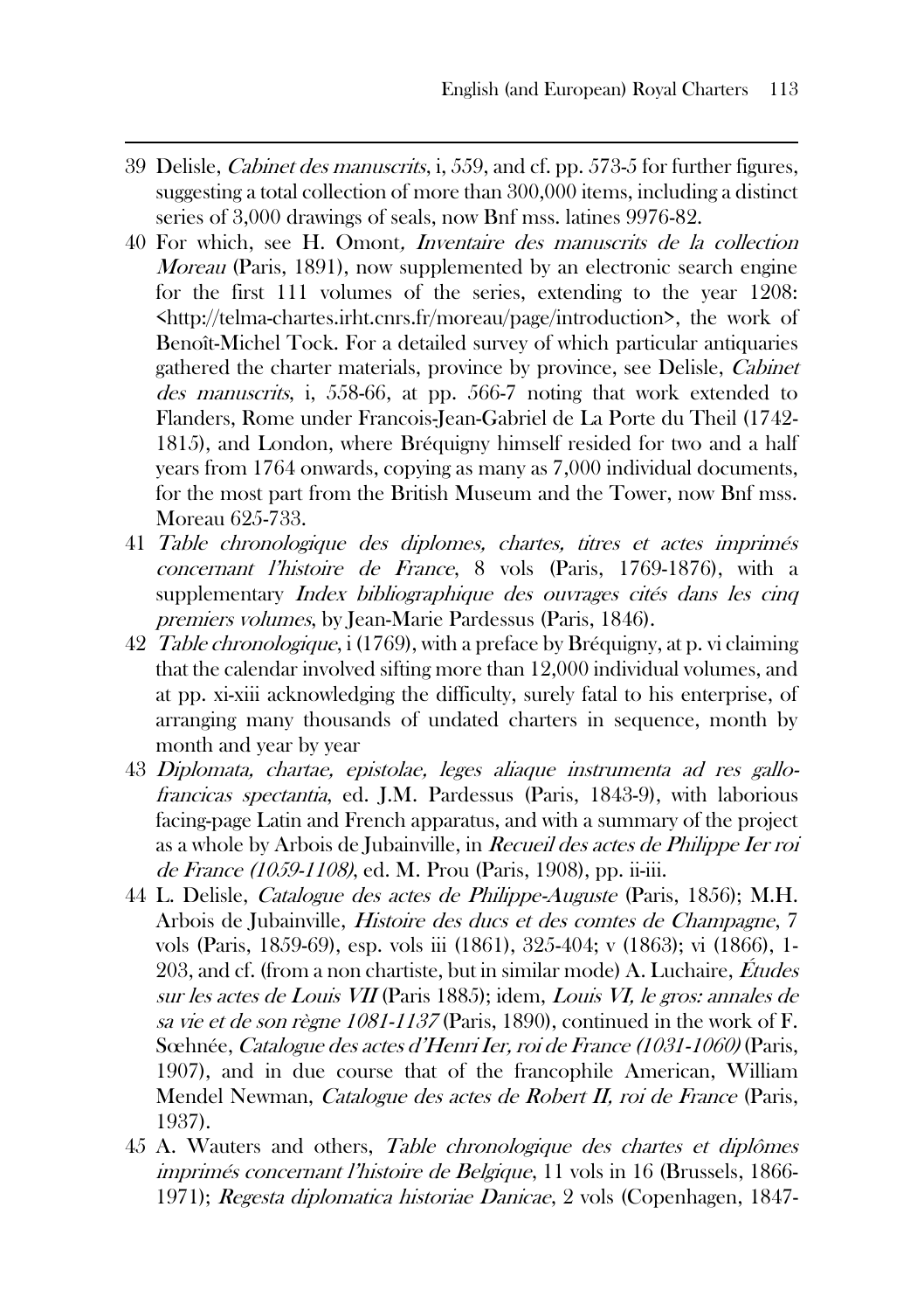39 Delisle, *Cabinet des manuscrits*, i, 559, and cf. pp. 573-5 for further figures, suggesting a total collection of more than 300,000 items, including a distinct series of 3,000 drawings of seals, now Bnf mss. latines 9976-82.

40 For which, see H. Omont, *Inventaire des manuscrits de la collection Moreau* (Paris, 1891), now supplemented by an electronic search engine for the first 111 volumes of the series, extending to the year 1208: <http://telma-chartes.irht.cnrs.fr/moreau/page/introduction>, the work of Benoît-Michel Tock. For a detailed survey of which particular antiquaries gathered the charter materials, province by province, see Delisle, *Cabinet des manuscrits*, i, 558-66, at pp. 566-7 noting that work extended to Flanders, Rome under Francois-Jean-Gabriel de La Porte du Theil (1742-1815), and London, where Bréquigny himself resided for two and a half years from 1764 onwards, copying as many as 7,000 individual documents, for the most part from the British Museum and the Tower, now Bnf mss. Moreau 625-733.

41 *Table chronologique des diplomes, chartes, titres et actes imprimés concernant l'histoire de France*, 8 vols (Paris, 1769-1876), with a supplementary *Index bibliographique des ouvrages cités dans les cinq premiers volumes*, by Jean-Marie Pardessus (Paris, 1846).

42 *Table chronologique*, i (1769), with a preface by Bréquigny, at p. vi claiming that the calendar involved sifting more than 12,000 individual volumes, and at pp. xi-xiii acknowledging the difficulty, surely fatal to his enterprise, of arranging many thousands of undated charters in sequence, month by month and year by year

43 *Diplomata, chartae, epistolae, leges aliaque instrumenta ad res gallo-francicas spectantia*, ed. J.M. Pardessus (Paris, 1843-9), with laborious facing-page Latin and French apparatus, and with a summary of the project as a whole by Arbois de Jubainville, in *Recueil des actes de Philippe Ier roi de France (1059-1108)*, ed. M. Prou (Paris, 1908), pp. ii-iii.

44 L. Delisle, *Catalogue des actes de Philippe-Auguste* (Paris, 1856); M.H. Arbois de Jubainville, *Histoire des ducs et des comtes de Champagne*, 7 vols (Paris, 1859-69), esp. vols iii (1861), 325-404; v (1863); vi (1866), 1-203, and cf. (from a non chartiste, but in similar mode) A. Luchaire, *Études sur les actes de Louis VII* (Paris 1885); idem, *Louis VI, le gros: annales de sa vie et de son règne 1081-1137* (Paris, 1890), continued in the work of F. Sœhnée, *Catalogue des actes d'Henri Ier, roi de France (1031-1060)* (Paris, 1907), and in due course that of the francophile American, William Mendel Newman, *Catalogue des actes de Robert II, roi de France* (Paris, 1937).

45 A. Wauters and others, *Table chronologique des chartes et diplômes imprimés concernant l'histoire de Belgique*, 11 vols in 16 (Brussels, 1866-1971); *Regesta diplomatica historiae Danicae*, 2 vols (Copenhagen, 1847-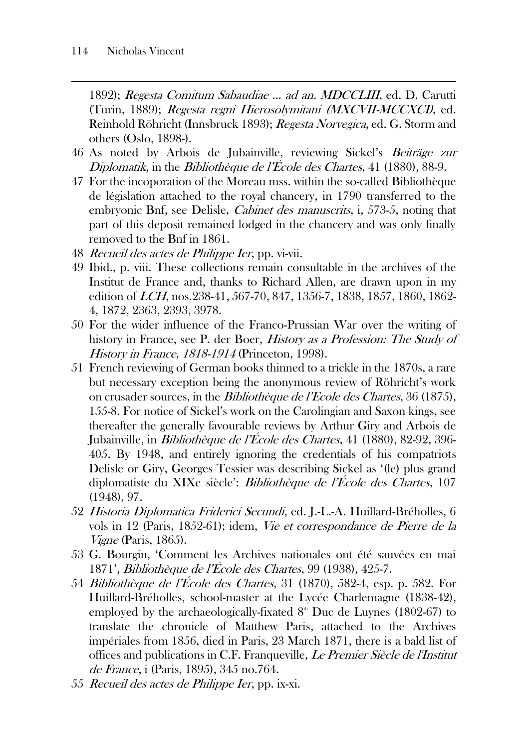1892); *Regesta Comitum Sabaudiae ... ad an. MDCCLIII*, ed. D. Carutti (Turin, 1889); *Regesta regni Hierosolymitani (MXCVII-MCCXCI)*, ed. Reinhold Röhricht (Innsbruck 1893); *Regesta Norvegica*, ed. G. Storm and others (Oslo, 1898-).

46 As noted by Arbois de Jubainville, reviewing Sickel's *Beiträge zur Diplomatik*, in the *Bibliothèque de l'École des Chartes*, 41 (1880), 88-9.

47 For the incoporation of the Moreau mss. within the so-called Bibliothèque de législation attached to the royal chancery, in 1790 transferred to the embryonic Bnf, see Delisle, *Cabinet des manuscrits*, i, 573-5, noting that part of this deposit remained lodged in the chancery and was only finally removed to the Bnf in 1861.

48 *Recueil des actes de Philippe Ier*, pp. vi-vii.

49 Ibid., p. viii. These collections remain consultable in the archives of the Institut de France and, thanks to Richard Allen, are drawn upon in my edition of *LCH*, nos.238-41, 567-70, 847, 1356-7, 1838, 1857, 1860, 1862-4, 1872, 2363, 2393, 3978.

50 For the wider influence of the Franco-Prussian War over the writing of history in France, see P. der Boer, *History as a Profession: The Study of History in France, 1818-1914* (Princeton, 1998).

51 French reviewing of German books thinned to a trickle in the 1870s, a rare but necessary exception being the anonymous review of Röhricht's work on crusader sources, in the *Bibliothèque de l'Ecole des Chartes*, 36 (1875), 155-8. For notice of Sickel's work on the Carolingian and Saxon kings, see thereafter the generally favourable reviews by Arthur Giry and Arbois de Jubainville, in *Bibliothèque de l'École des Chartes*, 41 (1880), 82-92, 396-405. By 1948, and entirely ignoring the credentials of his compatriots Delisle or Giry, Georges Tessier was describing Sickel as '(le) plus grand diplomatiste du XIXe siècle': *Bibliothèque de l'École des Chartes*, 107 (1948), 97.

52 *Historia Diplomatica Friderici Secundi*, ed. J.-L.-A. Huillard-Bréholles, 6 vols in 12 (Paris, 1852-61); idem, *Vie et correspondance de Pierre de la Vigne* (Paris, 1865).

53 G. Bourgin, 'Comment les Archives nationales ont été sauvées en mai 1871', *Bibliothèque de l'École des Chartes*, 99 (1938), 425-7.

54 *Bibliothèque de l'École des Chartes*, 31 (1870), 582-4, esp. p. 582. For Huillard-Bréholles, school-master at the Lycée Charlemagne (1838-42), employed by the archaeologically-fixated 8th Duc de Luynes (1802-67) to translate the chronicle of Matthew Paris, attached to the Archives impériales from 1856, died in Paris, 23 March 1871, there is a bald list of offices and publications in C.F. Franqueville, *Le Premier Siècle de l'Institut de France*, i (Paris, 1895), 345 no.764.

55 *Recueil des actes de Philippe Ier*, pp. ix-xi.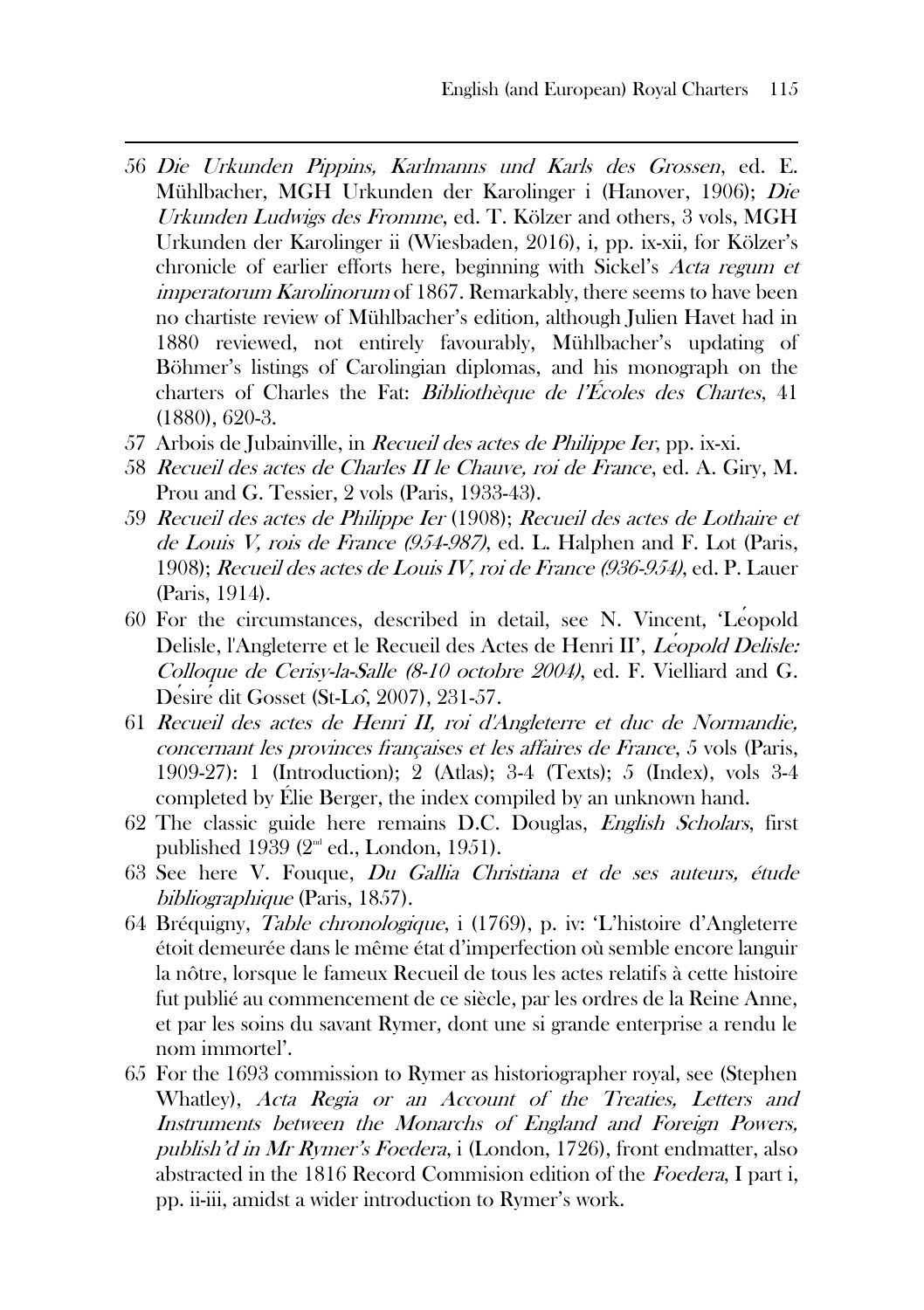56 *Die Urkunden Pippins, Karlmanns und Karls des Grossen*, ed. E. Mühlbacher, MGH Urkunden der Karolinger i (Hanover, 1906); *Die Urkunden Ludwigs des Fromme*, ed. T. Kölzer and others, 3 vols, MGH Urkunden der Karolinger ii (Wiesbaden, 2016), i, pp. ix-xii, for Kölzer's chronicle of earlier efforts here, beginning with Sickel's *Acta regum et imperatorum Karolinorum* of 1867. Remarkably, there seems to have been no chartiste review of Mühlbacher's edition, although Julien Havet had in 1880 reviewed, not entirely favourably, Mühlbacher's updating of Böhmer's listings of Carolingian diplomas, and his monograph on the charters of Charles the Fat: *Bibliothèque de l'Écoles des Chartes*, 41 (1880), 620-3.

57 Arbois de Jubainville, in *Recueil des actes de Philippe Ier*, pp. ix-xi.

58 *Recueil des actes de Charles II le Chauve, roi de France*, ed. A. Giry, M. Prou and G. Tessier, 2 vols (Paris, 1933-43).

59 *Recueil des actes de Philippe Ier* (1908); *Recueil des actes de Lothaire et de Louis V, rois de France (954-987)*, ed. L. Halphen and F. Lot (Paris, 1908); *Recueil des actes de Louis IV, roi de France (936-954)*, ed. P. Lauer (Paris, 1914).

60 For the circumstances, described in detail, see N. Vincent, 'Léopold Delisle, l'Angleterre et le Recueil des Actes de Henri II', *Léopold Delisle: Colloque de Cerisy-la-Salle (8-10 octobre 2004)*, ed. F. Vielliard and G. Désiré dit Gosset (St-Lô, 2007), 231-57.

61 *Recueil des actes de Henri II, roi d'Angleterre et duc de Normandie, concernant les provinces françaises et les affaires de France*, 5 vols (Paris, 1909-27): 1 (Introduction); 2 (Atlas); 3-4 (Texts); 5 (Index), vols 3-4 completed by Élie Berger, the index compiled by an unknown hand.

62 The classic guide here remains D.C. Douglas, *English Scholars*, first published 1939 (2nd ed., London, 1951).

63 See here V. Fouque, *Du Gallia Christiana et de ses auteurs, étude bibliographique* (Paris, 1857).

64 Bréquigny, *Table chronologique*, i (1769), p. iv: 'L'histoire d'Angleterre étoit demeurée dans le même état d'imperfection où semble encore languir la nôtre, lorsque le fameux Recueil de tous les actes relatifs à cette histoire fut publié au commencement de ce siècle, par les ordres de la Reine Anne, et par les soins du savant Rymer, dont une si grande enterprise a rendu le nom immortel'.

65 For the 1693 commission to Rymer as historiographer royal, see (Stephen Whatley), *Acta Regia or an Account of the Treaties, Letters and Instruments between the Monarchs of England and Foreign Powers, publish'd in Mr Rymer's Foedera*, i (London, 1726), front endmatter, also abstracted in the 1816 Record Commision edition of the *Foedera*, I part i, pp. ii-iii, amidst a wider introduction to Rymer's work.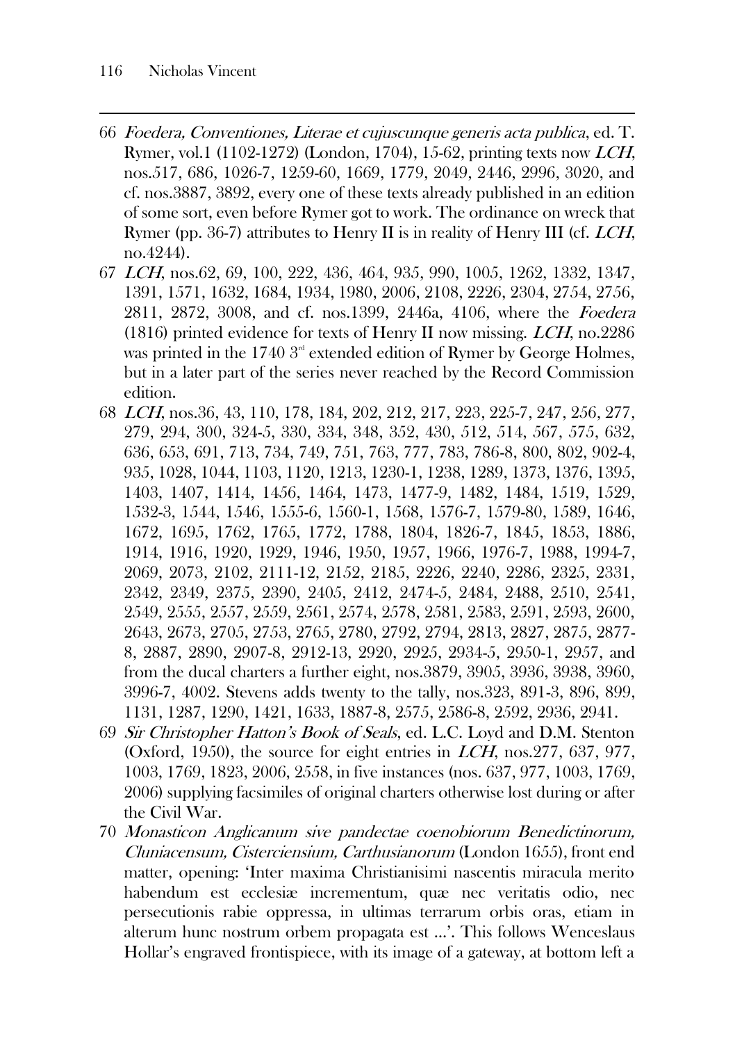66 *Foedera, Conventiones, Literae et cujuscunque generis acta publica*, ed. T. Rymer, vol.1 (1102-1272) (London, 1704), 15-62, printing texts now *LCH*, nos.517, 686, 1026-7, 1259-60, 1669, 1779, 2049, 2446, 2996, 3020, and cf. nos.3887, 3892, every one of these texts already published in an edition of some sort, even before Rymer got to work. The ordinance on wreck that Rymer (pp. 36-7) attributes to Henry II is in reality of Henry III (cf. *LCH*, no.4244).

67 *LCH*, nos.62, 69, 100, 222, 436, 464, 935, 990, 1005, 1262, 1332, 1347, 1391, 1571, 1632, 1684, 1934, 1980, 2006, 2108, 2226, 2304, 2754, 2756, 2811, 2872, 3008, and cf. nos.1399, 2446a, 4106, where the *Foedera* (1816) printed evidence for texts of Henry II now missing. *LCH*, no.2286 was printed in the 1740 3rd extended edition of Rymer by George Holmes, but in a later part of the series never reached by the Record Commission edition.

68 *LCH*, nos.36, 43, 110, 178, 184, 202, 212, 217, 223, 225-7, 247, 256, 277, 279, 294, 300, 324-5, 330, 334, 348, 352, 430, 512, 514, 567, 575, 632, 636, 653, 691, 713, 734, 749, 751, 763, 777, 783, 786-8, 800, 802, 902-4, 935, 1028, 1044, 1103, 1120, 1213, 1230-1, 1238, 1289, 1373, 1376, 1395, 1403, 1407, 1414, 1456, 1464, 1473, 1477-9, 1482, 1484, 1519, 1529, 1532-3, 1544, 1546, 1555-6, 1560-1, 1568, 1576-7, 1579-80, 1589, 1646, 1672, 1695, 1762, 1765, 1772, 1788, 1804, 1826-7, 1845, 1853, 1886, 1914, 1916, 1920, 1929, 1946, 1950, 1957, 1966, 1976-7, 1988, 1994-7, 2069, 2073, 2102, 2111-12, 2152, 2185, 2226, 2240, 2286, 2325, 2331, 2342, 2349, 2375, 2390, 2405, 2412, 2474-5, 2484, 2488, 2510, 2541, 2549, 2555, 2557, 2559, 2561, 2574, 2578, 2581, 2583, 2591, 2593, 2600, 2643, 2673, 2705, 2753, 2765, 2780, 2792, 2794, 2813, 2827, 2875, 2877-8, 2887, 2890, 2907-8, 2912-13, 2920, 2925, 2934-5, 2950-1, 2957, and from the ducal charters a further eight, nos.3879, 3905, 3936, 3938, 3960, 3996-7, 4002. Stevens adds twenty to the tally, nos.323, 891-3, 896, 899, 1131, 1287, 1290, 1421, 1633, 1887-8, 2575, 2586-8, 2592, 2936, 2941.

69 *Sir Christopher Hatton's Book of Seals*, ed. L.C. Loyd and D.M. Stenton (Oxford, 1950), the source for eight entries in *LCH*, nos.277, 637, 977, 1003, 1769, 1823, 2006, 2558, in five instances (nos. 637, 977, 1003, 1769, 2006) supplying facsimiles of original charters otherwise lost during or after the Civil War.

70 *Monasticon Anglicanum sive pandectae coenobiorum Benedictinorum, Cluniacensum, Cisterciensium, Carthusianorum* (London 1655), front end matter, opening: 'Inter maxima Christianisimi nascentis miracula merito habendum est ecclesiæ incrementum, quæ nec veritatis odio, nec persecutionis rabie oppressa, in ultimas terrarum orbis oras, etiam in alterum hunc nostrum orbem propagata est ...'. This follows Wenceslaus Hollar's engraved frontispiece, with its image of a gateway, at bottom left a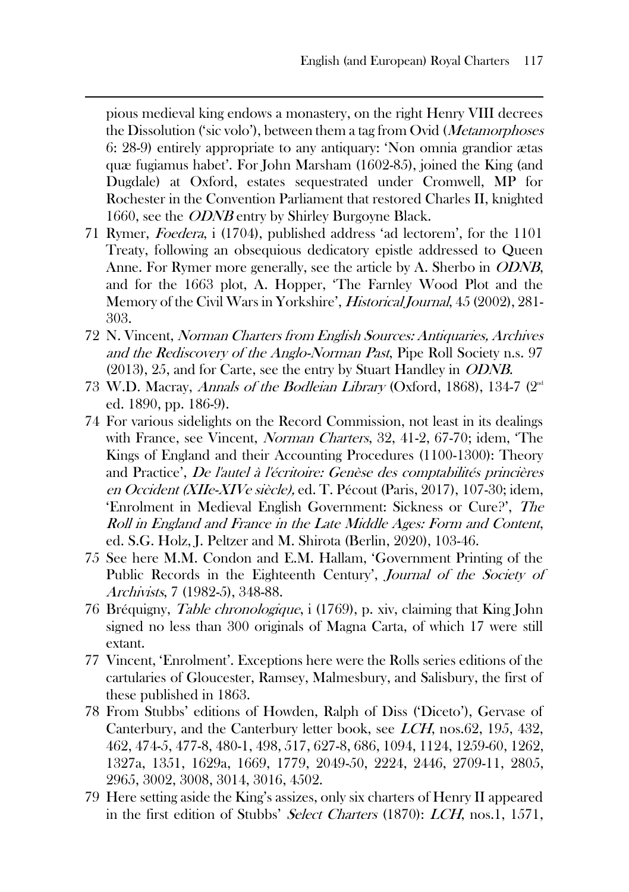pious medieval king endows a monastery, on the right Henry VIII decrees the Dissolution ('sic volo'), between them a tag from Ovid (*Metamorphoses* 6: 28-9) entirely appropriate to any antiquary: 'Non omnia grandior ætas quæ fugiamus habet'. For John Marsham (1602-85), joined the King (and Dugdale) at Oxford, estates sequestrated under Cromwell, MP for Rochester in the Convention Parliament that restored Charles II, knighted 1660, see the *ODNB* entry by Shirley Burgoyne Black.

71 Rymer, *Foedera*, i (1704), published address 'ad lectorem', for the 1101 Treaty, following an obsequious dedicatory epistle addressed to Queen Anne. For Rymer more generally, see the article by A. Sherbo in *ODNB*, and for the 1663 plot, A. Hopper, 'The Farnley Wood Plot and the Memory of the Civil Wars in Yorkshire', *Historical Journal*, 45 (2002), 281-303.

72 N. Vincent, *Norman Charters from English Sources: Antiquaries, Archives and the Rediscovery of the Anglo-Norman Past*, Pipe Roll Society n.s. 97 (2013), 25, and for Carte, see the entry by Stuart Handley in *ODNB*.

73 W.D. Macray, *Annals of the Bodleian Library* (Oxford, 1868), 134-7 (2nd ed. 1890, pp. 186-9).

74 For various sidelights on the Record Commission, not least in its dealings with France, see Vincent, *Norman Charters*, 32, 41-2, 67-70; idem, 'The Kings of England and their Accounting Procedures (1100-1300): Theory and Practice', *De l'autel à l'écritoire: Genèse des comptabilités princières en Occident (XIIe-XIVe siècle)*, ed. T. Pécout (Paris, 2017), 107-30; idem, 'Enrolment in Medieval English Government: Sickness or Cure?', *The Roll in England and France in the Late Middle Ages: Form and Content*, ed. S.G. Holz, J. Peltzer and M. Shirota (Berlin, 2020), 103-46.

75 See here M.M. Condon and E.M. Hallam, 'Government Printing of the Public Records in the Eighteenth Century', *Journal of the Society of Archivists*, 7 (1982-5), 348-88.

76 Bréquigny, *Table chronologique*, i (1769), p. xiv, claiming that King John signed no less than 300 originals of Magna Carta, of which 17 were still extant.

77 Vincent, 'Enrolment'. Exceptions here were the Rolls series editions of the cartularies of Gloucester, Ramsey, Malmesbury, and Salisbury, the first of these published in 1863.

78 From Stubbs' editions of Howden, Ralph of Diss ('Diceto'), Gervase of Canterbury, and the Canterbury letter book, see *LCH*, nos.62, 195, 432, 462, 474-5, 477-8, 480-1, 498, 517, 627-8, 686, 1094, 1124, 1259-60, 1262, 1327a, 1351, 1629a, 1669, 1779, 2049-50, 2224, 2446, 2709-11, 2805, 2965, 3002, 3008, 3014, 3016, 4502.

79 Here setting aside the King's assizes, only six charters of Henry II appeared in the first edition of Stubbs' *Select Charters* (1870): *LCH*, nos.1, 1571,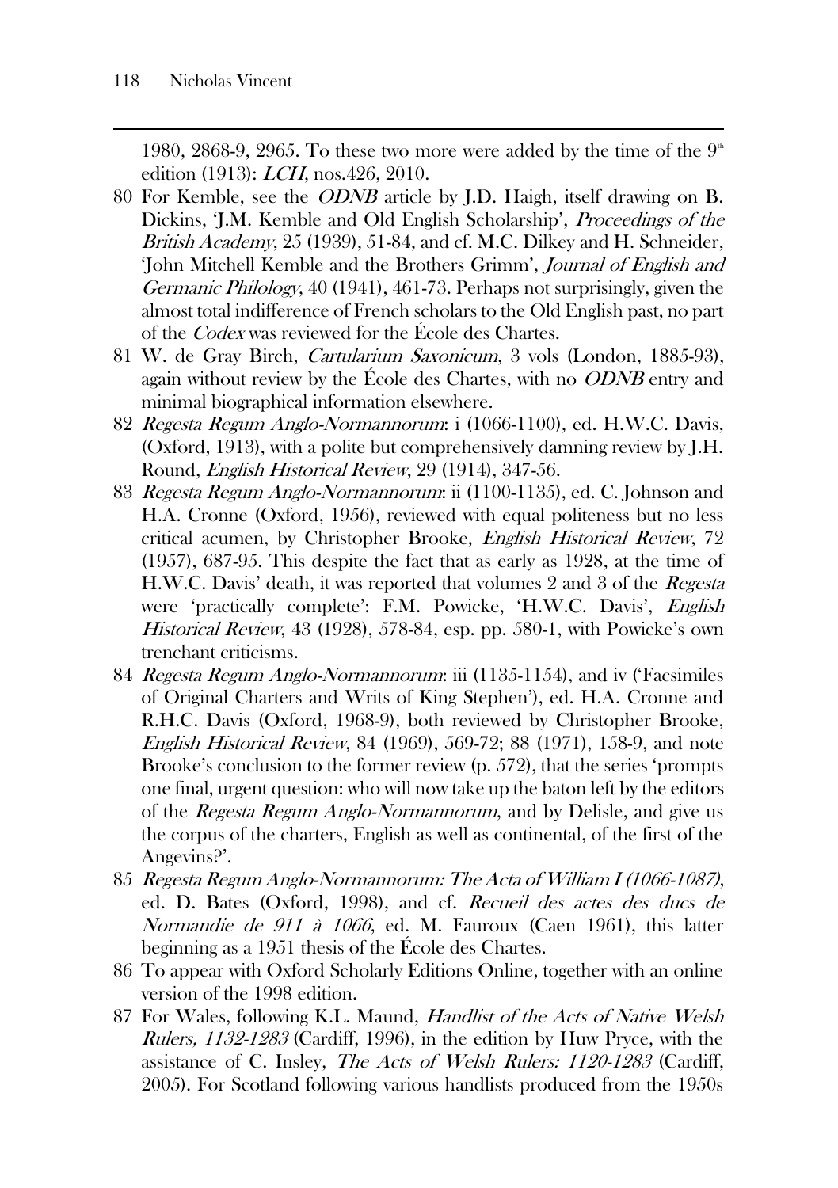1980, 2868-9, 2965. To these two more were added by the time of the 9th edition (1913): *LCH*, nos.426, 2010.

80 For Kemble, see the *ODNB* article by J.D. Haigh, itself drawing on B. Dickins, 'J.M. Kemble and Old English Scholarship', *Proceedings of the British Academy*, 25 (1939), 51-84, and cf. M.C. Dilkey and H. Schneider, 'John Mitchell Kemble and the Brothers Grimm', *Journal of English and Germanic Philology*, 40 (1941), 461-73. Perhaps not surprisingly, given the almost total indifference of French scholars to the Old English past, no part of the *Codex* was reviewed for the École des Chartes.

81 W. de Gray Birch, *Cartularium Saxonicum*, 3 vols (London, 1885-93), again without review by the École des Chartes, with no *ODNB* entry and minimal biographical information elsewhere.

82 *Regesta Regum Anglo-Normannorum*: i (1066-1100), ed. H.W.C. Davis, (Oxford, 1913), with a polite but comprehensively damning review by J.H. Round, *English Historical Review*, 29 (1914), 347-56.

83 *Regesta Regum Anglo-Normannorum*: ii (1100-1135), ed. C. Johnson and H.A. Cronne (Oxford, 1956), reviewed with equal politeness but no less critical acumen, by Christopher Brooke, *English Historical Review*, 72 (1957), 687-95. This despite the fact that as early as 1928, at the time of H.W.C. Davis' death, it was reported that volumes 2 and 3 of the *Regesta* were 'practically complete': F.M. Powicke, 'H.W.C. Davis', *English Historical Review*, 43 (1928), 578-84, esp. pp. 580-1, with Powicke's own trenchant criticisms.

84 *Regesta Regum Anglo-Normannorum*: iii (1135-1154), and iv ('Facsimiles of Original Charters and Writs of King Stephen'), ed. H.A. Cronne and R.H.C. Davis (Oxford, 1968-9), both reviewed by Christopher Brooke, *English Historical Review*, 84 (1969), 569-72; 88 (1971), 158-9, and note Brooke's conclusion to the former review (p. 572), that the series 'prompts one final, urgent question: who will now take up the baton left by the editors of the *Regesta Regum Anglo-Normannorum*, and by Delisle, and give us the corpus of the charters, English as well as continental, of the first of the Angevins?'.

85 *Regesta Regum Anglo-Normannorum: The Acta of William I (1066-1087)*, ed. D. Bates (Oxford, 1998), and cf. *Recueil des actes des ducs de Normandie de 911 à 1066*, ed. M. Fauroux (Caen 1961), this latter beginning as a 1951 thesis of the École des Chartes.

86 To appear with Oxford Scholarly Editions Online, together with an online version of the 1998 edition.

87 For Wales, following K.L. Maund, *Handlist of the Acts of Native Welsh Rulers, 1132-1283* (Cardiff, 1996), in the edition by Huw Pryce, with the assistance of C. Insley, *The Acts of Welsh Rulers: 1120-1283* (Cardiff, 2005). For Scotland following various handlists produced from the 1950s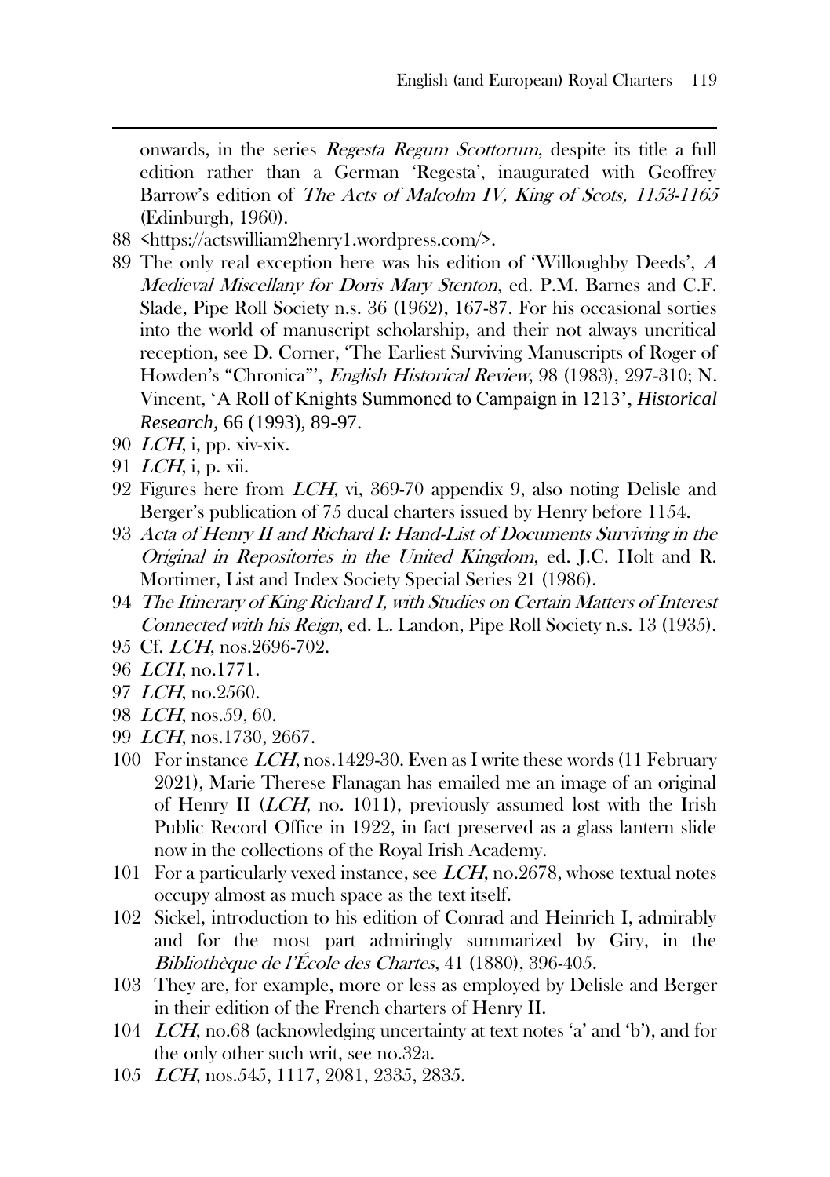onwards, in the series *Regesta Regum Scottorum*, despite its title a full edition rather than a German 'Regesta', inaugurated with Geoffrey Barrow's edition of *The Acts of Malcolm IV, King of Scots, 1153-1165* (Edinburgh, 1960).

88 <https://actswilliam2henry1.wordpress.com/>.

89 The only real exception here was his edition of 'Willoughby Deeds', *A Medieval Miscellany for Doris Mary Stenton*, ed. P.M. Barnes and C.F. Slade, Pipe Roll Society n.s. 36 (1962), 167-87. For his occasional sorties into the world of manuscript scholarship, and their not always uncritical reception, see D. Corner, 'The Earliest Surviving Manuscripts of Roger of Howden's "Chronica"', *English Historical Review*, 98 (1983), 297-310; N. Vincent, 'A Roll of Knights Summoned to Campaign in 1213', *Historical Research,* 66 (1993), 89-97.

90 *LCH*, i, pp. xiv-xix.

91 *LCH*, i, p. xii.

92 Figures here from *LCH,* vi, 369-70 appendix 9, also noting Delisle and Berger's publication of 75 ducal charters issued by Henry before 1154.

93 *Acta of Henry II and Richard I: Hand-List of Documents Surviving in the Original in Repositories in the United Kingdom*, ed. J.C. Holt and R. Mortimer, List and Index Society Special Series 21 (1986).

94 *The Itinerary of King Richard I, with Studies on Certain Matters of Interest Connected with his Reign*, ed. L. Landon, Pipe Roll Society n.s. 13 (1935).

95 Cf. *LCH*, nos.2696-702.

96 *LCH*, no.1771.

97 *LCH*, no.2560.

98 *LCH*, nos.59, 60.

99 *LCH*, nos.1730, 2667.

100 For instance *LCH*, nos.1429-30. Even as I write these words (11 February 2021), Marie Therese Flanagan has emailed me an image of an original of Henry II (*LCH*, no. 1011), previously assumed lost with the Irish Public Record Office in 1922, in fact preserved as a glass lantern slide now in the collections of the Royal Irish Academy.

101 For a particularly vexed instance, see *LCH*, no.2678, whose textual notes occupy almost as much space as the text itself.

102 Sickel, introduction to his edition of Conrad and Heinrich I, admirably and for the most part admiringly summarized by Giry, in the *Bibliothèque de l'École des Chartes*, 41 (1880), 396-405.

103 They are, for example, more or less as employed by Delisle and Berger in their edition of the French charters of Henry II.

104 *LCH*, no.68 (acknowledging uncertainty at text notes 'a' and 'b'), and for the only other such writ, see no.32a.

105 *LCH*, nos.545, 1117, 2081, 2335, 2835.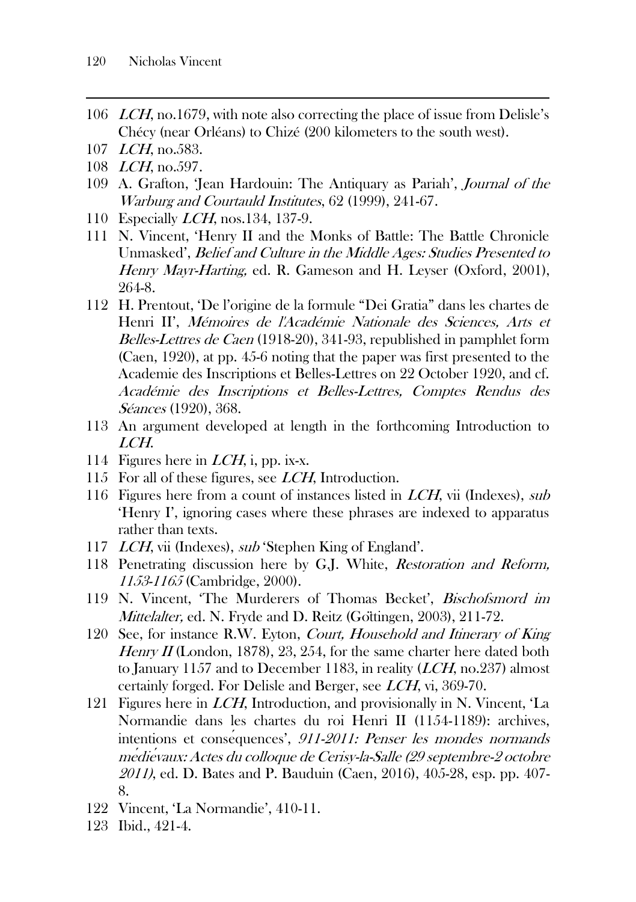106 *LCH*, no.1679, with note also correcting the place of issue from Delisle's Chécy (near Orléans) to Chizé (200 kilometers to the south west).

107 *LCH*, no.583.

108 *LCH*, no.597.

109 A. Grafton, 'Jean Hardouin: The Antiquary as Pariah', *Journal of the Warburg and Courtauld Institutes*, 62 (1999), 241-67.

110 Especially *LCH*, nos.134, 137-9.

111 N. Vincent, 'Henry II and the Monks of Battle: The Battle Chronicle Unmasked', *Belief and Culture in the Middle Ages: Studies Presented to Henry Mayr-Harting*, ed. R. Gameson and H. Leyser (Oxford, 2001), 264-8.

112 H. Prentout, 'De l'origine de la formule "Dei Gratia" dans les chartes de Henri II', *Mémoires de l'Académie Nationale des Sciences, Arts et Belles-Lettres de Caen* (1918-20), 341-93, republished in pamphlet form (Caen, 1920), at pp. 45-6 noting that the paper was first presented to the Academie des Inscriptions et Belles-Lettres on 22 October 1920, and cf. *Académie des Inscriptions et Belles-Lettres, Comptes Rendus des Séances* (1920), 368.

113 An argument developed at length in the forthcoming Introduction to *LCH*.

114 Figures here in *LCH*, i, pp. ix-x.

115 For all of these figures, see *LCH*, Introduction.

116 Figures here from a count of instances listed in *LCH*, vii (Indexes), *sub* 'Henry I', ignoring cases where these phrases are indexed to apparatus rather than texts.

117 *LCH*, vii (Indexes), *sub* 'Stephen King of England'.

118 Penetrating discussion here by G.J. White, *Restoration and Reform, 1153-1165* (Cambridge, 2000).

119 N. Vincent, 'The Murderers of Thomas Becket', *Bischofsmord im Mittelalter*, ed. N. Fryde and D. Reitz (Göttingen, 2003), 211-72.

120 See, for instance R.W. Eyton, *Court, Household and Itinerary of King Henry II* (London, 1878), 23, 254, for the same charter here dated both to January 1157 and to December 1183, in reality (*LCH*, no.237) almost certainly forged. For Delisle and Berger, see *LCH*, vi, 369-70.

121 Figures here in *LCH*, Introduction, and provisionally in N. Vincent, 'La Normandie dans les chartes du roi Henri II (1154-1189): archives, intentions et conséquences', *911-2011: Penser les mondes normands médiévaux: Actes du colloque de Cerisy-la-Salle (29 septembre-2 octobre 2011)*, ed. D. Bates and P. Bauduin (Caen, 2016), 405-28, esp. pp. 407-8.

122 Vincent, 'La Normandie', 410-11.

123 Ibid., 421-4.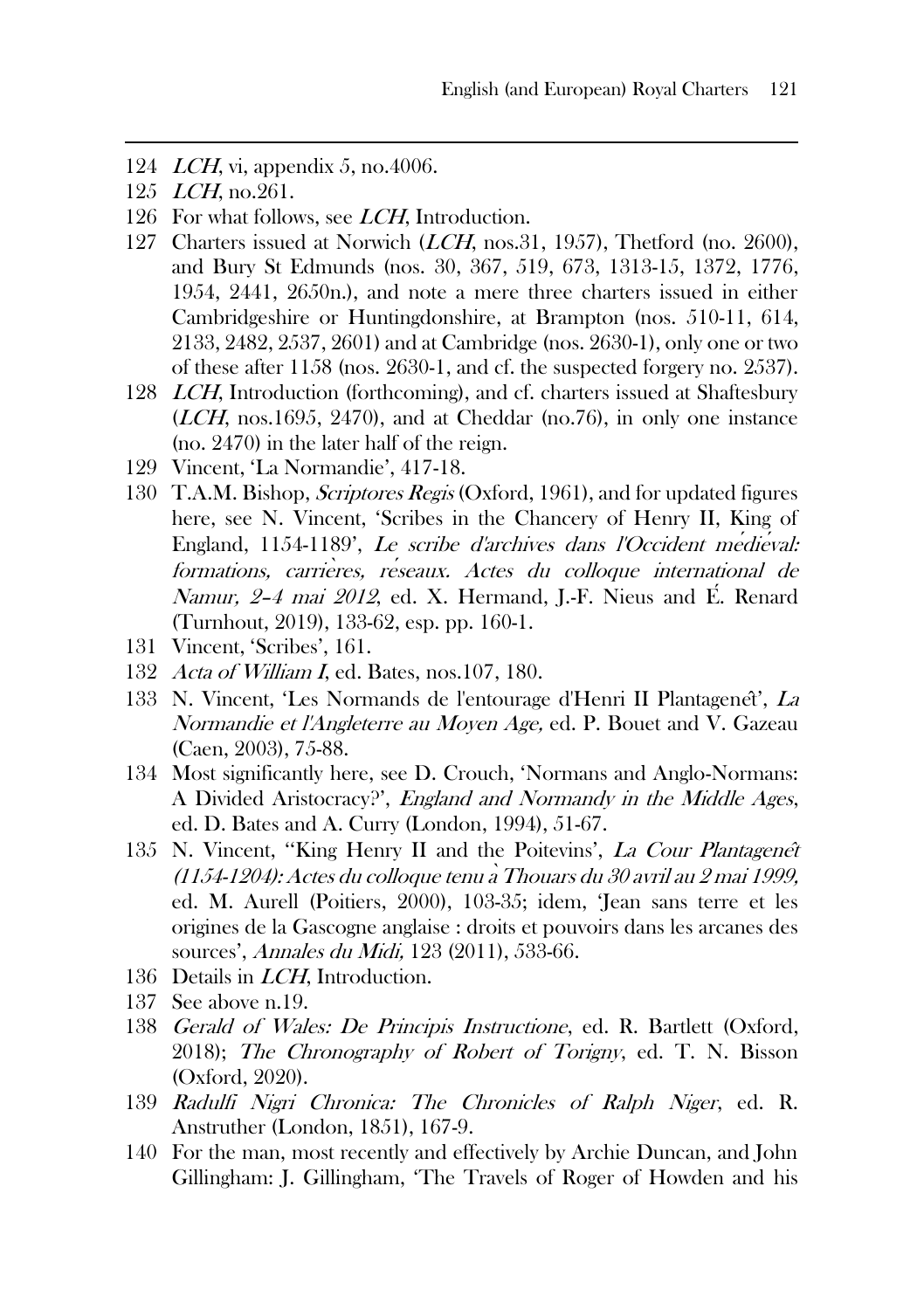124 *LCH*, vi, appendix 5, no.4006.

125 *LCH*, no.261.

126 For what follows, see *LCH*, Introduction.

127 Charters issued at Norwich (*LCH*, nos.31, 1957), Thetford (no. 2600), and Bury St Edmunds (nos. 30, 367, 519, 673, 1313-15, 1372, 1776, 1954, 2441, 2650n.), and note a mere three charters issued in either Cambridgeshire or Huntingdonshire, at Brampton (nos. 510-11, 614, 2133, 2482, 2537, 2601) and at Cambridge (nos. 2630-1), only one or two of these after 1158 (nos. 2630-1, and cf. the suspected forgery no. 2537).

128 *LCH*, Introduction (forthcoming), and cf. charters issued at Shaftesbury (*LCH*, nos.1695, 2470), and at Cheddar (no.76), in only one instance (no. 2470) in the later half of the reign.

129 Vincent, 'La Normandie', 417-18.

130 T.A.M. Bishop, *Scriptores Regis* (Oxford, 1961), and for updated figures here, see N. Vincent, 'Scribes in the Chancery of Henry II, King of England, 1154-1189', *Le scribe d'archives dans l'Occident médiéval: formations, carrières, réseaux. Actes du colloque international de Namur, 2–4 mai 2012*, ed. X. Hermand, J.-F. Nieus and É. Renard (Turnhout, 2019), 133-62, esp. pp. 160-1.

131 Vincent, 'Scribes', 161.

132 *Acta of William I*, ed. Bates, nos.107, 180.

133 N. Vincent, 'Les Normands de l'entourage d'Henri II Plantagenêt', *La Normandie et l'Angleterre au Moyen Age,* ed. P. Bouet and V. Gazeau (Caen, 2003), 75-88.

134 Most significantly here, see D. Crouch, 'Normans and Anglo-Normans: A Divided Aristocracy?', *England and Normandy in the Middle Ages*, ed. D. Bates and A. Curry (London, 1994), 51-67.

135 N. Vincent, ''King Henry II and the Poitevins', *La Cour Plantagenêt (1154-1204): Actes du colloque tenu à Thouars du 30 avril au 2 mai 1999,* ed. M. Aurell (Poitiers, 2000), 103-35; idem, 'Jean sans terre et les origines de la Gascogne anglaise : droits et pouvoirs dans les arcanes des sources', *Annales du Midi,* 123 (2011), 533-66.

136 Details in *LCH*, Introduction.

137 See above n.19.

138 *Gerald of Wales: De Principis Instructione*, ed. R. Bartlett (Oxford, 2018); *The Chronography of Robert of Torigny*, ed. T. N. Bisson (Oxford, 2020).

139 *Radulfi Nigri Chronica: The Chronicles of Ralph Niger*, ed. R. Anstruther (London, 1851), 167-9.

140 For the man, most recently and effectively by Archie Duncan, and John Gillingham: J. Gillingham, 'The Travels of Roger of Howden and his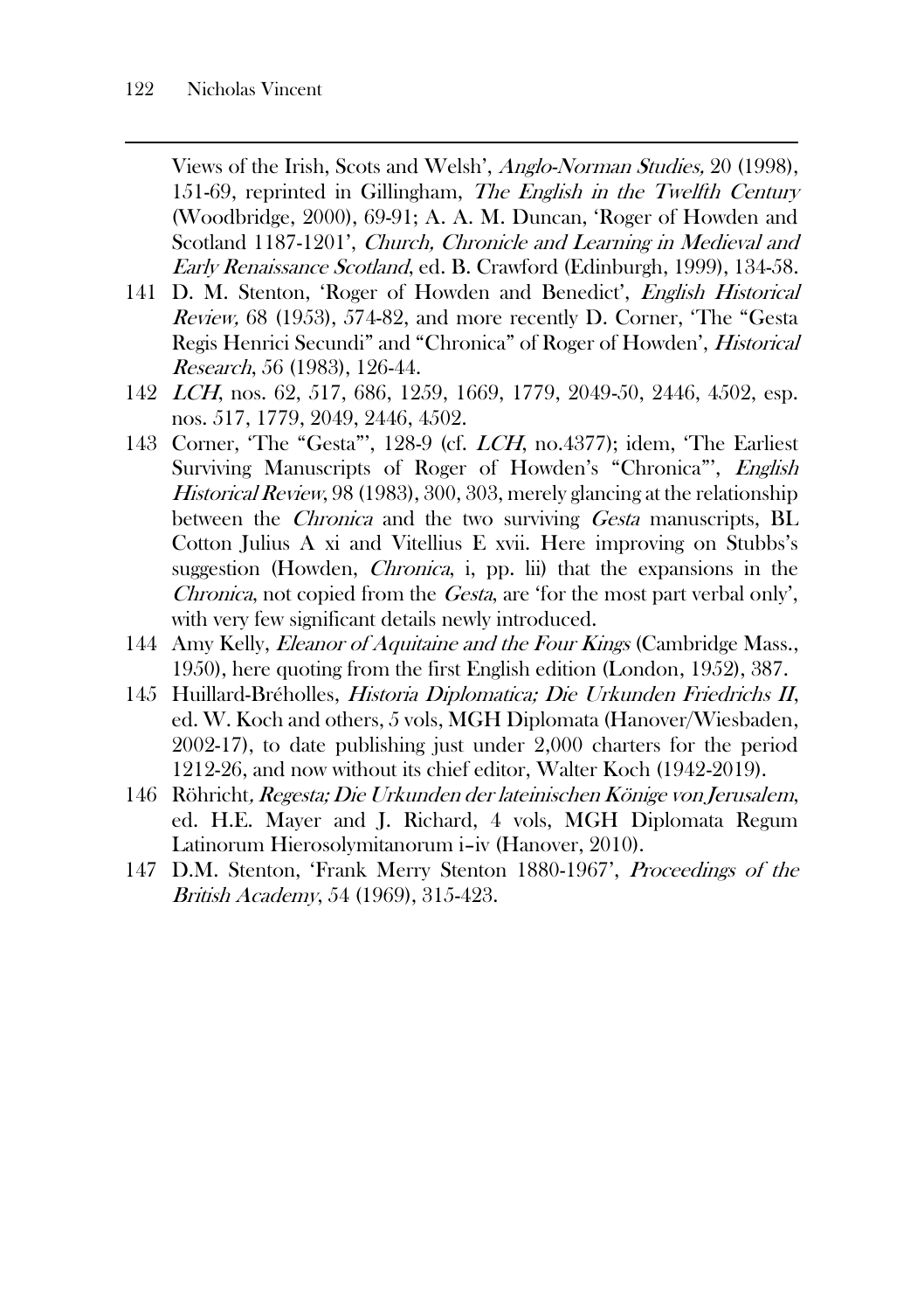Views of the Irish, Scots and Welsh', *Anglo-Norman Studies,* 20 (1998), 151-69, reprinted in Gillingham, *The English in the Twelfth Century* (Woodbridge, 2000), 69-91; A. A. M. Duncan, 'Roger of Howden and Scotland 1187-1201', *Church, Chronicle and Learning in Medieval and Early Renaissance Scotland*, ed. B. Crawford (Edinburgh, 1999), 134-58.

141 D. M. Stenton, 'Roger of Howden and Benedict', *English Historical Review,* 68 (1953), 574-82, and more recently D. Corner, 'The "Gesta Regis Henrici Secundi" and "Chronica" of Roger of Howden', *Historical Research*, 56 (1983), 126-44.

142 *LCH*, nos. 62, 517, 686, 1259, 1669, 1779, 2049-50, 2446, 4502, esp. nos. 517, 1779, 2049, 2446, 4502.

143 Corner, 'The "Gesta"', 128-9 (cf. *LCH*, no.4377); idem, 'The Earliest Surviving Manuscripts of Roger of Howden's "Chronica"', *English Historical Review*, 98 (1983), 300, 303, merely glancing at the relationship between the *Chronica* and the two surviving *Gesta* manuscripts, BL Cotton Julius A xi and Vitellius E xvii. Here improving on Stubbs's suggestion (Howden, *Chronica*, i, pp. lii) that the expansions in the *Chronica*, not copied from the *Gesta*, are 'for the most part verbal only', with very few significant details newly introduced.

144 Amy Kelly, *Eleanor of Aquitaine and the Four Kings* (Cambridge Mass., 1950), here quoting from the first English edition (London, 1952), 387.

145 Huillard-Bréholles, *Historia Diplomatica; Die Urkunden Friedrichs II*, ed. W. Koch and others, 5 vols, MGH Diplomata (Hanover/Wiesbaden, 2002-17), to date publishing just under 2,000 charters for the period 1212-26, and now without its chief editor, Walter Koch (1942-2019).

146 Röhricht, *Regesta; Die Urkunden der lateinischen Könige von Jerusalem*, ed. H.E. Mayer and J. Richard, 4 vols, MGH Diplomata Regum Latinorum Hierosolymitanorum i–iv (Hanover, 2010).

147 D.M. Stenton, 'Frank Merry Stenton 1880-1967', *Proceedings of the British Academy*, 54 (1969), 315-423.